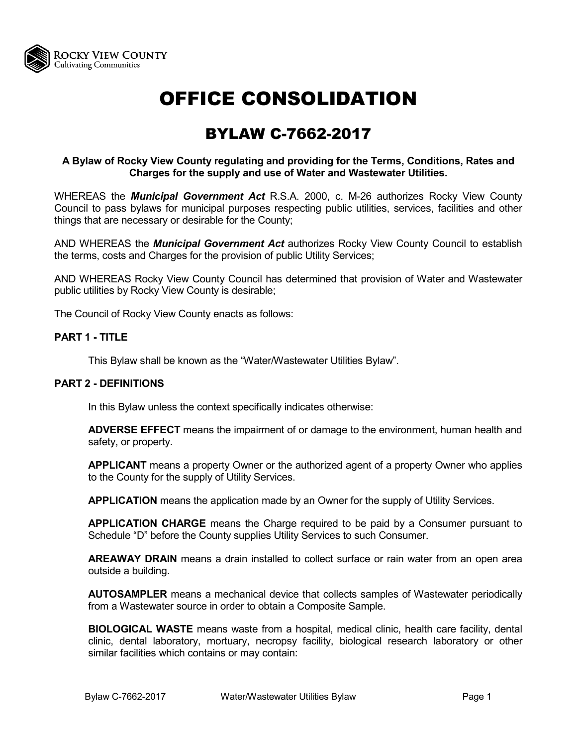# OFFICE CONSOLIDATION

## BYLAW C-7662-2017

**A Bylaw of Rocky View County regulating and providing for the Terms, Conditions, Rates and Charges for the supply and use of Water and Wastewater Utilities.**

WHEREAS the ***Municipal Government Act*** R.S.A. 2000, c. M-26 authorizes Rocky View County Council to pass bylaws for municipal purposes respecting public utilities, services, facilities and other things that are necessary or desirable for the County;

AND WHEREAS the ***Municipal Government Act*** authorizes Rocky View County Council to establish the terms, costs and Charges for the provision of public Utility Services;

AND WHEREAS Rocky View County Council has determined that provision of Water and Wastewater public utilities by Rocky View County is desirable;

The Council of Rocky View County enacts as follows:

### PART 1 - TITLE

This Bylaw shall be known as the "Water/Wastewater Utilities Bylaw".

### PART 2 - DEFINITIONS

In this Bylaw unless the context specifically indicates otherwise:

**ADVERSE EFFECT** means the impairment of or damage to the environment, human health and safety, or property.

**APPLICANT** means a property Owner or the authorized agent of a property Owner who applies to the County for the supply of Utility Services.

**APPLICATION** means the application made by an Owner for the supply of Utility Services.

**APPLICATION CHARGE** means the Charge required to be paid by a Consumer pursuant to Schedule "D" before the County supplies Utility Services to such Consumer.

**AREAWAY DRAIN** means a drain installed to collect surface or rain water from an open area outside a building.

**AUTOSAMPLER** means a mechanical device that collects samples of Wastewater periodically from a Wastewater source in order to obtain a Composite Sample.

**BIOLOGICAL WASTE** means waste from a hospital, medical clinic, health care facility, dental clinic, dental laboratory, mortuary, necropsy facility, biological research laboratory or other similar facilities which contains or may contain: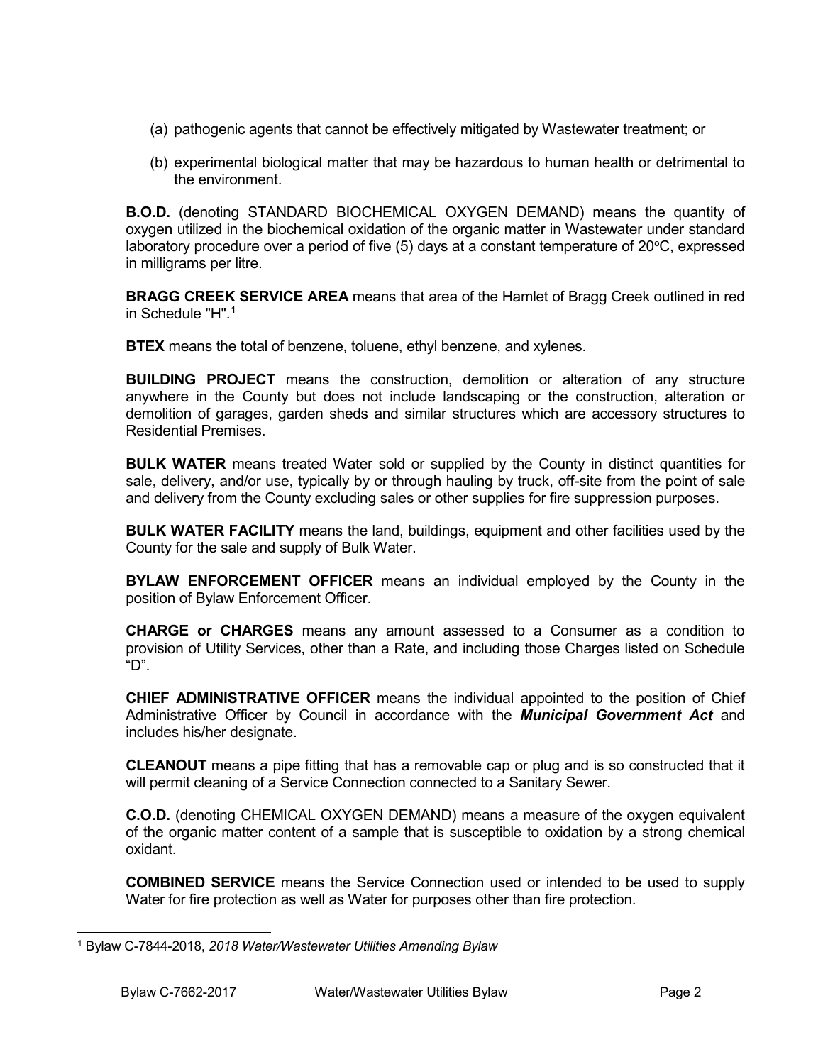(a) pathogenic agents that cannot be effectively mitigated by Wastewater treatment; or

(b) experimental biological matter that may be hazardous to human health or detrimental to the environment.

**B.O.D.** (denoting STANDARD BIOCHEMICAL OXYGEN DEMAND) means the quantity of oxygen utilized in the biochemical oxidation of the organic matter in Wastewater under standard laboratory procedure over a period of five (5) days at a constant temperature of 20°C, expressed in milligrams per litre.

**BRAGG CREEK SERVICE AREA** means that area of the Hamlet of Bragg Creek outlined in red in Schedule "H".[1]

**BTEX** means the total of benzene, toluene, ethyl benzene, and xylenes.

**BUILDING PROJECT** means the construction, demolition or alteration of any structure anywhere in the County but does not include landscaping or the construction, alteration or demolition of garages, garden sheds and similar structures which are accessory structures to Residential Premises.

**BULK WATER** means treated Water sold or supplied by the County in distinct quantities for sale, delivery, and/or use, typically by or through hauling by truck, off-site from the point of sale and delivery from the County excluding sales or other supplies for fire suppression purposes.

**BULK WATER FACILITY** means the land, buildings, equipment and other facilities used by the County for the sale and supply of Bulk Water.

**BYLAW ENFORCEMENT OFFICER** means an individual employed by the County in the position of Bylaw Enforcement Officer.

**CHARGE or CHARGES** means any amount assessed to a Consumer as a condition to provision of Utility Services, other than a Rate, and including those Charges listed on Schedule "D".

**CHIEF ADMINISTRATIVE OFFICER** means the individual appointed to the position of Chief Administrative Officer by Council in accordance with the ***Municipal Government Act*** and includes his/her designate.

**CLEANOUT** means a pipe fitting that has a removable cap or plug and is so constructed that it will permit cleaning of a Service Connection connected to a Sanitary Sewer.

**C.O.D.** (denoting CHEMICAL OXYGEN DEMAND) means a measure of the oxygen equivalent of the organic matter content of a sample that is susceptible to oxidation by a strong chemical oxidant.

**COMBINED SERVICE** means the Service Connection used or intended to be used to supply Water for fire protection as well as Water for purposes other than fire protection.

---

[1] Bylaw C-7844-2018, *2018 Water/Wastewater Utilities Amending Bylaw*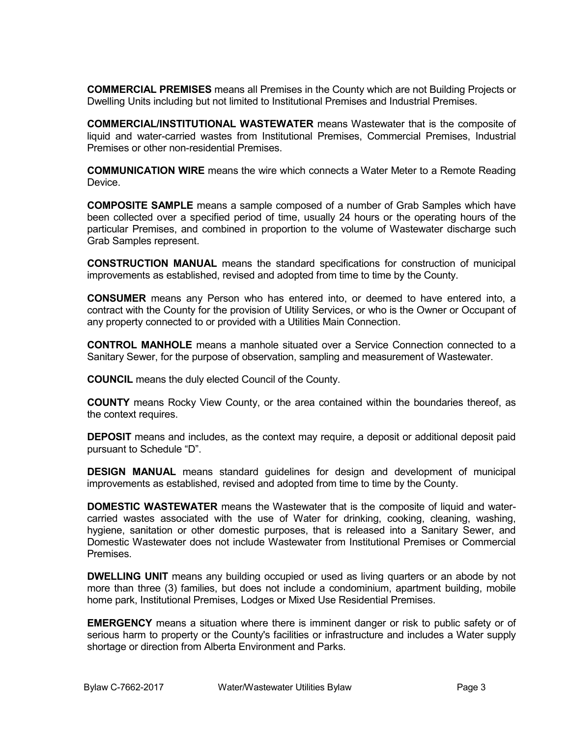**COMMERCIAL PREMISES** means all Premises in the County which are not Building Projects or Dwelling Units including but not limited to Institutional Premises and Industrial Premises.

**COMMERCIAL/INSTITUTIONAL WASTEWATER** means Wastewater that is the composite of liquid and water-carried wastes from Institutional Premises, Commercial Premises, Industrial Premises or other non-residential Premises.

**COMMUNICATION WIRE** means the wire which connects a Water Meter to a Remote Reading Device.

**COMPOSITE SAMPLE** means a sample composed of a number of Grab Samples which have been collected over a specified period of time, usually 24 hours or the operating hours of the particular Premises, and combined in proportion to the volume of Wastewater discharge such Grab Samples represent.

**CONSTRUCTION MANUAL** means the standard specifications for construction of municipal improvements as established, revised and adopted from time to time by the County.

**CONSUMER** means any Person who has entered into, or deemed to have entered into, a contract with the County for the provision of Utility Services, or who is the Owner or Occupant of any property connected to or provided with a Utilities Main Connection.

**CONTROL MANHOLE** means a manhole situated over a Service Connection connected to a Sanitary Sewer, for the purpose of observation, sampling and measurement of Wastewater.

**COUNCIL** means the duly elected Council of the County.

**COUNTY** means Rocky View County, or the area contained within the boundaries thereof, as the context requires.

**DEPOSIT** means and includes, as the context may require, a deposit or additional deposit paid pursuant to Schedule "D".

**DESIGN MANUAL** means standard guidelines for design and development of municipal improvements as established, revised and adopted from time to time by the County.

**DOMESTIC WASTEWATER** means the Wastewater that is the composite of liquid and water-carried wastes associated with the use of Water for drinking, cooking, cleaning, washing, hygiene, sanitation or other domestic purposes, that is released into a Sanitary Sewer, and Domestic Wastewater does not include Wastewater from Institutional Premises or Commercial Premises.

**DWELLING UNIT** means any building occupied or used as living quarters or an abode by not more than three (3) families, but does not include a condominium, apartment building, mobile home park, Institutional Premises, Lodges or Mixed Use Residential Premises.

**EMERGENCY** means a situation where there is imminent danger or risk to public safety or of serious harm to property or the County's facilities or infrastructure and includes a Water supply shortage or direction from Alberta Environment and Parks.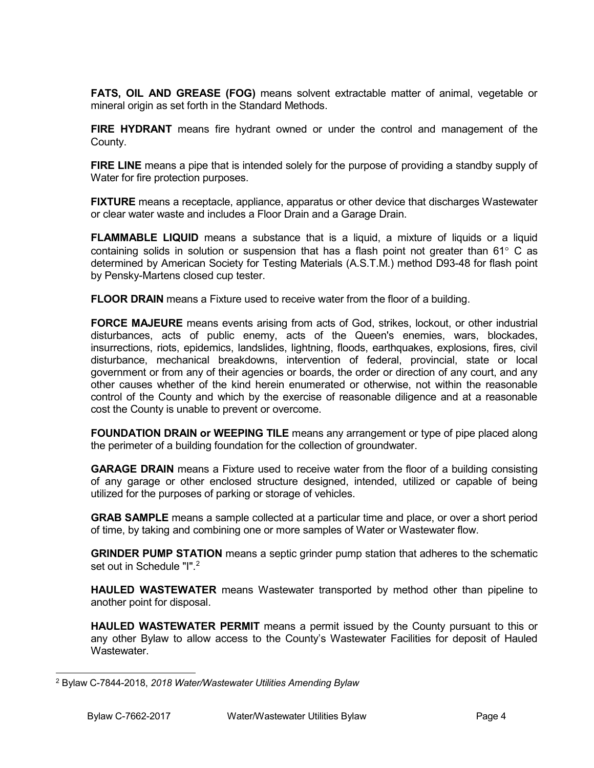**FATS, OIL AND GREASE (FOG)** means solvent extractable matter of animal, vegetable or mineral origin as set forth in the Standard Methods.

**FIRE HYDRANT** means fire hydrant owned or under the control and management of the County.

**FIRE LINE** means a pipe that is intended solely for the purpose of providing a standby supply of Water for fire protection purposes.

**FIXTURE** means a receptacle, appliance, apparatus or other device that discharges Wastewater or clear water waste and includes a Floor Drain and a Garage Drain.

**FLAMMABLE LIQUID** means a substance that is a liquid, a mixture of liquids or a liquid containing solids in solution or suspension that has a flash point not greater than 61° C as determined by American Society for Testing Materials (A.S.T.M.) method D93-48 for flash point by Pensky-Martens closed cup tester.

**FLOOR DRAIN** means a Fixture used to receive water from the floor of a building.

**FORCE MAJEURE** means events arising from acts of God, strikes, lockout, or other industrial disturbances, acts of public enemy, acts of the Queen's enemies, wars, blockades, insurrections, riots, epidemics, landslides, lightning, floods, earthquakes, explosions, fires, civil disturbance, mechanical breakdowns, intervention of federal, provincial, state or local government or from any of their agencies or boards, the order or direction of any court, and any other causes whether of the kind herein enumerated or otherwise, not within the reasonable control of the County and which by the exercise of reasonable diligence and at a reasonable cost the County is unable to prevent or overcome.

**FOUNDATION DRAIN or WEEPING TILE** means any arrangement or type of pipe placed along the perimeter of a building foundation for the collection of groundwater.

**GARAGE DRAIN** means a Fixture used to receive water from the floor of a building consisting of any garage or other enclosed structure designed, intended, utilized or capable of being utilized for the purposes of parking or storage of vehicles.

**GRAB SAMPLE** means a sample collected at a particular time and place, or over a short period of time, by taking and combining one or more samples of Water or Wastewater flow.

**GRINDER PUMP STATION** means a septic grinder pump station that adheres to the schematic set out in Schedule "I".[2]

**HAULED WASTEWATER** means Wastewater transported by method other than pipeline to another point for disposal.

**HAULED WASTEWATER PERMIT** means a permit issued by the County pursuant to this or any other Bylaw to allow access to the County's Wastewater Facilities for deposit of Hauled Wastewater.

---

[2] Bylaw C-7844-2018, *2018 Water/Wastewater Utilities Amending Bylaw*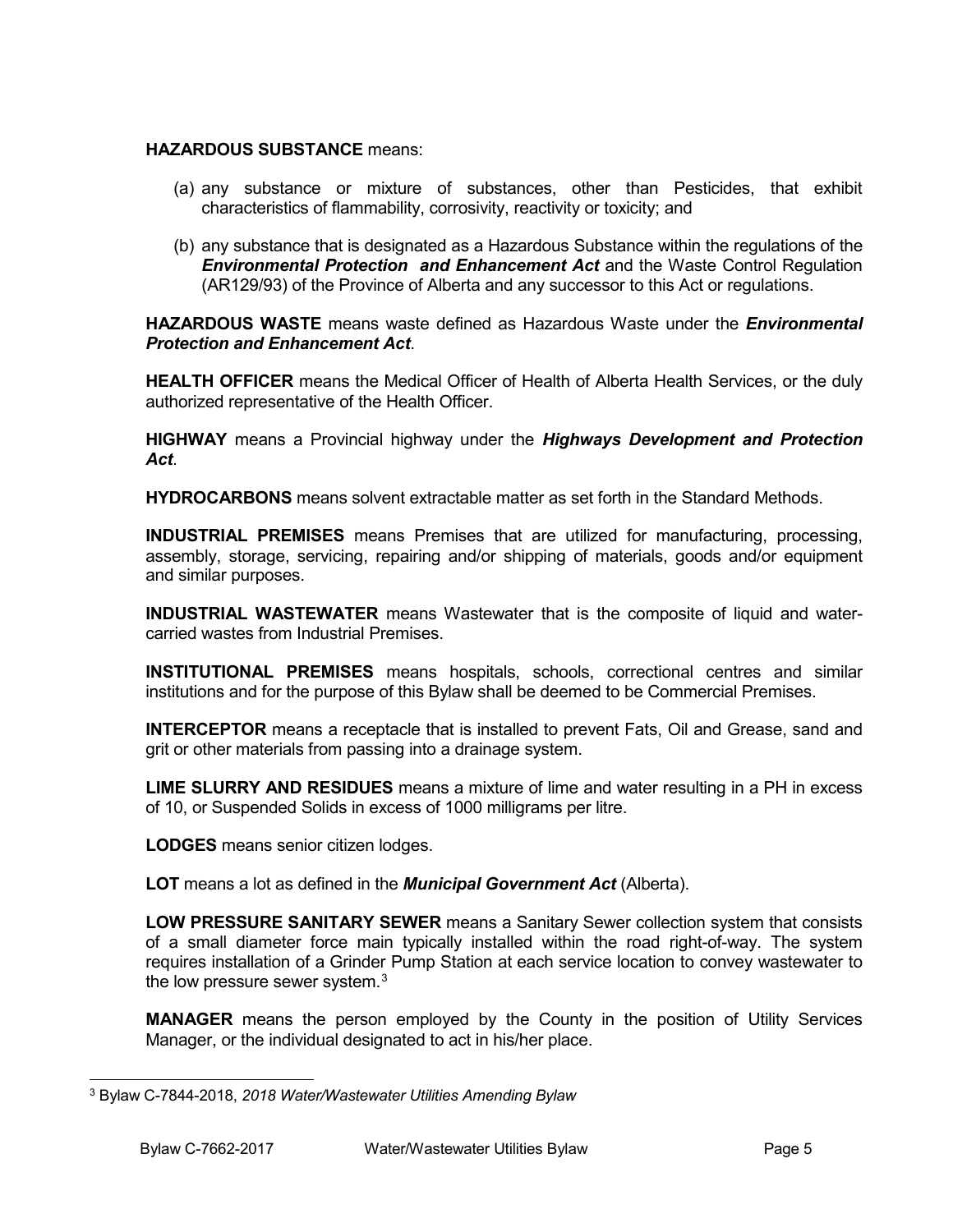**HAZARDOUS SUBSTANCE** means:

(a) any substance or mixture of substances, other than Pesticides, that exhibit characteristics of flammability, corrosivity, reactivity or toxicity; and

(b) any substance that is designated as a Hazardous Substance within the regulations of the ***Environmental Protection and Enhancement Act*** and the Waste Control Regulation (AR129/93) of the Province of Alberta and any successor to this Act or regulations.

**HAZARDOUS WASTE** means waste defined as Hazardous Waste under the ***Environmental Protection and Enhancement Act***.

**HEALTH OFFICER** means the Medical Officer of Health of Alberta Health Services, or the duly authorized representative of the Health Officer.

**HIGHWAY** means a Provincial highway under the ***Highways Development and Protection Act***.

**HYDROCARBONS** means solvent extractable matter as set forth in the Standard Methods.

**INDUSTRIAL PREMISES** means Premises that are utilized for manufacturing, processing, assembly, storage, servicing, repairing and/or shipping of materials, goods and/or equipment and similar purposes.

**INDUSTRIAL WASTEWATER** means Wastewater that is the composite of liquid and water-carried wastes from Industrial Premises.

**INSTITUTIONAL PREMISES** means hospitals, schools, correctional centres and similar institutions and for the purpose of this Bylaw shall be deemed to be Commercial Premises.

**INTERCEPTOR** means a receptacle that is installed to prevent Fats, Oil and Grease, sand and grit or other materials from passing into a drainage system.

**LIME SLURRY AND RESIDUES** means a mixture of lime and water resulting in a PH in excess of 10, or Suspended Solids in excess of 1000 milligrams per litre.

**LODGES** means senior citizen lodges.

**LOT** means a lot as defined in the ***Municipal Government Act*** (Alberta).

**LOW PRESSURE SANITARY SEWER** means a Sanitary Sewer collection system that consists of a small diameter force main typically installed within the road right-of-way. The system requires installation of a Grinder Pump Station at each service location to convey wastewater to the low pressure sewer system.[3]

**MANAGER** means the person employed by the County in the position of Utility Services Manager, or the individual designated to act in his/her place.

[3] Bylaw C-7844-2018, *2018 Water/Wastewater Utilities Amending Bylaw*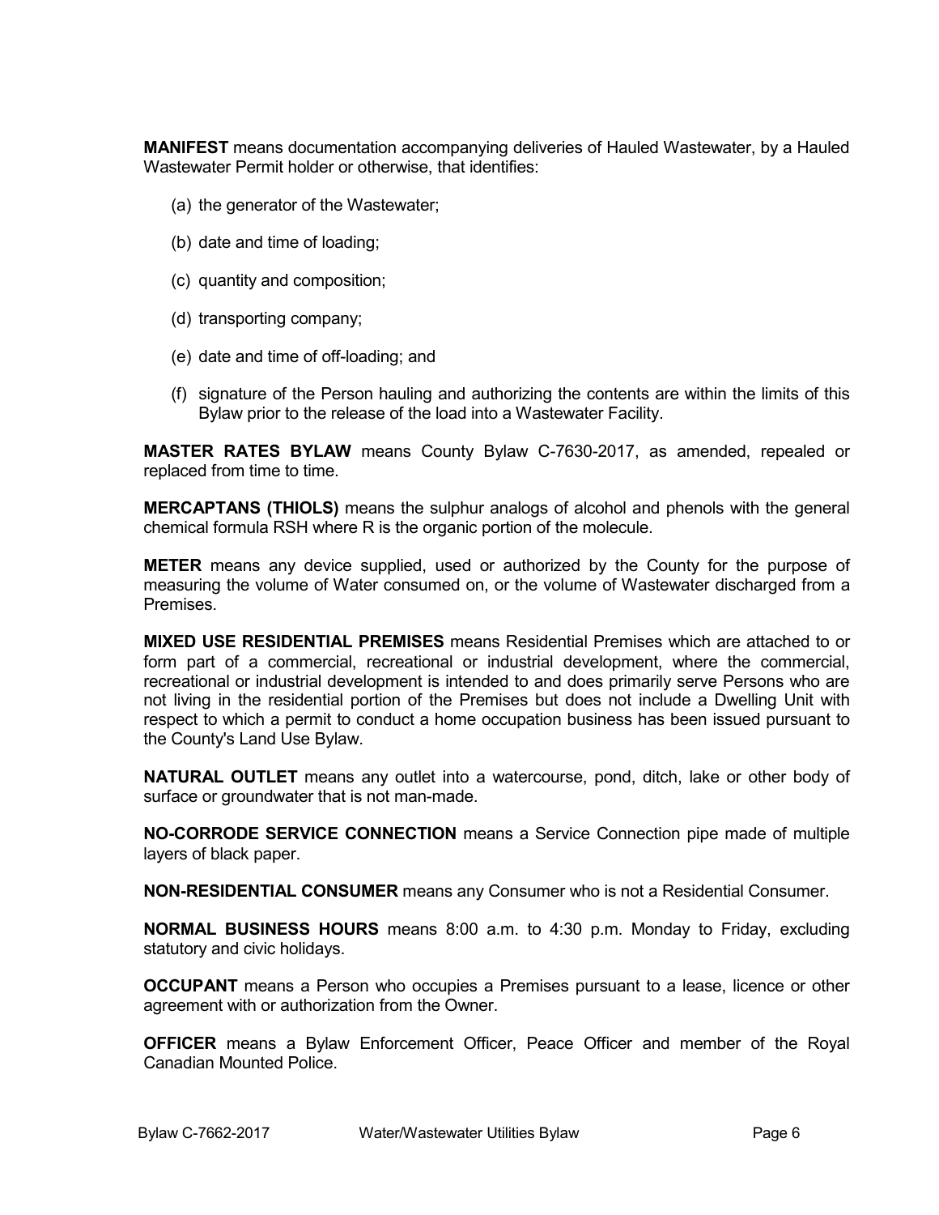**MANIFEST** means documentation accompanying deliveries of Hauled Wastewater, by a Hauled Wastewater Permit holder or otherwise, that identifies:

(a) the generator of the Wastewater;

(b) date and time of loading;

(c) quantity and composition;

(d) transporting company;

(e) date and time of off-loading; and

(f) signature of the Person hauling and authorizing the contents are within the limits of this Bylaw prior to the release of the load into a Wastewater Facility.

**MASTER RATES BYLAW** means County Bylaw C-7630-2017, as amended, repealed or replaced from time to time.

**MERCAPTANS (THIOLS)** means the sulphur analogs of alcohol and phenols with the general chemical formula RSH where R is the organic portion of the molecule.

**METER** means any device supplied, used or authorized by the County for the purpose of measuring the volume of Water consumed on, or the volume of Wastewater discharged from a Premises.

**MIXED USE RESIDENTIAL PREMISES** means Residential Premises which are attached to or form part of a commercial, recreational or industrial development, where the commercial, recreational or industrial development is intended to and does primarily serve Persons who are not living in the residential portion of the Premises but does not include a Dwelling Unit with respect to which a permit to conduct a home occupation business has been issued pursuant to the County's Land Use Bylaw.

**NATURAL OUTLET** means any outlet into a watercourse, pond, ditch, lake or other body of surface or groundwater that is not man-made.

**NO-CORRODE SERVICE CONNECTION** means a Service Connection pipe made of multiple layers of black paper.

**NON-RESIDENTIAL CONSUMER** means any Consumer who is not a Residential Consumer.

**NORMAL BUSINESS HOURS** means 8:00 a.m. to 4:30 p.m. Monday to Friday, excluding statutory and civic holidays.

**OCCUPANT** means a Person who occupies a Premises pursuant to a lease, licence or other agreement with or authorization from the Owner.

**OFFICER** means a Bylaw Enforcement Officer, Peace Officer and member of the Royal Canadian Mounted Police.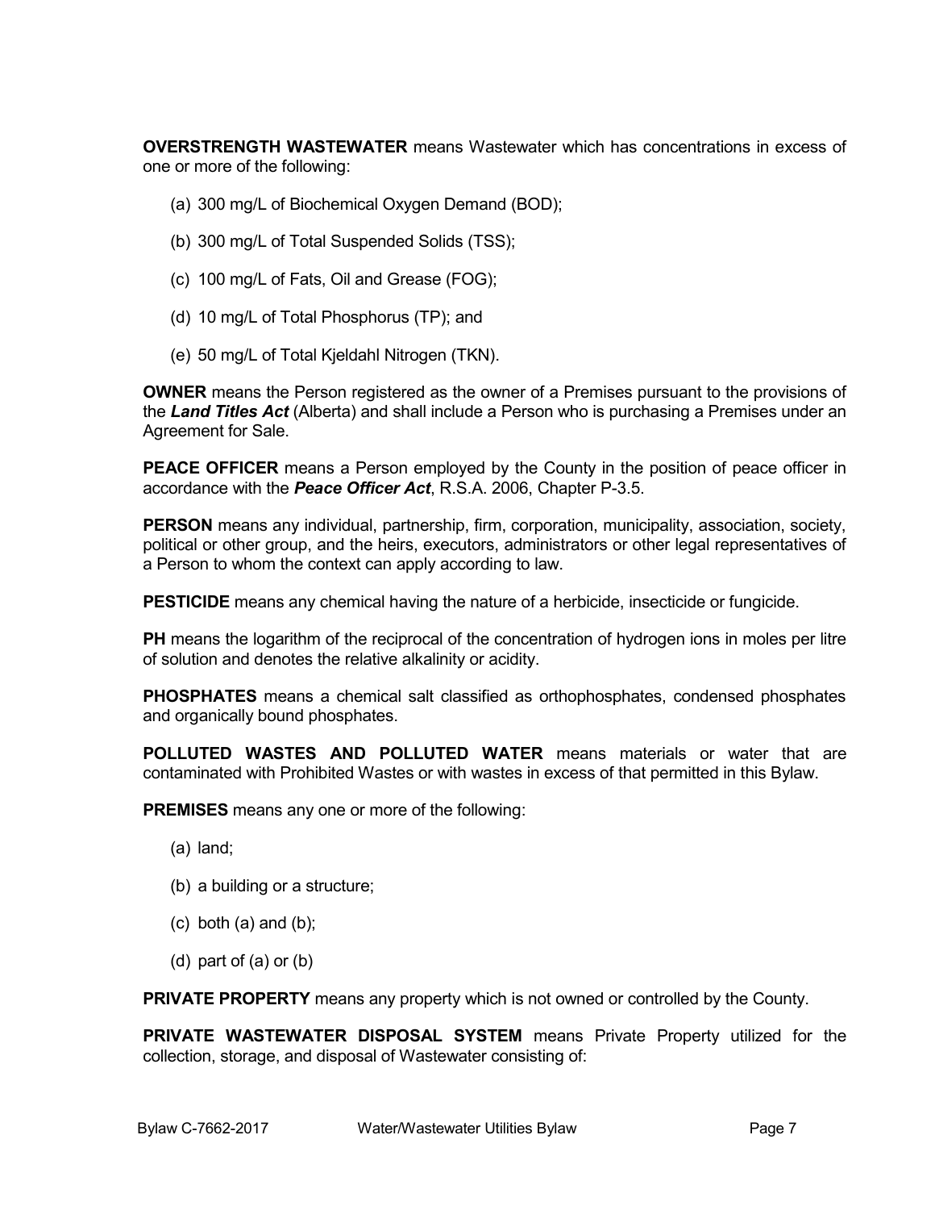**OVERSTRENGTH WASTEWATER** means Wastewater which has concentrations in excess of one or more of the following:

(a) 300 mg/L of Biochemical Oxygen Demand (BOD);

(b) 300 mg/L of Total Suspended Solids (TSS);

(c) 100 mg/L of Fats, Oil and Grease (FOG);

(d) 10 mg/L of Total Phosphorus (TP); and

(e) 50 mg/L of Total Kjeldahl Nitrogen (TKN).

**OWNER** means the Person registered as the owner of a Premises pursuant to the provisions of the ***Land Titles Act*** (Alberta) and shall include a Person who is purchasing a Premises under an Agreement for Sale.

**PEACE OFFICER** means a Person employed by the County in the position of peace officer in accordance with the ***Peace Officer Act***, R.S.A. 2006, Chapter P-3.5.

**PERSON** means any individual, partnership, firm, corporation, municipality, association, society, political or other group, and the heirs, executors, administrators or other legal representatives of a Person to whom the context can apply according to law.

**PESTICIDE** means any chemical having the nature of a herbicide, insecticide or fungicide.

**PH** means the logarithm of the reciprocal of the concentration of hydrogen ions in moles per litre of solution and denotes the relative alkalinity or acidity.

**PHOSPHATES** means a chemical salt classified as orthophosphates, condensed phosphates and organically bound phosphates.

**POLLUTED WASTES AND POLLUTED WATER** means materials or water that are contaminated with Prohibited Wastes or with wastes in excess of that permitted in this Bylaw.

**PREMISES** means any one or more of the following:

(a) land;

(b) a building or a structure;

(c) both (a) and (b);

(d) part of (a) or (b)

**PRIVATE PROPERTY** means any property which is not owned or controlled by the County.

**PRIVATE WASTEWATER DISPOSAL SYSTEM** means Private Property utilized for the collection, storage, and disposal of Wastewater consisting of: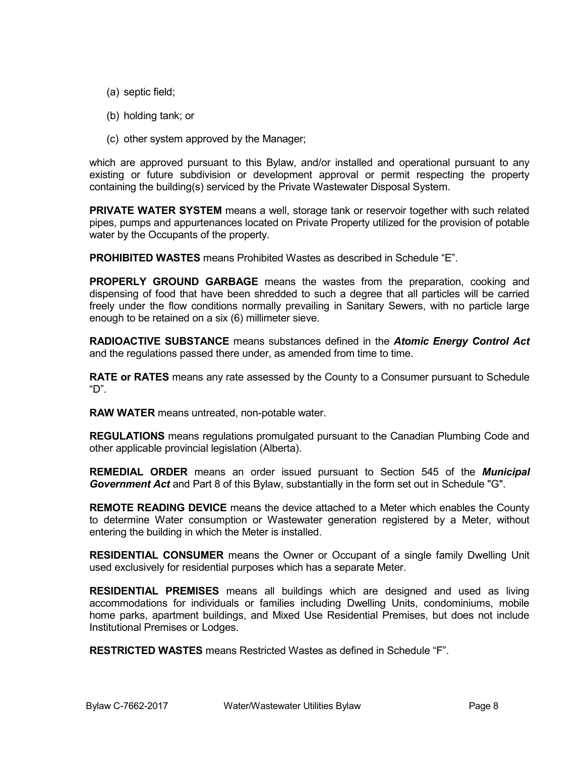(a) septic field;

(b) holding tank; or

(c) other system approved by the Manager;

which are approved pursuant to this Bylaw, and/or installed and operational pursuant to any existing or future subdivision or development approval or permit respecting the property containing the building(s) serviced by the Private Wastewater Disposal System.

**PRIVATE WATER SYSTEM** means a well, storage tank or reservoir together with such related pipes, pumps and appurtenances located on Private Property utilized for the provision of potable water by the Occupants of the property.

**PROHIBITED WASTES** means Prohibited Wastes as described in Schedule "E".

**PROPERLY GROUND GARBAGE** means the wastes from the preparation, cooking and dispensing of food that have been shredded to such a degree that all particles will be carried freely under the flow conditions normally prevailing in Sanitary Sewers, with no particle large enough to be retained on a six (6) millimeter sieve.

**RADIOACTIVE SUBSTANCE** means substances defined in the ***Atomic Energy Control Act*** and the regulations passed there under, as amended from time to time.

**RATE or RATES** means any rate assessed by the County to a Consumer pursuant to Schedule "D".

**RAW WATER** means untreated, non-potable water.

**REGULATIONS** means regulations promulgated pursuant to the Canadian Plumbing Code and other applicable provincial legislation (Alberta).

**REMEDIAL ORDER** means an order issued pursuant to Section 545 of the ***Municipal Government Act*** and Part 8 of this Bylaw, substantially in the form set out in Schedule "G".

**REMOTE READING DEVICE** means the device attached to a Meter which enables the County to determine Water consumption or Wastewater generation registered by a Meter, without entering the building in which the Meter is installed.

**RESIDENTIAL CONSUMER** means the Owner or Occupant of a single family Dwelling Unit used exclusively for residential purposes which has a separate Meter.

**RESIDENTIAL PREMISES** means all buildings which are designed and used as living accommodations for individuals or families including Dwelling Units, condominiums, mobile home parks, apartment buildings, and Mixed Use Residential Premises, but does not include Institutional Premises or Lodges.

**RESTRICTED WASTES** means Restricted Wastes as defined in Schedule "F".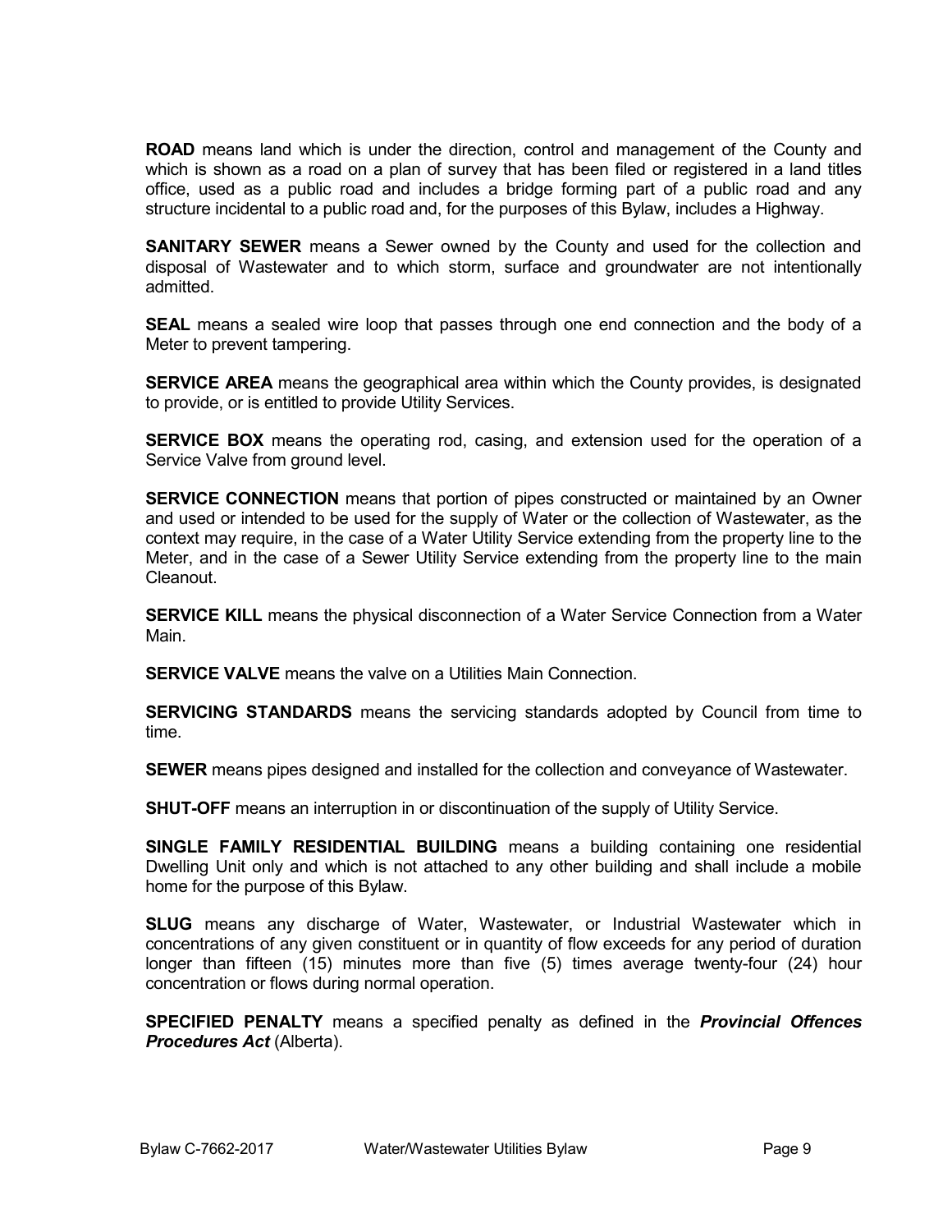**ROAD** means land which is under the direction, control and management of the County and which is shown as a road on a plan of survey that has been filed or registered in a land titles office, used as a public road and includes a bridge forming part of a public road and any structure incidental to a public road and, for the purposes of this Bylaw, includes a Highway.

**SANITARY SEWER** means a Sewer owned by the County and used for the collection and disposal of Wastewater and to which storm, surface and groundwater are not intentionally admitted.

**SEAL** means a sealed wire loop that passes through one end connection and the body of a Meter to prevent tampering.

**SERVICE AREA** means the geographical area within which the County provides, is designated to provide, or is entitled to provide Utility Services.

**SERVICE BOX** means the operating rod, casing, and extension used for the operation of a Service Valve from ground level.

**SERVICE CONNECTION** means that portion of pipes constructed or maintained by an Owner and used or intended to be used for the supply of Water or the collection of Wastewater, as the context may require, in the case of a Water Utility Service extending from the property line to the Meter, and in the case of a Sewer Utility Service extending from the property line to the main Cleanout.

**SERVICE KILL** means the physical disconnection of a Water Service Connection from a Water Main.

**SERVICE VALVE** means the valve on a Utilities Main Connection.

**SERVICING STANDARDS** means the servicing standards adopted by Council from time to time.

**SEWER** means pipes designed and installed for the collection and conveyance of Wastewater.

**SHUT-OFF** means an interruption in or discontinuation of the supply of Utility Service.

**SINGLE FAMILY RESIDENTIAL BUILDING** means a building containing one residential Dwelling Unit only and which is not attached to any other building and shall include a mobile home for the purpose of this Bylaw.

**SLUG** means any discharge of Water, Wastewater, or Industrial Wastewater which in concentrations of any given constituent or in quantity of flow exceeds for any period of duration longer than fifteen (15) minutes more than five (5) times average twenty-four (24) hour concentration or flows during normal operation.

**SPECIFIED PENALTY** means a specified penalty as defined in the ***Provincial Offences Procedures Act*** (Alberta).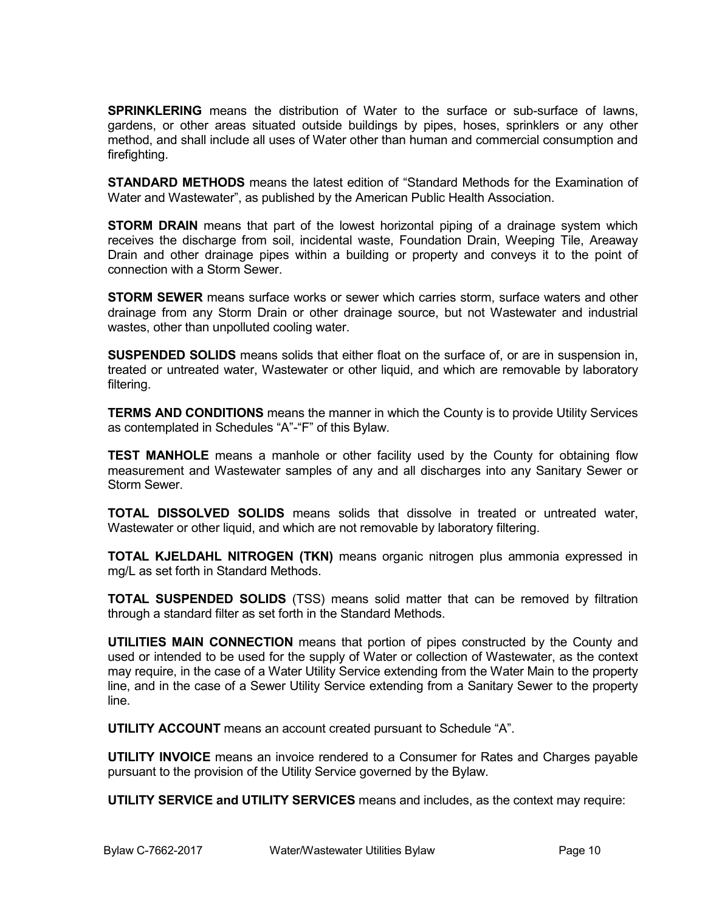**SPRINKLERING** means the distribution of Water to the surface or sub-surface of lawns, gardens, or other areas situated outside buildings by pipes, hoses, sprinklers or any other method, and shall include all uses of Water other than human and commercial consumption and firefighting.

**STANDARD METHODS** means the latest edition of "Standard Methods for the Examination of Water and Wastewater", as published by the American Public Health Association.

**STORM DRAIN** means that part of the lowest horizontal piping of a drainage system which receives the discharge from soil, incidental waste, Foundation Drain, Weeping Tile, Areaway Drain and other drainage pipes within a building or property and conveys it to the point of connection with a Storm Sewer.

**STORM SEWER** means surface works or sewer which carries storm, surface waters and other drainage from any Storm Drain or other drainage source, but not Wastewater and industrial wastes, other than unpolluted cooling water.

**SUSPENDED SOLIDS** means solids that either float on the surface of, or are in suspension in, treated or untreated water, Wastewater or other liquid, and which are removable by laboratory filtering.

**TERMS AND CONDITIONS** means the manner in which the County is to provide Utility Services as contemplated in Schedules "A"-"F" of this Bylaw.

**TEST MANHOLE** means a manhole or other facility used by the County for obtaining flow measurement and Wastewater samples of any and all discharges into any Sanitary Sewer or Storm Sewer.

**TOTAL DISSOLVED SOLIDS** means solids that dissolve in treated or untreated water, Wastewater or other liquid, and which are not removable by laboratory filtering.

**TOTAL KJELDAHL NITROGEN (TKN)** means organic nitrogen plus ammonia expressed in mg/L as set forth in Standard Methods.

**TOTAL SUSPENDED SOLIDS** (TSS) means solid matter that can be removed by filtration through a standard filter as set forth in the Standard Methods.

**UTILITIES MAIN CONNECTION** means that portion of pipes constructed by the County and used or intended to be used for the supply of Water or collection of Wastewater, as the context may require, in the case of a Water Utility Service extending from the Water Main to the property line, and in the case of a Sewer Utility Service extending from a Sanitary Sewer to the property line.

**UTILITY ACCOUNT** means an account created pursuant to Schedule "A".

**UTILITY INVOICE** means an invoice rendered to a Consumer for Rates and Charges payable pursuant to the provision of the Utility Service governed by the Bylaw.

**UTILITY SERVICE and UTILITY SERVICES** means and includes, as the context may require: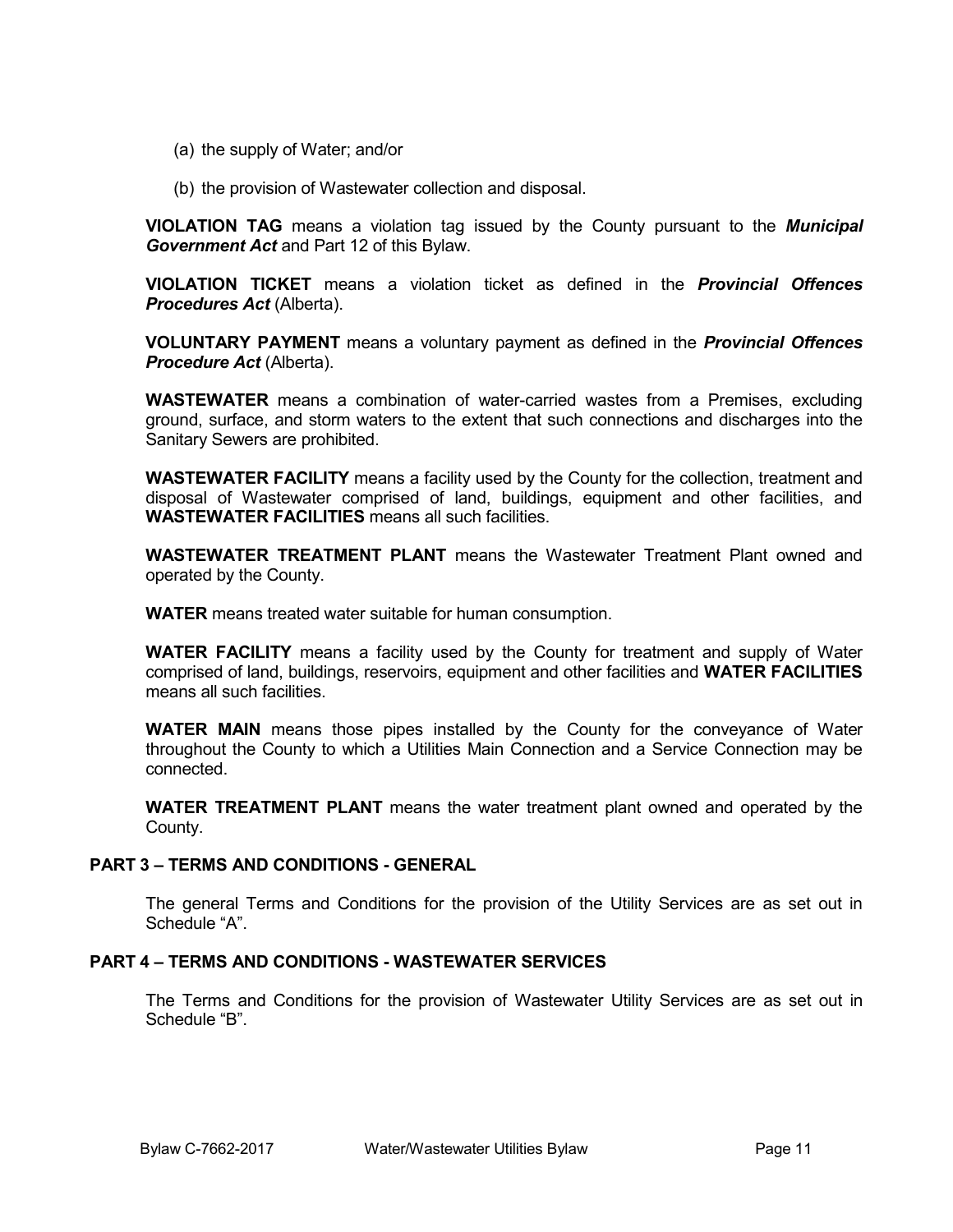(a) the supply of Water; and/or

(b) the provision of Wastewater collection and disposal.

**VIOLATION TAG** means a violation tag issued by the County pursuant to the ***Municipal Government Act*** and Part 12 of this Bylaw.

**VIOLATION TICKET** means a violation ticket as defined in the ***Provincial Offences Procedures Act*** (Alberta).

**VOLUNTARY PAYMENT** means a voluntary payment as defined in the ***Provincial Offences Procedure Act*** (Alberta).

**WASTEWATER** means a combination of water-carried wastes from a Premises, excluding ground, surface, and storm waters to the extent that such connections and discharges into the Sanitary Sewers are prohibited.

**WASTEWATER FACILITY** means a facility used by the County for the collection, treatment and disposal of Wastewater comprised of land, buildings, equipment and other facilities, and **WASTEWATER FACILITIES** means all such facilities.

**WASTEWATER TREATMENT PLANT** means the Wastewater Treatment Plant owned and operated by the County.

**WATER** means treated water suitable for human consumption.

**WATER FACILITY** means a facility used by the County for treatment and supply of Water comprised of land, buildings, reservoirs, equipment and other facilities and **WATER FACILITIES** means all such facilities.

**WATER MAIN** means those pipes installed by the County for the conveyance of Water throughout the County to which a Utilities Main Connection and a Service Connection may be connected.

**WATER TREATMENT PLANT** means the water treatment plant owned and operated by the County.

## PART 3 – TERMS AND CONDITIONS - GENERAL

The general Terms and Conditions for the provision of the Utility Services are as set out in Schedule "A".

## PART 4 – TERMS AND CONDITIONS - WASTEWATER SERVICES

The Terms and Conditions for the provision of Wastewater Utility Services are as set out in Schedule "B".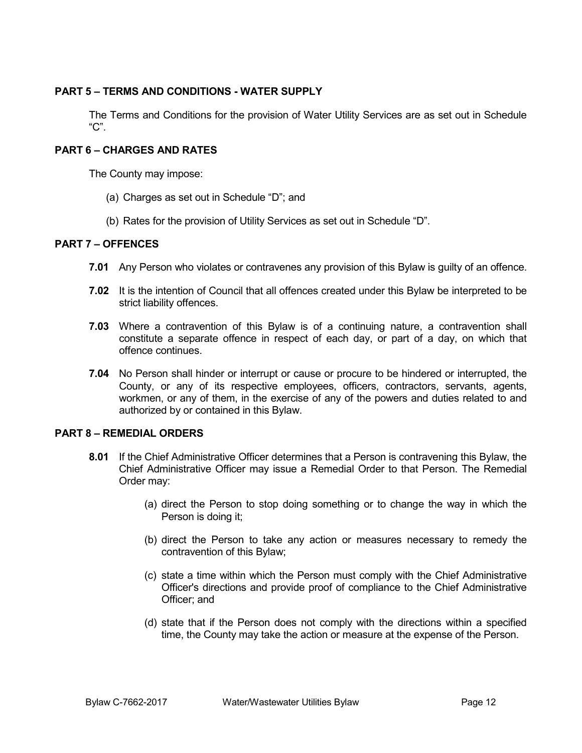## PART 5 – TERMS AND CONDITIONS - WATER SUPPLY

The Terms and Conditions for the provision of Water Utility Services are as set out in Schedule "C".

## PART 6 – CHARGES AND RATES

The County may impose:

(a) Charges as set out in Schedule "D"; and

(b) Rates for the provision of Utility Services as set out in Schedule "D".

## PART 7 – OFFENCES

**7.01** Any Person who violates or contravenes any provision of this Bylaw is guilty of an offence.

**7.02** It is the intention of Council that all offences created under this Bylaw be interpreted to be strict liability offences.

**7.03** Where a contravention of this Bylaw is of a continuing nature, a contravention shall constitute a separate offence in respect of each day, or part of a day, on which that offence continues.

**7.04** No Person shall hinder or interrupt or cause or procure to be hindered or interrupted, the County, or any of its respective employees, officers, contractors, servants, agents, workmen, or any of them, in the exercise of any of the powers and duties related to and authorized by or contained in this Bylaw.

## PART 8 – REMEDIAL ORDERS

**8.01** If the Chief Administrative Officer determines that a Person is contravening this Bylaw, the Chief Administrative Officer may issue a Remedial Order to that Person. The Remedial Order may:

(a) direct the Person to stop doing something or to change the way in which the Person is doing it;

(b) direct the Person to take any action or measures necessary to remedy the contravention of this Bylaw;

(c) state a time within which the Person must comply with the Chief Administrative Officer's directions and provide proof of compliance to the Chief Administrative Officer; and

(d) state that if the Person does not comply with the directions within a specified time, the County may take the action or measure at the expense of the Person.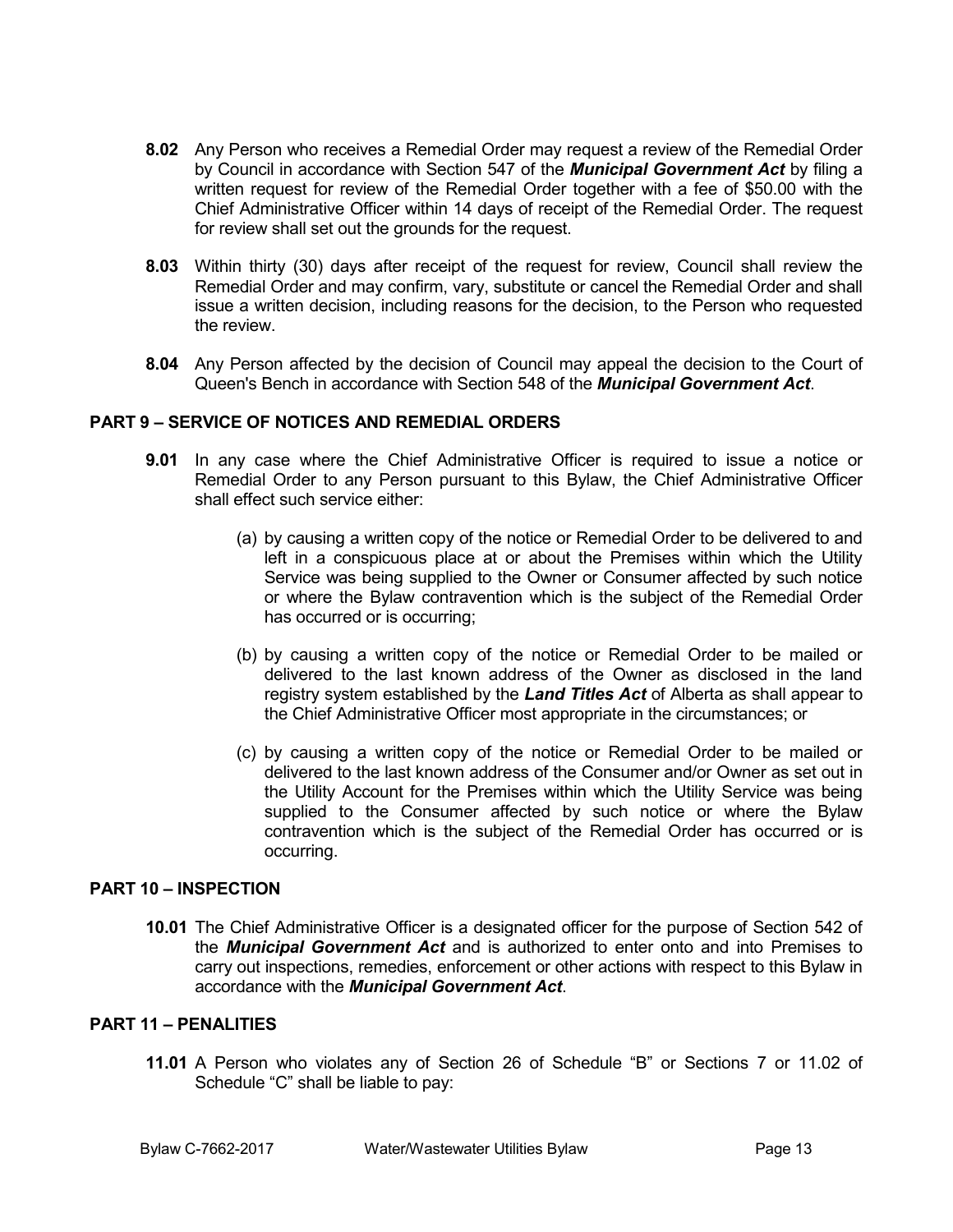**8.02** Any Person who receives a Remedial Order may request a review of the Remedial Order by Council in accordance with Section 547 of the ***Municipal Government Act*** by filing a written request for review of the Remedial Order together with a fee of $50.00 with the Chief Administrative Officer within 14 days of receipt of the Remedial Order. The request for review shall set out the grounds for the request.

**8.03** Within thirty (30) days after receipt of the request for review, Council shall review the Remedial Order and may confirm, vary, substitute or cancel the Remedial Order and shall issue a written decision, including reasons for the decision, to the Person who requested the review.

**8.04** Any Person affected by the decision of Council may appeal the decision to the Court of Queen's Bench in accordance with Section 548 of the ***Municipal Government Act***.

## PART 9 – SERVICE OF NOTICES AND REMEDIAL ORDERS

**9.01** In any case where the Chief Administrative Officer is required to issue a notice or Remedial Order to any Person pursuant to this Bylaw, the Chief Administrative Officer shall effect such service either:

(a) by causing a written copy of the notice or Remedial Order to be delivered to and left in a conspicuous place at or about the Premises within which the Utility Service was being supplied to the Owner or Consumer affected by such notice or where the Bylaw contravention which is the subject of the Remedial Order has occurred or is occurring;

(b) by causing a written copy of the notice or Remedial Order to be mailed or delivered to the last known address of the Owner as disclosed in the land registry system established by the ***Land Titles Act*** of Alberta as shall appear to the Chief Administrative Officer most appropriate in the circumstances; or

(c) by causing a written copy of the notice or Remedial Order to be mailed or delivered to the last known address of the Consumer and/or Owner as set out in the Utility Account for the Premises within which the Utility Service was being supplied to the Consumer affected by such notice or where the Bylaw contravention which is the subject of the Remedial Order has occurred or is occurring.

## PART 10 – INSPECTION

**10.01** The Chief Administrative Officer is a designated officer for the purpose of Section 542 of the ***Municipal Government Act*** and is authorized to enter onto and into Premises to carry out inspections, remedies, enforcement or other actions with respect to this Bylaw in accordance with the ***Municipal Government Act***.

## PART 11 – PENALITIES

**11.01** A Person who violates any of Section 26 of Schedule "B" or Sections 7 or 11.02 of Schedule "C" shall be liable to pay: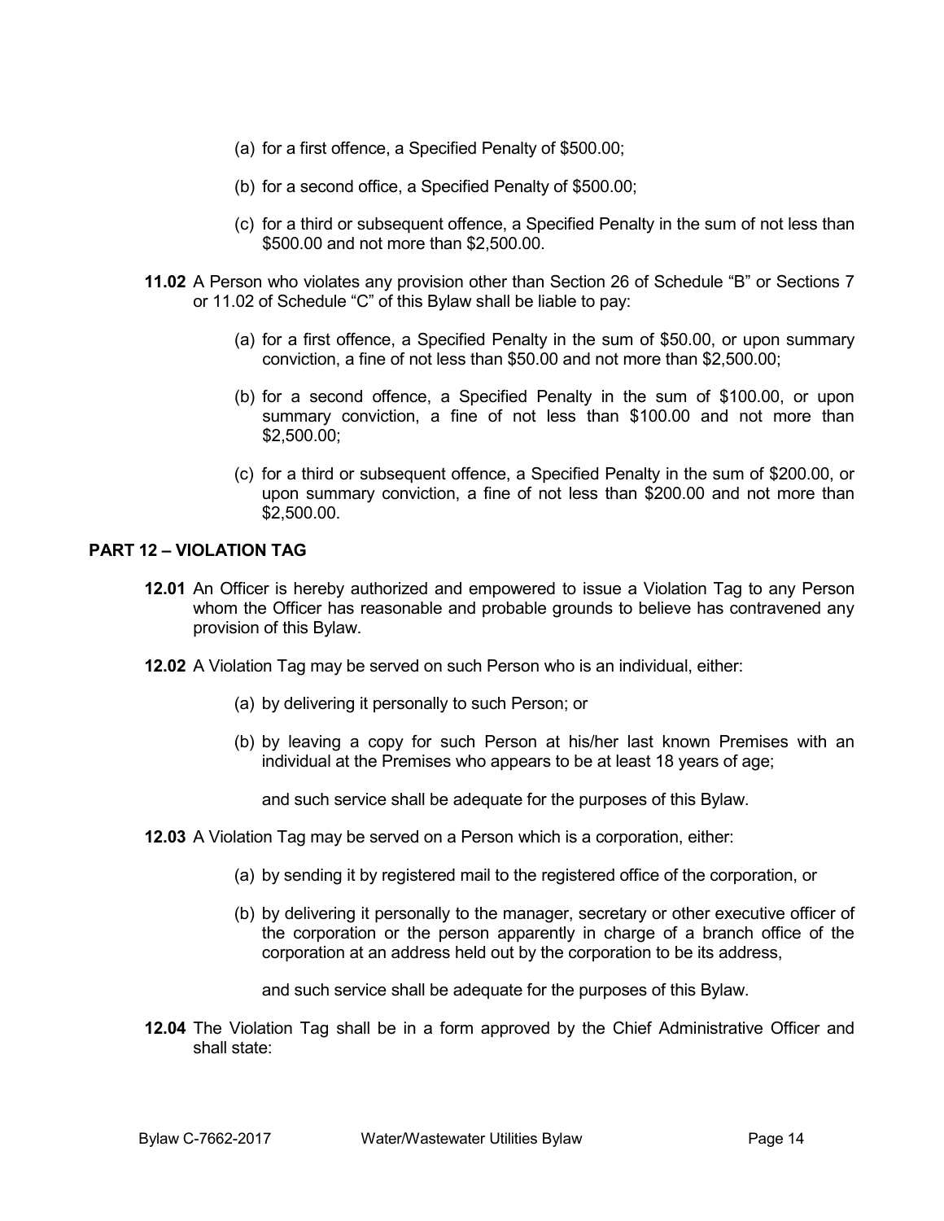(a) for a first offence, a Specified Penalty of $500.00;

(b) for a second office, a Specified Penalty of $500.00;

(c) for a third or subsequent offence, a Specified Penalty in the sum of not less than $500.00 and not more than $2,500.00.

**11.02** A Person who violates any provision other than Section 26 of Schedule "B" or Sections 7 or 11.02 of Schedule "C" of this Bylaw shall be liable to pay:

(a) for a first offence, a Specified Penalty in the sum of $50.00, or upon summary conviction, a fine of not less than $50.00 and not more than $2,500.00;

(b) for a second offence, a Specified Penalty in the sum of $100.00, or upon summary conviction, a fine of not less than $100.00 and not more than $2,500.00;

(c) for a third or subsequent offence, a Specified Penalty in the sum of $200.00, or upon summary conviction, a fine of not less than $200.00 and not more than $2,500.00.

## PART 12 – VIOLATION TAG

**12.01** An Officer is hereby authorized and empowered to issue a Violation Tag to any Person whom the Officer has reasonable and probable grounds to believe has contravened any provision of this Bylaw.

**12.02** A Violation Tag may be served on such Person who is an individual, either:

(a) by delivering it personally to such Person; or

(b) by leaving a copy for such Person at his/her last known Premises with an individual at the Premises who appears to be at least 18 years of age;

and such service shall be adequate for the purposes of this Bylaw.

**12.03** A Violation Tag may be served on a Person which is a corporation, either:

(a) by sending it by registered mail to the registered office of the corporation, or

(b) by delivering it personally to the manager, secretary or other executive officer of the corporation or the person apparently in charge of a branch office of the corporation at an address held out by the corporation to be its address,

and such service shall be adequate for the purposes of this Bylaw.

**12.04** The Violation Tag shall be in a form approved by the Chief Administrative Officer and shall state: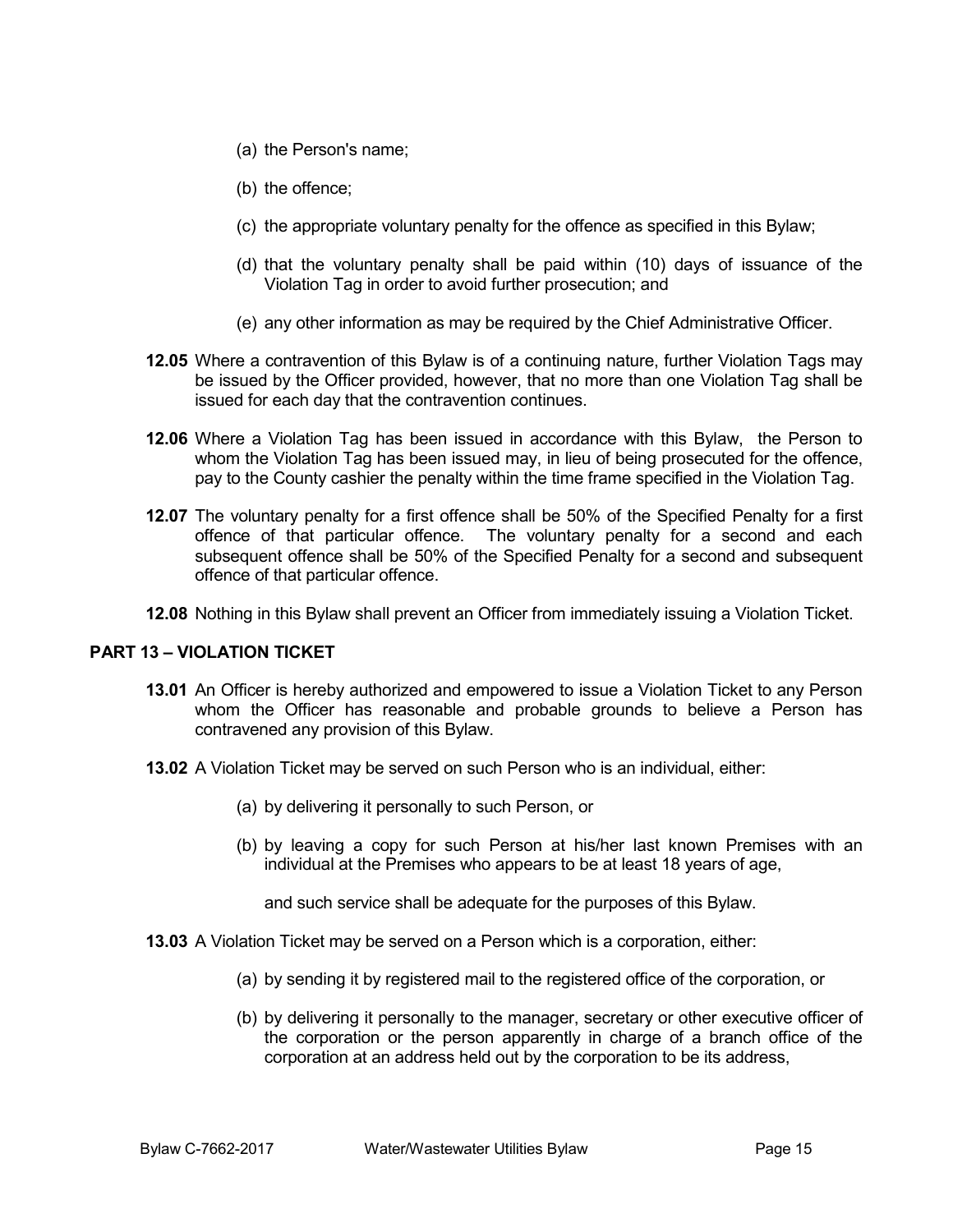(a) the Person's name;

(b) the offence;

(c) the appropriate voluntary penalty for the offence as specified in this Bylaw;

(d) that the voluntary penalty shall be paid within (10) days of issuance of the Violation Tag in order to avoid further prosecution; and

(e) any other information as may be required by the Chief Administrative Officer.

**12.05** Where a contravention of this Bylaw is of a continuing nature, further Violation Tags may be issued by the Officer provided, however, that no more than one Violation Tag shall be issued for each day that the contravention continues.

**12.06** Where a Violation Tag has been issued in accordance with this Bylaw, the Person to whom the Violation Tag has been issued may, in lieu of being prosecuted for the offence, pay to the County cashier the penalty within the time frame specified in the Violation Tag.

**12.07** The voluntary penalty for a first offence shall be 50% of the Specified Penalty for a first offence of that particular offence. The voluntary penalty for a second and each subsequent offence shall be 50% of the Specified Penalty for a second and subsequent offence of that particular offence.

**12.08** Nothing in this Bylaw shall prevent an Officer from immediately issuing a Violation Ticket.

## PART 13 – VIOLATION TICKET

**13.01** An Officer is hereby authorized and empowered to issue a Violation Ticket to any Person whom the Officer has reasonable and probable grounds to believe a Person has contravened any provision of this Bylaw.

**13.02** A Violation Ticket may be served on such Person who is an individual, either:

(a) by delivering it personally to such Person, or

(b) by leaving a copy for such Person at his/her last known Premises with an individual at the Premises who appears to be at least 18 years of age,

and such service shall be adequate for the purposes of this Bylaw.

**13.03** A Violation Ticket may be served on a Person which is a corporation, either:

(a) by sending it by registered mail to the registered office of the corporation, or

(b) by delivering it personally to the manager, secretary or other executive officer of the corporation or the person apparently in charge of a branch office of the corporation at an address held out by the corporation to be its address,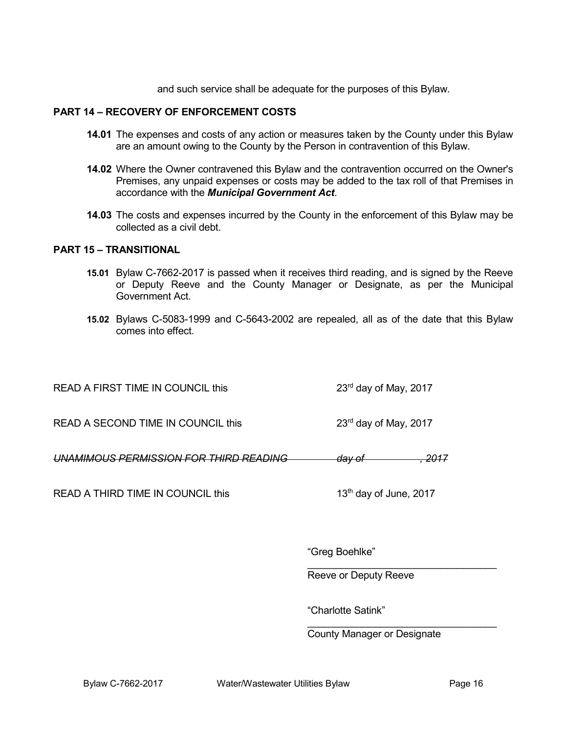and such service shall be adequate for the purposes of this Bylaw.

## PART 14 – RECOVERY OF ENFORCEMENT COSTS

**14.01** The expenses and costs of any action or measures taken by the County under this Bylaw are an amount owing to the County by the Person in contravention of this Bylaw.

**14.02** Where the Owner contravened this Bylaw and the contravention occurred on the Owner's Premises, any unpaid expenses or costs may be added to the tax roll of that Premises in accordance with the ***Municipal Government Act***.

**14.03** The costs and expenses incurred by the County in the enforcement of this Bylaw may be collected as a civil debt.

## PART 15 – TRANSITIONAL

**15.01** Bylaw C-7662-2017 is passed when it receives third reading, and is signed by the Reeve or Deputy Reeve and the County Manager or Designate, as per the Municipal Government Act.

**15.02** Bylaws C-5083-1999 and C-5643-2002 are repealed, all as of the date that this Bylaw comes into effect.

READ A FIRST TIME IN COUNCIL this 23rd day of May, 2017

READ A SECOND TIME IN COUNCIL this 23rd day of May, 2017

~~*UNAMIMOUS PERMISSION FOR THIRD READING day of , 2017*~~

READ A THIRD TIME IN COUNCIL this 13th day of June, 2017

"Greg Boehlke"
___________________________________
Reeve or Deputy Reeve

"Charlotte Satink"
___________________________________
County Manager or Designate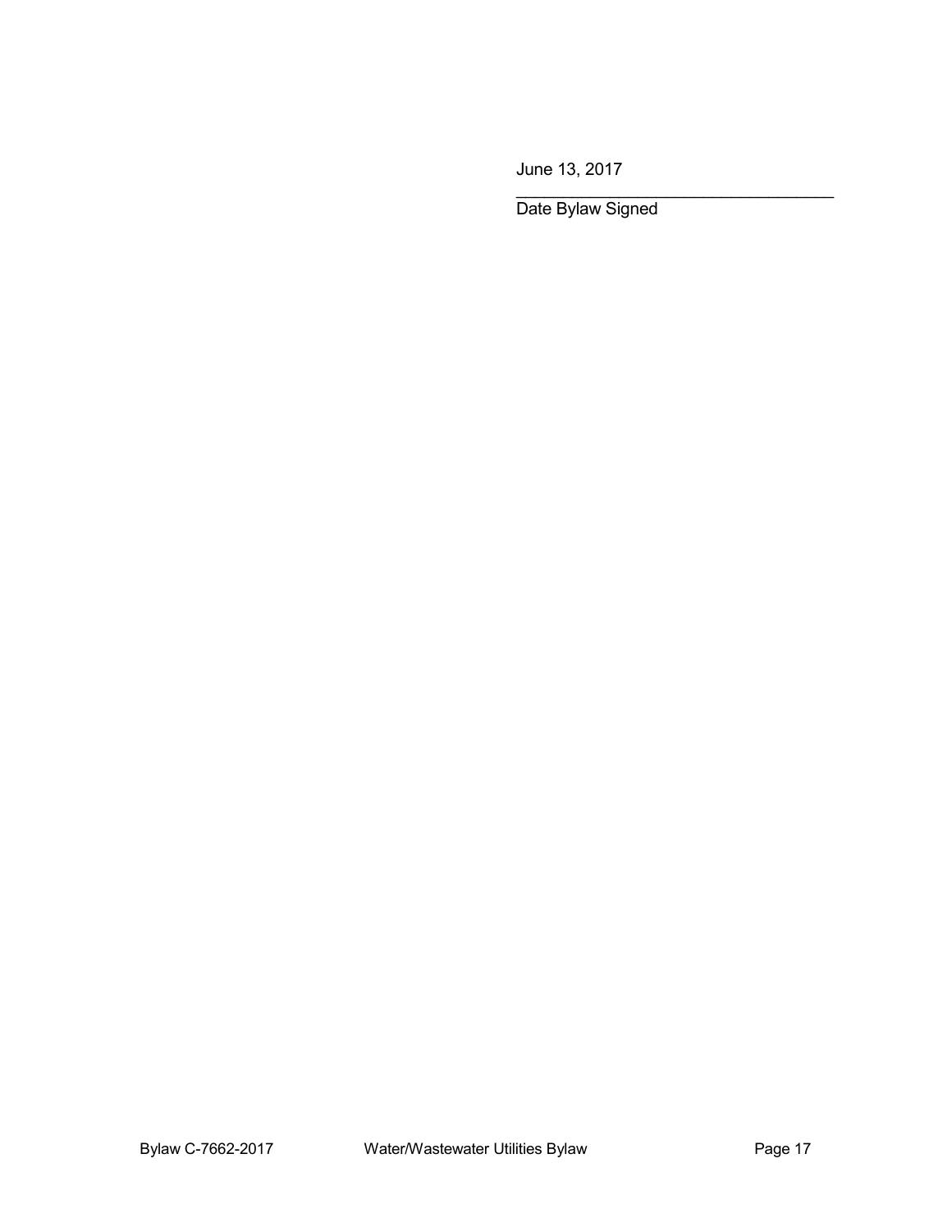June 13, 2017

___________________________________

Date Bylaw Signed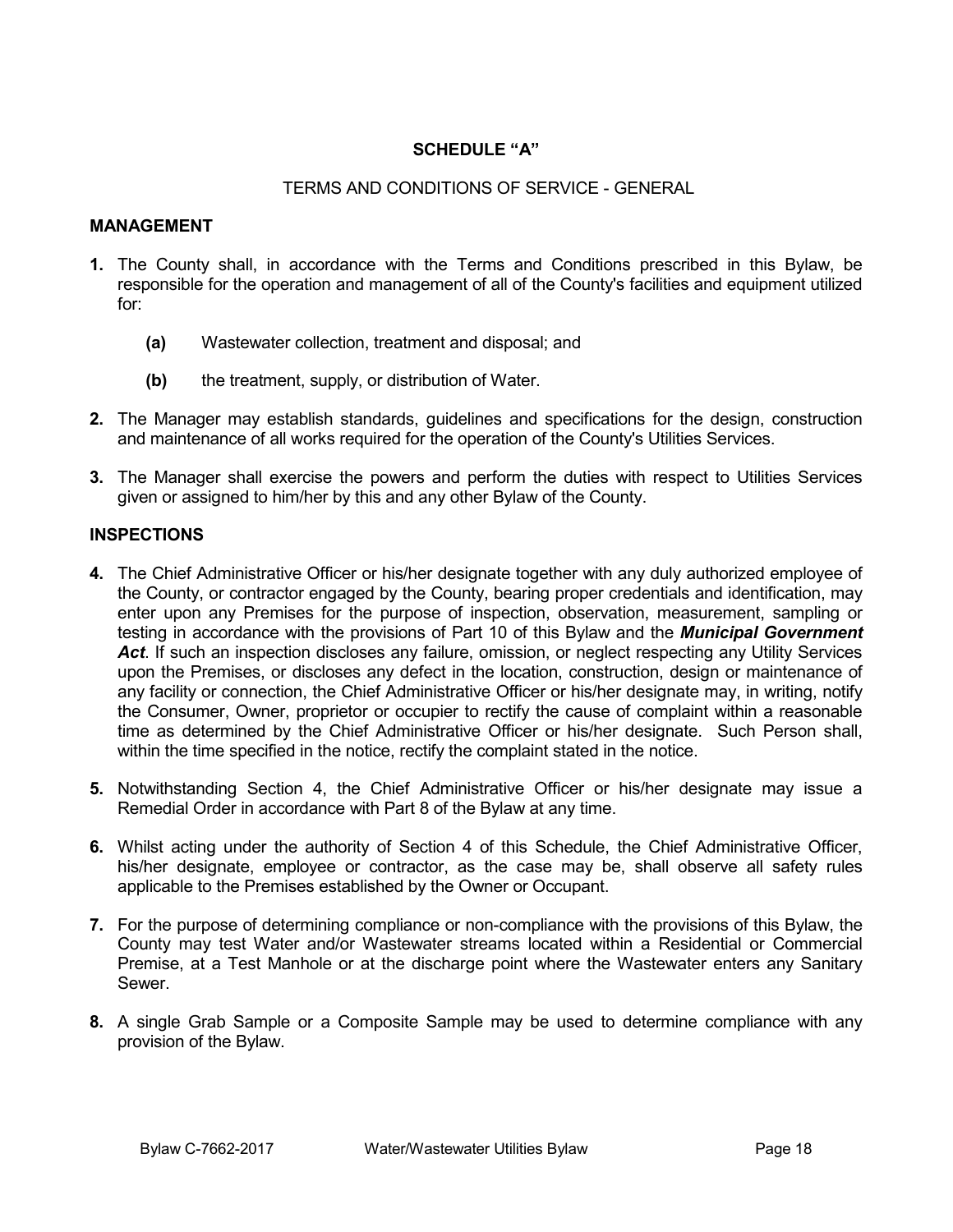## SCHEDULE "A"

TERMS AND CONDITIONS OF SERVICE - GENERAL

### MANAGEMENT

**1.** The County shall, in accordance with the Terms and Conditions prescribed in this Bylaw, be responsible for the operation and management of all of the County's facilities and equipment utilized for:

  **(a)** Wastewater collection, treatment and disposal; and

  **(b)** the treatment, supply, or distribution of Water.

**2.** The Manager may establish standards, guidelines and specifications for the design, construction and maintenance of all works required for the operation of the County's Utilities Services.

**3.** The Manager shall exercise the powers and perform the duties with respect to Utilities Services given or assigned to him/her by this and any other Bylaw of the County.

### INSPECTIONS

**4.** The Chief Administrative Officer or his/her designate together with any duly authorized employee of the County, or contractor engaged by the County, bearing proper credentials and identification, may enter upon any Premises for the purpose of inspection, observation, measurement, sampling or testing in accordance with the provisions of Part 10 of this Bylaw and the ***Municipal Government Act***. If such an inspection discloses any failure, omission, or neglect respecting any Utility Services upon the Premises, or discloses any defect in the location, construction, design or maintenance of any facility or connection, the Chief Administrative Officer or his/her designate may, in writing, notify the Consumer, Owner, proprietor or occupier to rectify the cause of complaint within a reasonable time as determined by the Chief Administrative Officer or his/her designate. Such Person shall, within the time specified in the notice, rectify the complaint stated in the notice.

**5.** Notwithstanding Section 4, the Chief Administrative Officer or his/her designate may issue a Remedial Order in accordance with Part 8 of the Bylaw at any time.

**6.** Whilst acting under the authority of Section 4 of this Schedule, the Chief Administrative Officer, his/her designate, employee or contractor, as the case may be, shall observe all safety rules applicable to the Premises established by the Owner or Occupant.

**7.** For the purpose of determining compliance or non-compliance with the provisions of this Bylaw, the County may test Water and/or Wastewater streams located within a Residential or Commercial Premise, at a Test Manhole or at the discharge point where the Wastewater enters any Sanitary Sewer.

**8.** A single Grab Sample or a Composite Sample may be used to determine compliance with any provision of the Bylaw.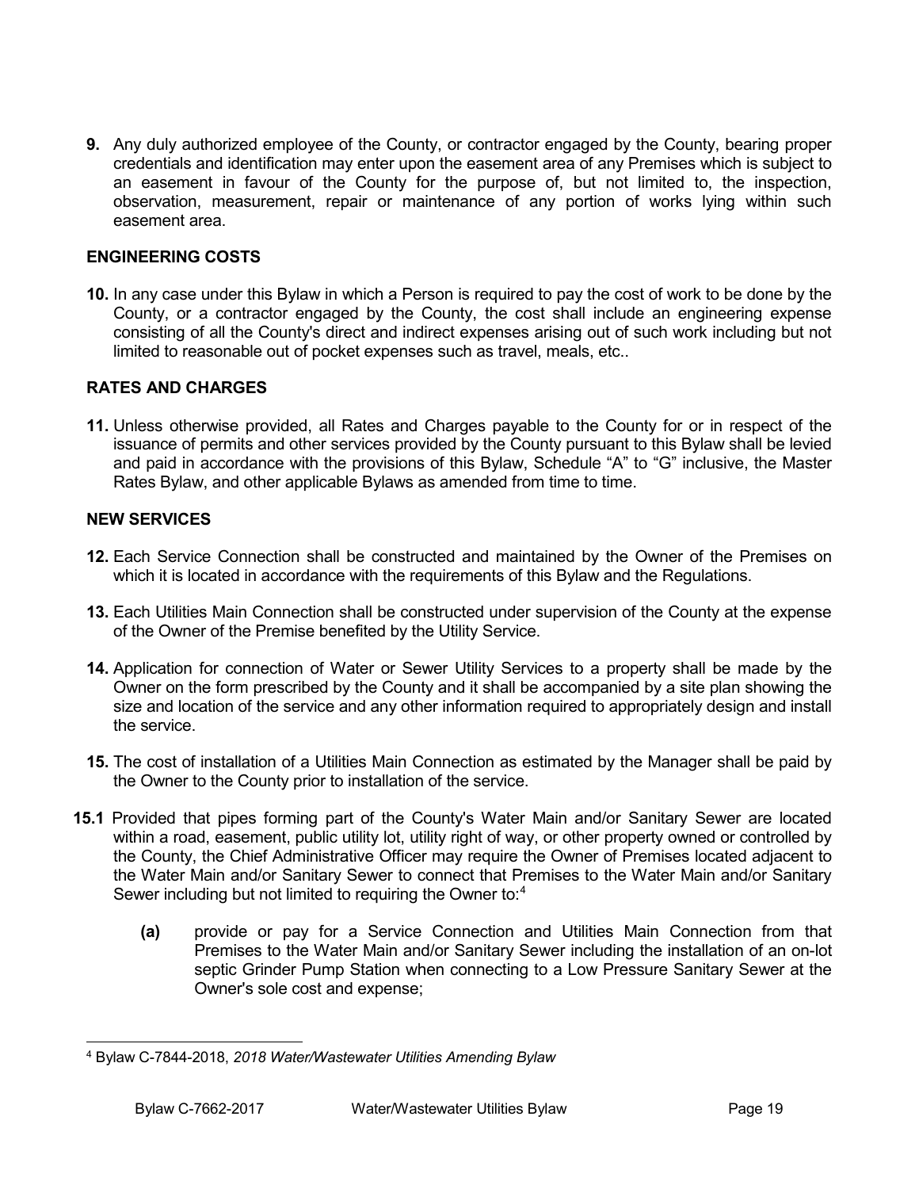**9.** Any duly authorized employee of the County, or contractor engaged by the County, bearing proper credentials and identification may enter upon the easement area of any Premises which is subject to an easement in favour of the County for the purpose of, but not limited to, the inspection, observation, measurement, repair or maintenance of any portion of works lying within such easement area.

## ENGINEERING COSTS

**10.** In any case under this Bylaw in which a Person is required to pay the cost of work to be done by the County, or a contractor engaged by the County, the cost shall include an engineering expense consisting of all the County's direct and indirect expenses arising out of such work including but not limited to reasonable out of pocket expenses such as travel, meals, etc..

## RATES AND CHARGES

**11.** Unless otherwise provided, all Rates and Charges payable to the County for or in respect of the issuance of permits and other services provided by the County pursuant to this Bylaw shall be levied and paid in accordance with the provisions of this Bylaw, Schedule "A" to "G" inclusive, the Master Rates Bylaw, and other applicable Bylaws as amended from time to time.

## NEW SERVICES

**12.** Each Service Connection shall be constructed and maintained by the Owner of the Premises on which it is located in accordance with the requirements of this Bylaw and the Regulations.

**13.** Each Utilities Main Connection shall be constructed under supervision of the County at the expense of the Owner of the Premise benefited by the Utility Service.

**14.** Application for connection of Water or Sewer Utility Services to a property shall be made by the Owner on the form prescribed by the County and it shall be accompanied by a site plan showing the size and location of the service and any other information required to appropriately design and install the service.

**15.** The cost of installation of a Utilities Main Connection as estimated by the Manager shall be paid by the Owner to the County prior to installation of the service.

**15.1** Provided that pipes forming part of the County's Water Main and/or Sanitary Sewer are located within a road, easement, public utility lot, utility right of way, or other property owned or controlled by the County, the Chief Administrative Officer may require the Owner of Premises located adjacent to the Water Main and/or Sanitary Sewer to connect that Premises to the Water Main and/or Sanitary Sewer including but not limited to requiring the Owner to:[4]

- **(a)** provide or pay for a Service Connection and Utilities Main Connection from that Premises to the Water Main and/or Sanitary Sewer including the installation of an on-lot septic Grinder Pump Station when connecting to a Low Pressure Sanitary Sewer at the Owner's sole cost and expense;

---

[4] Bylaw C-7844-2018, *2018 Water/Wastewater Utilities Amending Bylaw*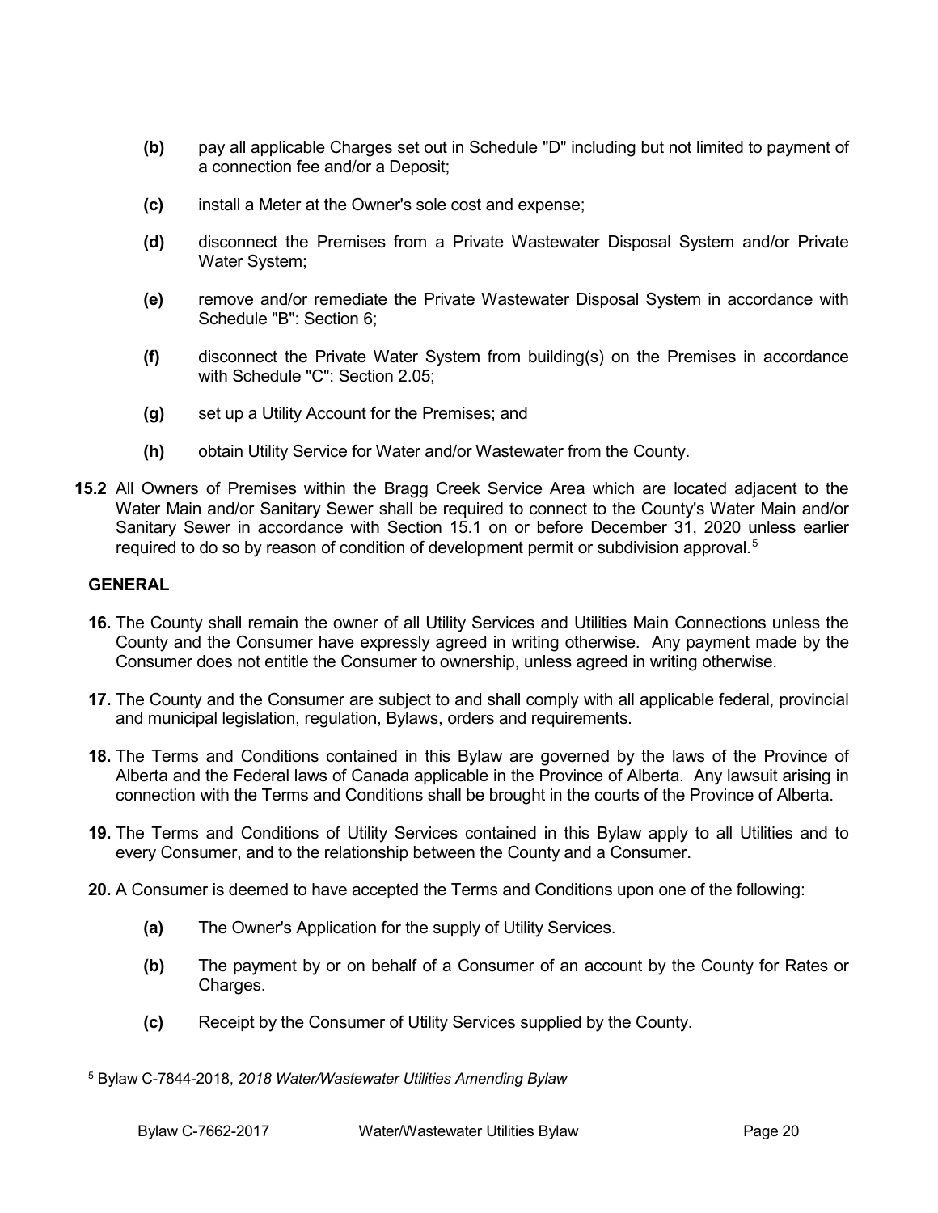**(b)** pay all applicable Charges set out in Schedule "D" including but not limited to payment of a connection fee and/or a Deposit;

**(c)** install a Meter at the Owner's sole cost and expense;

**(d)** disconnect the Premises from a Private Wastewater Disposal System and/or Private Water System;

**(e)** remove and/or remediate the Private Wastewater Disposal System in accordance with Schedule "B": Section 6;

**(f)** disconnect the Private Water System from building(s) on the Premises in accordance with Schedule "C": Section 2.05;

**(g)** set up a Utility Account for the Premises; and

**(h)** obtain Utility Service for Water and/or Wastewater from the County.

**15.2** All Owners of Premises within the Bragg Creek Service Area which are located adjacent to the Water Main and/or Sanitary Sewer shall be required to connect to the County's Water Main and/or Sanitary Sewer in accordance with Section 15.1 on or before December 31, 2020 unless earlier required to do so by reason of condition of development permit or subdivision approval.[5]

## GENERAL

**16.** The County shall remain the owner of all Utility Services and Utilities Main Connections unless the County and the Consumer have expressly agreed in writing otherwise. Any payment made by the Consumer does not entitle the Consumer to ownership, unless agreed in writing otherwise.

**17.** The County and the Consumer are subject to and shall comply with all applicable federal, provincial and municipal legislation, regulation, Bylaws, orders and requirements.

**18.** The Terms and Conditions contained in this Bylaw are governed by the laws of the Province of Alberta and the Federal laws of Canada applicable in the Province of Alberta. Any lawsuit arising in connection with the Terms and Conditions shall be brought in the courts of the Province of Alberta.

**19.** The Terms and Conditions of Utility Services contained in this Bylaw apply to all Utilities and to every Consumer, and to the relationship between the County and a Consumer.

**20.** A Consumer is deemed to have accepted the Terms and Conditions upon one of the following:

**(a)** The Owner's Application for the supply of Utility Services.

**(b)** The payment by or on behalf of a Consumer of an account by the County for Rates or Charges.

**(c)** Receipt by the Consumer of Utility Services supplied by the County.

---

[5] Bylaw C-7844-2018, *2018 Water/Wastewater Utilities Amending Bylaw*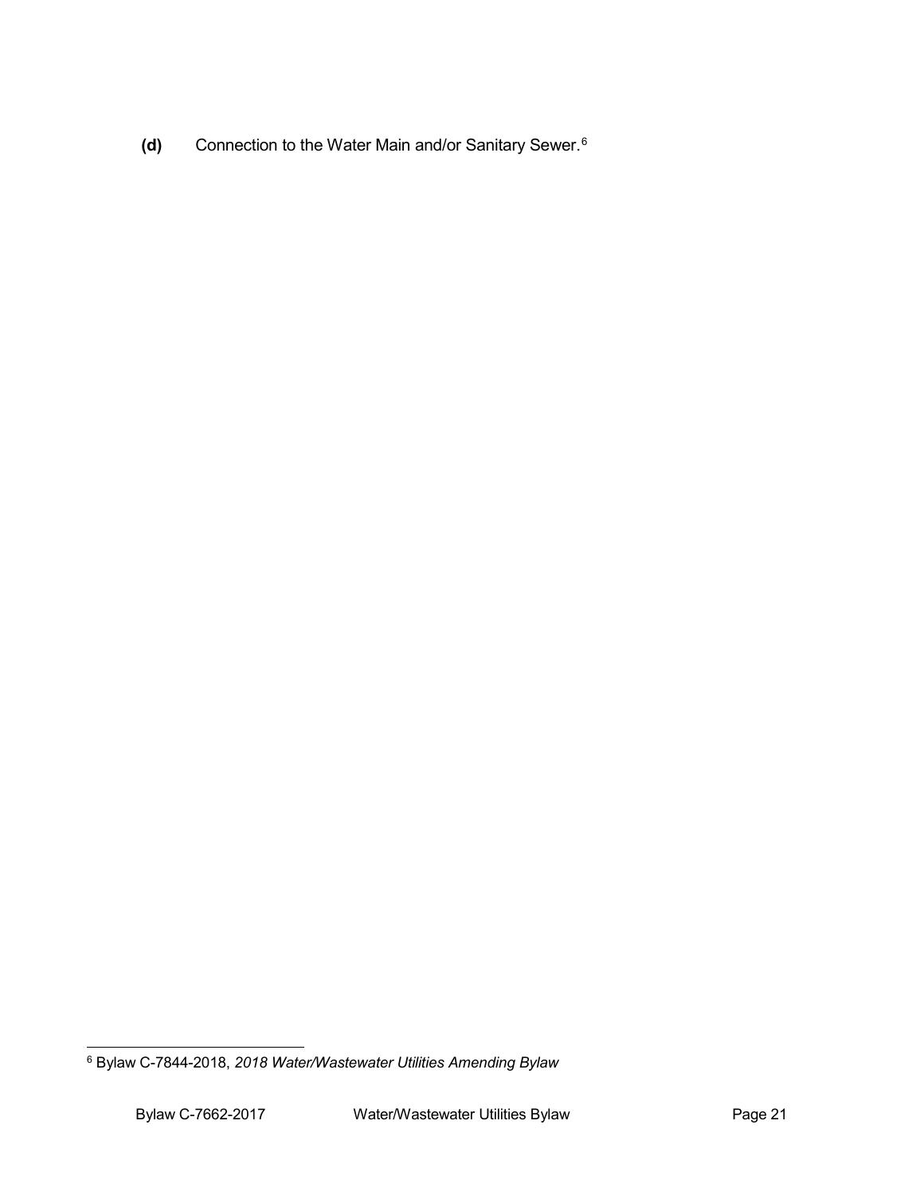**(d)** Connection to the Water Main and/or Sanitary Sewer.[6]

[6] Bylaw C-7844-2018, *2018 Water/Wastewater Utilities Amending Bylaw*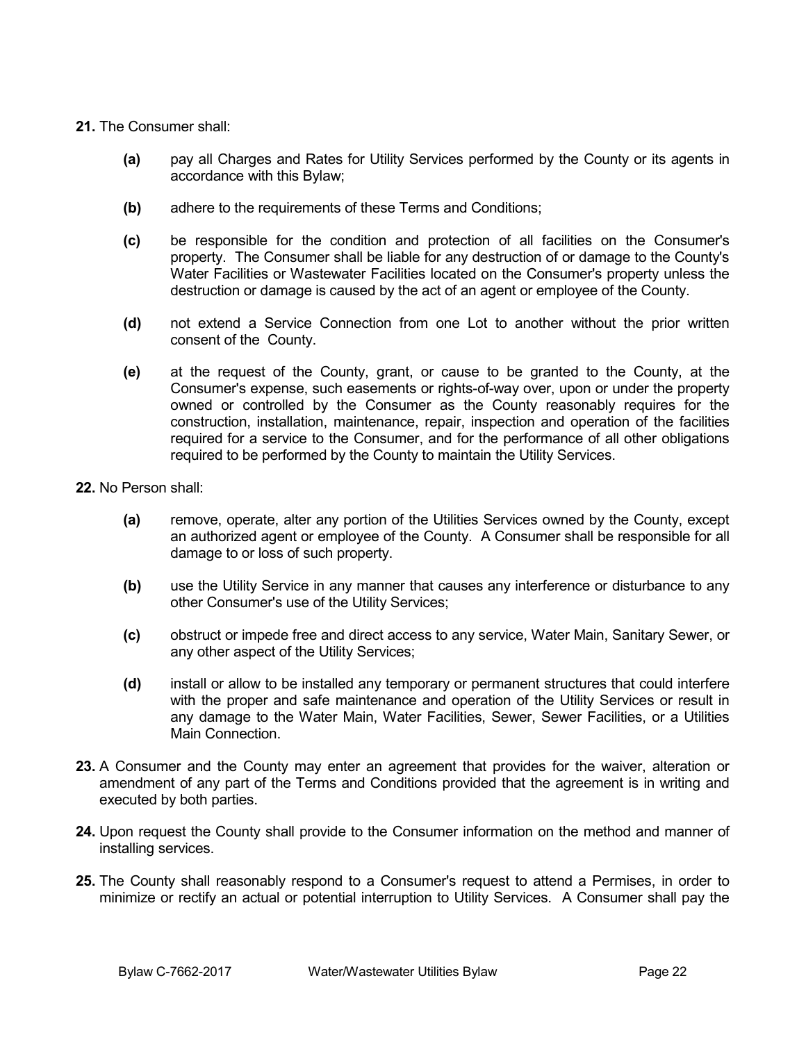**21.** The Consumer shall:

- **(a)** pay all Charges and Rates for Utility Services performed by the County or its agents in accordance with this Bylaw;

- **(b)** adhere to the requirements of these Terms and Conditions;

- **(c)** be responsible for the condition and protection of all facilities on the Consumer's property. The Consumer shall be liable for any destruction of or damage to the County's Water Facilities or Wastewater Facilities located on the Consumer's property unless the destruction or damage is caused by the act of an agent or employee of the County.

- **(d)** not extend a Service Connection from one Lot to another without the prior written consent of the County.

- **(e)** at the request of the County, grant, or cause to be granted to the County, at the Consumer's expense, such easements or rights-of-way over, upon or under the property owned or controlled by the Consumer as the County reasonably requires for the construction, installation, maintenance, repair, inspection and operation of the facilities required for a service to the Consumer, and for the performance of all other obligations required to be performed by the County to maintain the Utility Services.

**22.** No Person shall:

- **(a)** remove, operate, alter any portion of the Utilities Services owned by the County, except an authorized agent or employee of the County. A Consumer shall be responsible for all damage to or loss of such property.

- **(b)** use the Utility Service in any manner that causes any interference or disturbance to any other Consumer's use of the Utility Services;

- **(c)** obstruct or impede free and direct access to any service, Water Main, Sanitary Sewer, or any other aspect of the Utility Services;

- **(d)** install or allow to be installed any temporary or permanent structures that could interfere with the proper and safe maintenance and operation of the Utility Services or result in any damage to the Water Main, Water Facilities, Sewer, Sewer Facilities, or a Utilities Main Connection.

**23.** A Consumer and the County may enter an agreement that provides for the waiver, alteration or amendment of any part of the Terms and Conditions provided that the agreement is in writing and executed by both parties.

**24.** Upon request the County shall provide to the Consumer information on the method and manner of installing services.

**25.** The County shall reasonably respond to a Consumer's request to attend a Permises, in order to minimize or rectify an actual or potential interruption to Utility Services. A Consumer shall pay the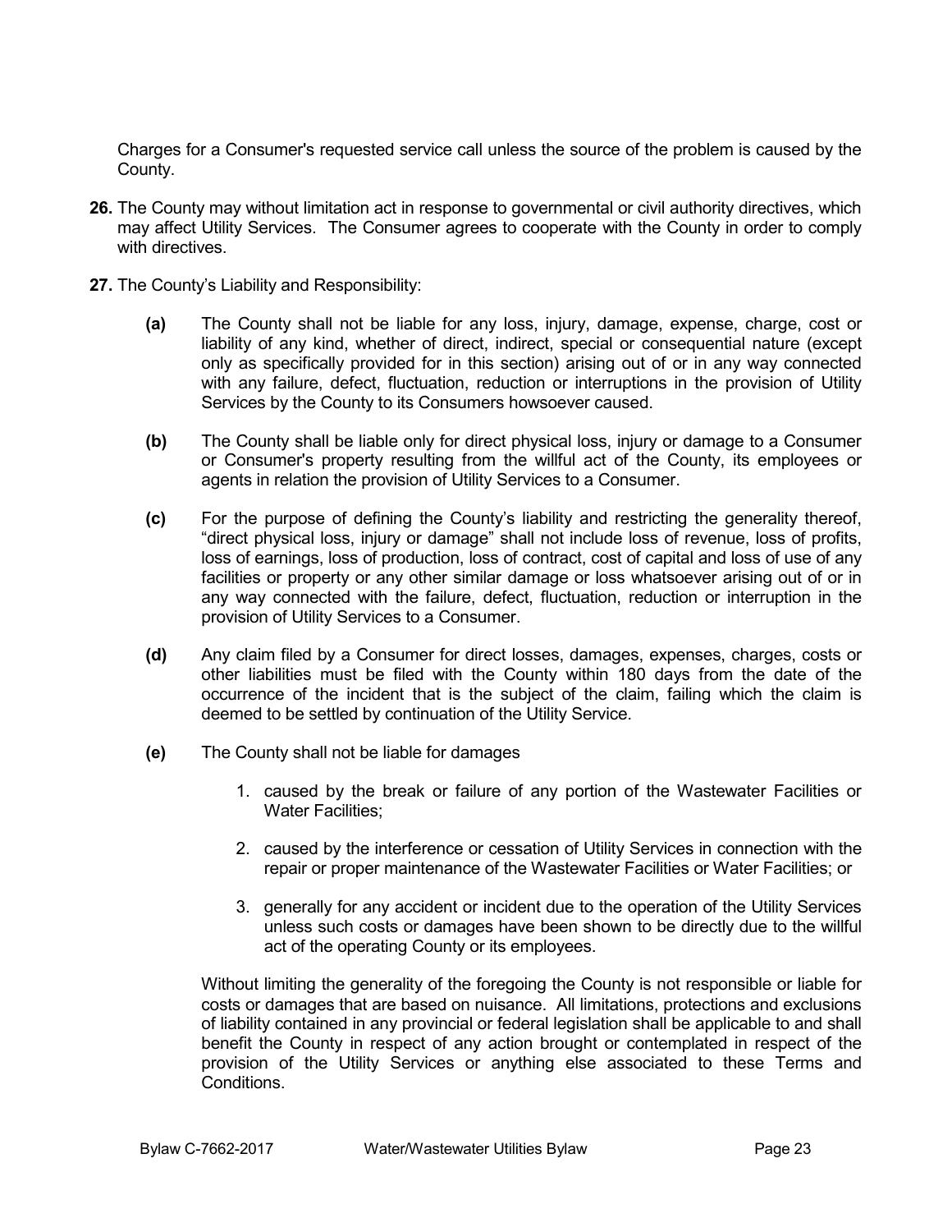Charges for a Consumer's requested service call unless the source of the problem is caused by the County.

**26.** The County may without limitation act in response to governmental or civil authority directives, which may affect Utility Services. The Consumer agrees to cooperate with the County in order to comply with directives.

**27.** The County's Liability and Responsibility:

**(a)** The County shall not be liable for any loss, injury, damage, expense, charge, cost or liability of any kind, whether of direct, indirect, special or consequential nature (except only as specifically provided for in this section) arising out of or in any way connected with any failure, defect, fluctuation, reduction or interruptions in the provision of Utility Services by the County to its Consumers howsoever caused.

**(b)** The County shall be liable only for direct physical loss, injury or damage to a Consumer or Consumer's property resulting from the willful act of the County, its employees or agents in relation the provision of Utility Services to a Consumer.

**(c)** For the purpose of defining the County's liability and restricting the generality thereof, "direct physical loss, injury or damage" shall not include loss of revenue, loss of profits, loss of earnings, loss of production, loss of contract, cost of capital and loss of use of any facilities or property or any other similar damage or loss whatsoever arising out of or in any way connected with the failure, defect, fluctuation, reduction or interruption in the provision of Utility Services to a Consumer.

**(d)** Any claim filed by a Consumer for direct losses, damages, expenses, charges, costs or other liabilities must be filed with the County within 180 days from the date of the occurrence of the incident that is the subject of the claim, failing which the claim is deemed to be settled by continuation of the Utility Service.

**(e)** The County shall not be liable for damages

1. caused by the break or failure of any portion of the Wastewater Facilities or Water Facilities;
2. caused by the interference or cessation of Utility Services in connection with the repair or proper maintenance of the Wastewater Facilities or Water Facilities; or
3. generally for any accident or incident due to the operation of the Utility Services unless such costs or damages have been shown to be directly due to the willful act of the operating County or its employees.

Without limiting the generality of the foregoing the County is not responsible or liable for costs or damages that are based on nuisance. All limitations, protections and exclusions of liability contained in any provincial or federal legislation shall be applicable to and shall benefit the County in respect of any action brought or contemplated in respect of the provision of the Utility Services or anything else associated to these Terms and Conditions.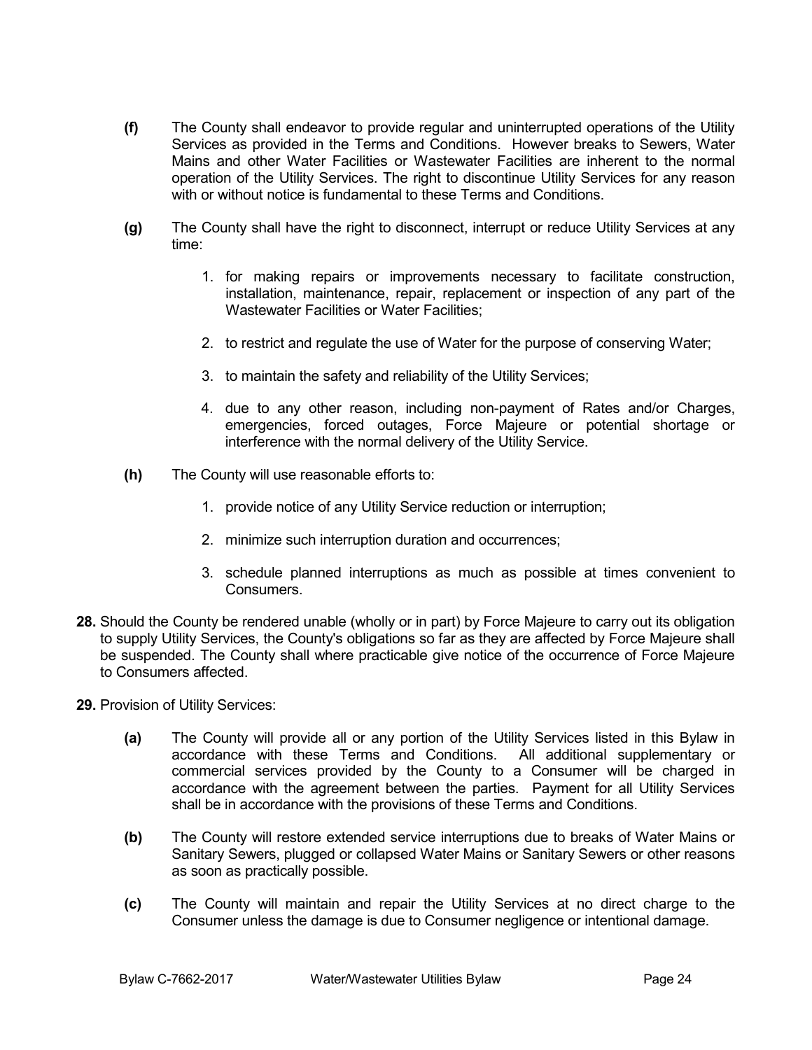**(f)** The County shall endeavor to provide regular and uninterrupted operations of the Utility Services as provided in the Terms and Conditions. However breaks to Sewers, Water Mains and other Water Facilities or Wastewater Facilities are inherent to the normal operation of the Utility Services. The right to discontinue Utility Services for any reason with or without notice is fundamental to these Terms and Conditions.

**(g)** The County shall have the right to disconnect, interrupt or reduce Utility Services at any time:

1. for making repairs or improvements necessary to facilitate construction, installation, maintenance, repair, replacement or inspection of any part of the Wastewater Facilities or Water Facilities;

2. to restrict and regulate the use of Water for the purpose of conserving Water;

3. to maintain the safety and reliability of the Utility Services;

4. due to any other reason, including non-payment of Rates and/or Charges, emergencies, forced outages, Force Majeure or potential shortage or interference with the normal delivery of the Utility Service.

**(h)** The County will use reasonable efforts to:

1. provide notice of any Utility Service reduction or interruption;

2. minimize such interruption duration and occurrences;

3. schedule planned interruptions as much as possible at times convenient to Consumers.

**28.** Should the County be rendered unable (wholly or in part) by Force Majeure to carry out its obligation to supply Utility Services, the County's obligations so far as they are affected by Force Majeure shall be suspended. The County shall where practicable give notice of the occurrence of Force Majeure to Consumers affected.

**29.** Provision of Utility Services:

**(a)** The County will provide all or any portion of the Utility Services listed in this Bylaw in accordance with these Terms and Conditions. All additional supplementary or commercial services provided by the County to a Consumer will be charged in accordance with the agreement between the parties. Payment for all Utility Services shall be in accordance with the provisions of these Terms and Conditions.

**(b)** The County will restore extended service interruptions due to breaks of Water Mains or Sanitary Sewers, plugged or collapsed Water Mains or Sanitary Sewers or other reasons as soon as practically possible.

**(c)** The County will maintain and repair the Utility Services at no direct charge to the Consumer unless the damage is due to Consumer negligence or intentional damage.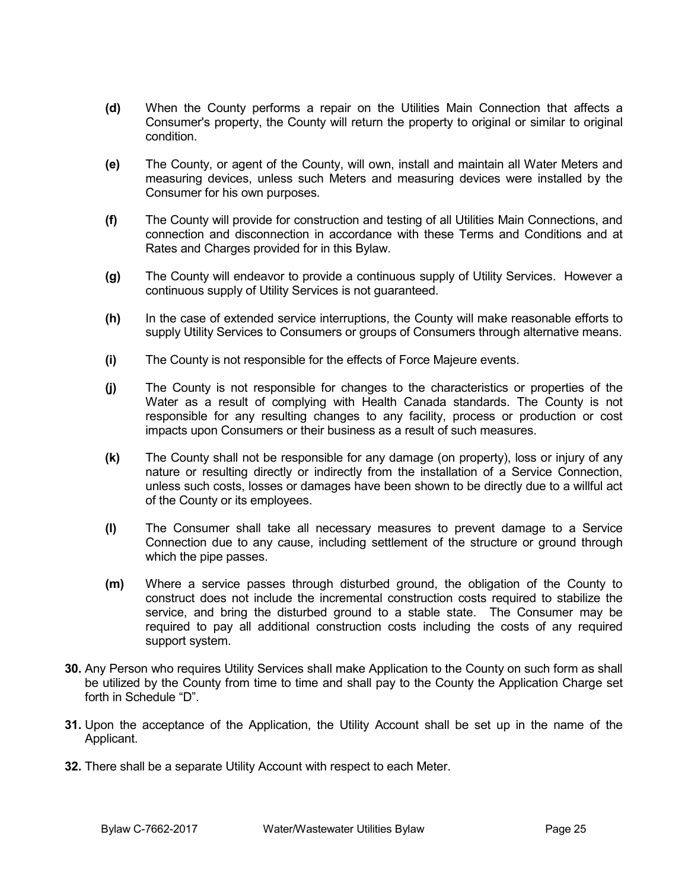**(d)** When the County performs a repair on the Utilities Main Connection that affects a Consumer's property, the County will return the property to original or similar to original condition.

**(e)** The County, or agent of the County, will own, install and maintain all Water Meters and measuring devices, unless such Meters and measuring devices were installed by the Consumer for his own purposes.

**(f)** The County will provide for construction and testing of all Utilities Main Connections, and connection and disconnection in accordance with these Terms and Conditions and at Rates and Charges provided for in this Bylaw.

**(g)** The County will endeavor to provide a continuous supply of Utility Services. However a continuous supply of Utility Services is not guaranteed.

**(h)** In the case of extended service interruptions, the County will make reasonable efforts to supply Utility Services to Consumers or groups of Consumers through alternative means.

**(i)** The County is not responsible for the effects of Force Majeure events.

**(j)** The County is not responsible for changes to the characteristics or properties of the Water as a result of complying with Health Canada standards. The County is not responsible for any resulting changes to any facility, process or production or cost impacts upon Consumers or their business as a result of such measures.

**(k)** The County shall not be responsible for any damage (on property), loss or injury of any nature or resulting directly or indirectly from the installation of a Service Connection, unless such costs, losses or damages have been shown to be directly due to a willful act of the County or its employees.

**(l)** The Consumer shall take all necessary measures to prevent damage to a Service Connection due to any cause, including settlement of the structure or ground through which the pipe passes.

**(m)** Where a service passes through disturbed ground, the obligation of the County to construct does not include the incremental construction costs required to stabilize the service, and bring the disturbed ground to a stable state. The Consumer may be required to pay all additional construction costs including the costs of any required support system.

**30.** Any Person who requires Utility Services shall make Application to the County on such form as shall be utilized by the County from time to time and shall pay to the County the Application Charge set forth in Schedule "D".

**31.** Upon the acceptance of the Application, the Utility Account shall be set up in the name of the Applicant.

**32.** There shall be a separate Utility Account with respect to each Meter.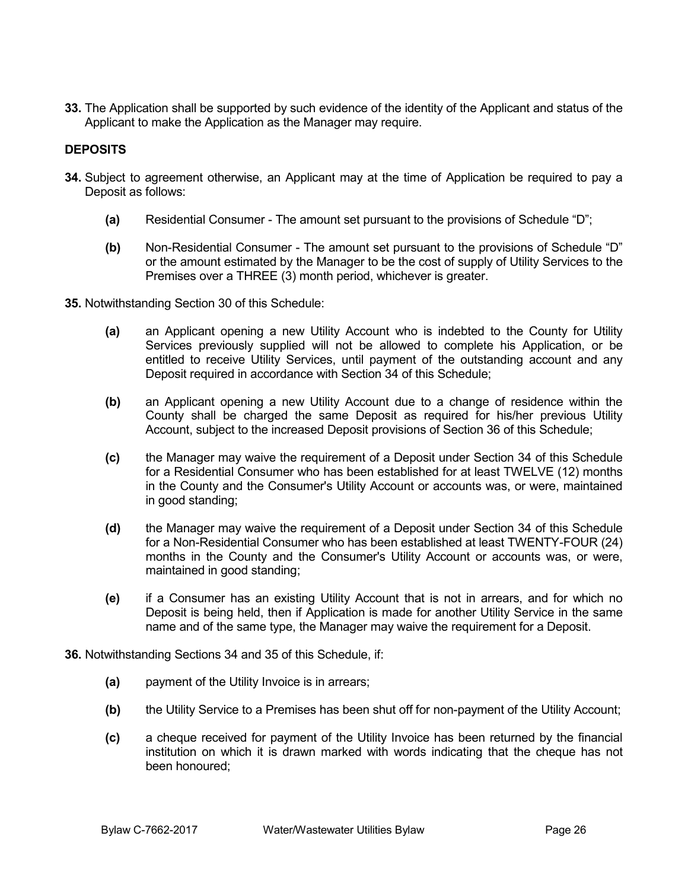**33.** The Application shall be supported by such evidence of the identity of the Applicant and status of the Applicant to make the Application as the Manager may require.

**DEPOSITS**

**34.** Subject to agreement otherwise, an Applicant may at the time of Application be required to pay a Deposit as follows:

> **(a)** Residential Consumer - The amount set pursuant to the provisions of Schedule "D";
>
> **(b)** Non-Residential Consumer - The amount set pursuant to the provisions of Schedule "D" or the amount estimated by the Manager to be the cost of supply of Utility Services to the Premises over a THREE (3) month period, whichever is greater.

**35.** Notwithstanding Section 30 of this Schedule:

> **(a)** an Applicant opening a new Utility Account who is indebted to the County for Utility Services previously supplied will not be allowed to complete his Application, or be entitled to receive Utility Services, until payment of the outstanding account and any Deposit required in accordance with Section 34 of this Schedule;
>
> **(b)** an Applicant opening a new Utility Account due to a change of residence within the County shall be charged the same Deposit as required for his/her previous Utility Account, subject to the increased Deposit provisions of Section 36 of this Schedule;
>
> **(c)** the Manager may waive the requirement of a Deposit under Section 34 of this Schedule for a Residential Consumer who has been established for at least TWELVE (12) months in the County and the Consumer's Utility Account or accounts was, or were, maintained in good standing;
>
> **(d)** the Manager may waive the requirement of a Deposit under Section 34 of this Schedule for a Non-Residential Consumer who has been established at least TWENTY-FOUR (24) months in the County and the Consumer's Utility Account or accounts was, or were, maintained in good standing;
>
> **(e)** if a Consumer has an existing Utility Account that is not in arrears, and for which no Deposit is being held, then if Application is made for another Utility Service in the same name and of the same type, the Manager may waive the requirement for a Deposit.

**36.** Notwithstanding Sections 34 and 35 of this Schedule, if:

> **(a)** payment of the Utility Invoice is in arrears;
>
> **(b)** the Utility Service to a Premises has been shut off for non-payment of the Utility Account;
>
> **(c)** a cheque received for payment of the Utility Invoice has been returned by the financial institution on which it is drawn marked with words indicating that the cheque has not been honoured;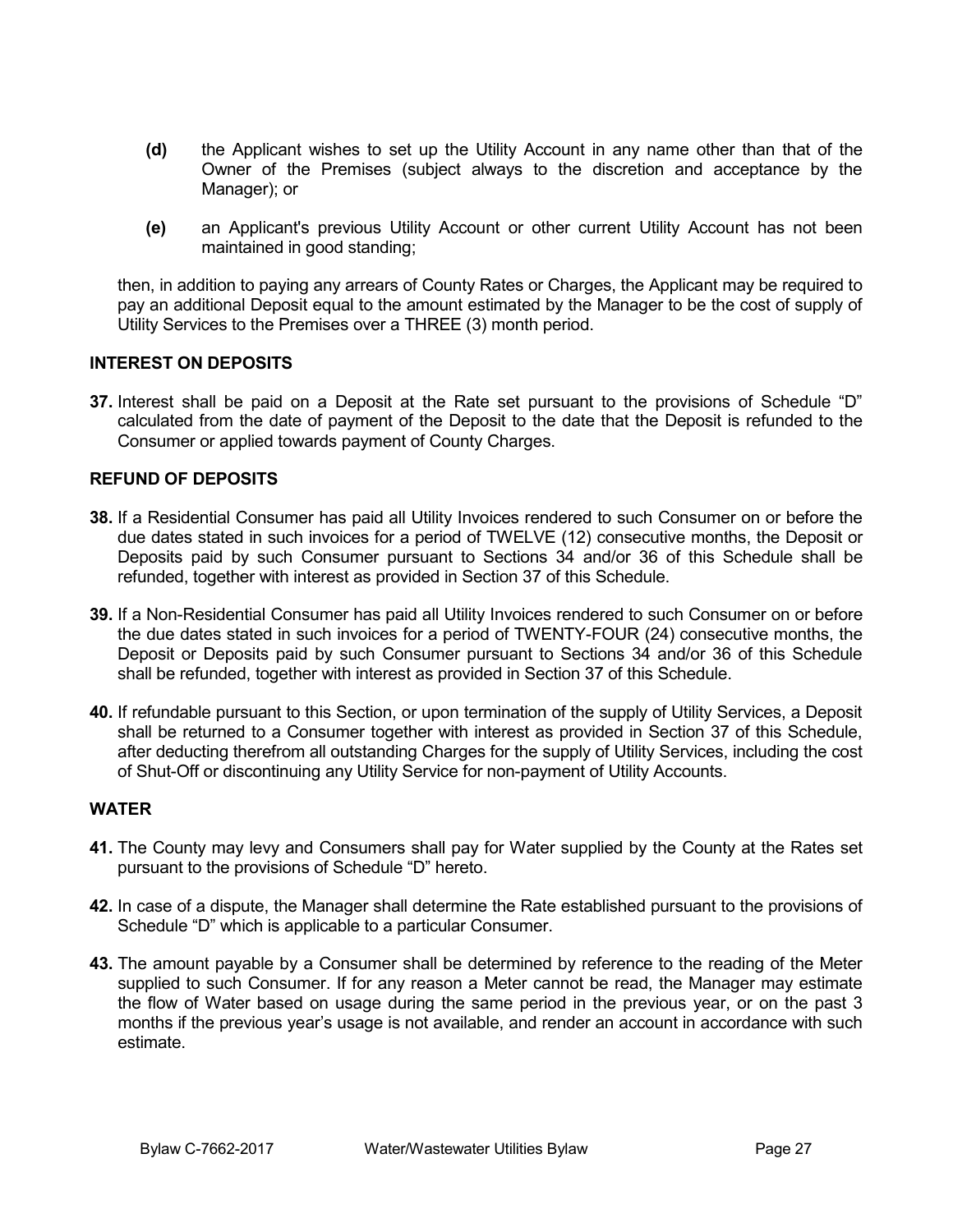**(d)** the Applicant wishes to set up the Utility Account in any name other than that of the Owner of the Premises (subject always to the discretion and acceptance by the Manager); or

**(e)** an Applicant's previous Utility Account or other current Utility Account has not been maintained in good standing;

then, in addition to paying any arrears of County Rates or Charges, the Applicant may be required to pay an additional Deposit equal to the amount estimated by the Manager to be the cost of supply of Utility Services to the Premises over a THREE (3) month period.

### INTEREST ON DEPOSITS

**37.** Interest shall be paid on a Deposit at the Rate set pursuant to the provisions of Schedule "D" calculated from the date of payment of the Deposit to the date that the Deposit is refunded to the Consumer or applied towards payment of County Charges.

### REFUND OF DEPOSITS

**38.** If a Residential Consumer has paid all Utility Invoices rendered to such Consumer on or before the due dates stated in such invoices for a period of TWELVE (12) consecutive months, the Deposit or Deposits paid by such Consumer pursuant to Sections 34 and/or 36 of this Schedule shall be refunded, together with interest as provided in Section 37 of this Schedule.

**39.** If a Non-Residential Consumer has paid all Utility Invoices rendered to such Consumer on or before the due dates stated in such invoices for a period of TWENTY-FOUR (24) consecutive months, the Deposit or Deposits paid by such Consumer pursuant to Sections 34 and/or 36 of this Schedule shall be refunded, together with interest as provided in Section 37 of this Schedule.

**40.** If refundable pursuant to this Section, or upon termination of the supply of Utility Services, a Deposit shall be returned to a Consumer together with interest as provided in Section 37 of this Schedule, after deducting therefrom all outstanding Charges for the supply of Utility Services, including the cost of Shut-Off or discontinuing any Utility Service for non-payment of Utility Accounts.

### WATER

**41.** The County may levy and Consumers shall pay for Water supplied by the County at the Rates set pursuant to the provisions of Schedule "D" hereto.

**42.** In case of a dispute, the Manager shall determine the Rate established pursuant to the provisions of Schedule "D" which is applicable to a particular Consumer.

**43.** The amount payable by a Consumer shall be determined by reference to the reading of the Meter supplied to such Consumer. If for any reason a Meter cannot be read, the Manager may estimate the flow of Water based on usage during the same period in the previous year, or on the past 3 months if the previous year's usage is not available, and render an account in accordance with such estimate.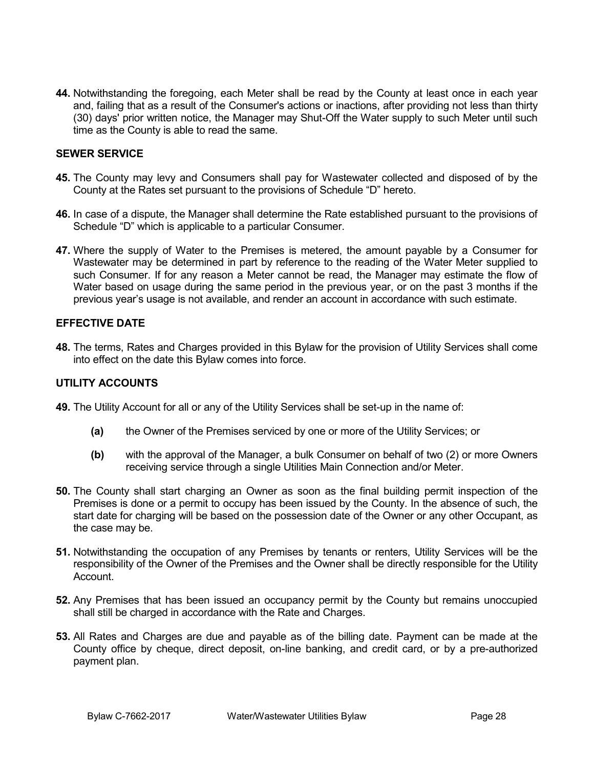**44.** Notwithstanding the foregoing, each Meter shall be read by the County at least once in each year and, failing that as a result of the Consumer's actions or inactions, after providing not less than thirty (30) days' prior written notice, the Manager may Shut-Off the Water supply to such Meter until such time as the County is able to read the same.

### SEWER SERVICE

**45.** The County may levy and Consumers shall pay for Wastewater collected and disposed of by the County at the Rates set pursuant to the provisions of Schedule "D" hereto.

**46.** In case of a dispute, the Manager shall determine the Rate established pursuant to the provisions of Schedule "D" which is applicable to a particular Consumer.

**47.** Where the supply of Water to the Premises is metered, the amount payable by a Consumer for Wastewater may be determined in part by reference to the reading of the Water Meter supplied to such Consumer. If for any reason a Meter cannot be read, the Manager may estimate the flow of Water based on usage during the same period in the previous year, or on the past 3 months if the previous year's usage is not available, and render an account in accordance with such estimate.

### EFFECTIVE DATE

**48.** The terms, Rates and Charges provided in this Bylaw for the provision of Utility Services shall come into effect on the date this Bylaw comes into force.

### UTILITY ACCOUNTS

**49.** The Utility Account for all or any of the Utility Services shall be set-up in the name of:

- **(a)** the Owner of the Premises serviced by one or more of the Utility Services; or
- **(b)** with the approval of the Manager, a bulk Consumer on behalf of two (2) or more Owners receiving service through a single Utilities Main Connection and/or Meter.

**50.** The County shall start charging an Owner as soon as the final building permit inspection of the Premises is done or a permit to occupy has been issued by the County. In the absence of such, the start date for charging will be based on the possession date of the Owner or any other Occupant, as the case may be.

**51.** Notwithstanding the occupation of any Premises by tenants or renters, Utility Services will be the responsibility of the Owner of the Premises and the Owner shall be directly responsible for the Utility Account.

**52.** Any Premises that has been issued an occupancy permit by the County but remains unoccupied shall still be charged in accordance with the Rate and Charges.

**53.** All Rates and Charges are due and payable as of the billing date. Payment can be made at the County office by cheque, direct deposit, on-line banking, and credit card, or by a pre-authorized payment plan.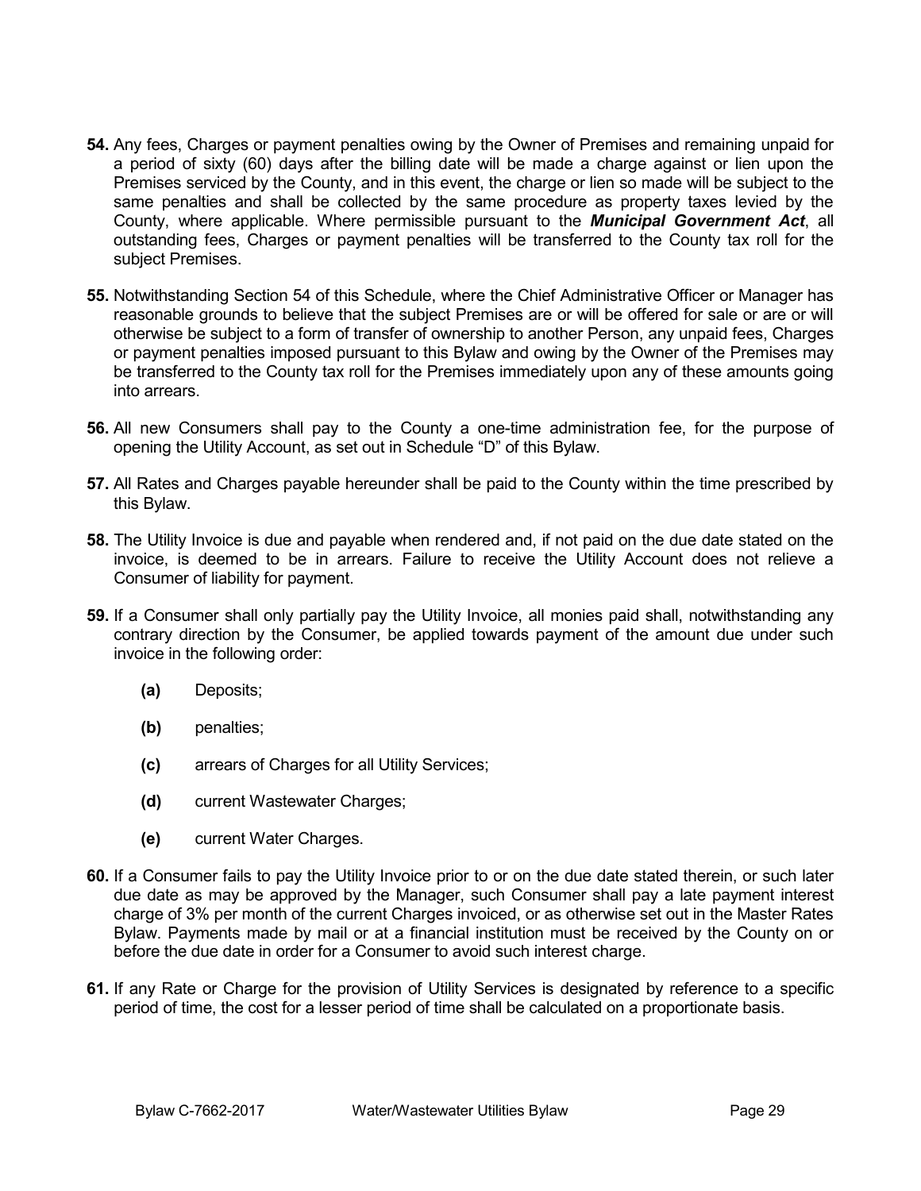**54.** Any fees, Charges or payment penalties owing by the Owner of Premises and remaining unpaid for a period of sixty (60) days after the billing date will be made a charge against or lien upon the Premises serviced by the County, and in this event, the charge or lien so made will be subject to the same penalties and shall be collected by the same procedure as property taxes levied by the County, where applicable. Where permissible pursuant to the ***Municipal Government Act***, all outstanding fees, Charges or payment penalties will be transferred to the County tax roll for the subject Premises.

**55.** Notwithstanding Section 54 of this Schedule, where the Chief Administrative Officer or Manager has reasonable grounds to believe that the subject Premises are or will be offered for sale or are or will otherwise be subject to a form of transfer of ownership to another Person, any unpaid fees, Charges or payment penalties imposed pursuant to this Bylaw and owing by the Owner of the Premises may be transferred to the County tax roll for the Premises immediately upon any of these amounts going into arrears.

**56.** All new Consumers shall pay to the County a one-time administration fee, for the purpose of opening the Utility Account, as set out in Schedule "D" of this Bylaw.

**57.** All Rates and Charges payable hereunder shall be paid to the County within the time prescribed by this Bylaw.

**58.** The Utility Invoice is due and payable when rendered and, if not paid on the due date stated on the invoice, is deemed to be in arrears. Failure to receive the Utility Account does not relieve a Consumer of liability for payment.

**59.** If a Consumer shall only partially pay the Utility Invoice, all monies paid shall, notwithstanding any contrary direction by the Consumer, be applied towards payment of the amount due under such invoice in the following order:

- **(a)** Deposits;
- **(b)** penalties;
- **(c)** arrears of Charges for all Utility Services;
- **(d)** current Wastewater Charges;
- **(e)** current Water Charges.

**60.** If a Consumer fails to pay the Utility Invoice prior to or on the due date stated therein, or such later due date as may be approved by the Manager, such Consumer shall pay a late payment interest charge of 3% per month of the current Charges invoiced, or as otherwise set out in the Master Rates Bylaw. Payments made by mail or at a financial institution must be received by the County on or before the due date in order for a Consumer to avoid such interest charge.

**61.** If any Rate or Charge for the provision of Utility Services is designated by reference to a specific period of time, the cost for a lesser period of time shall be calculated on a proportionate basis.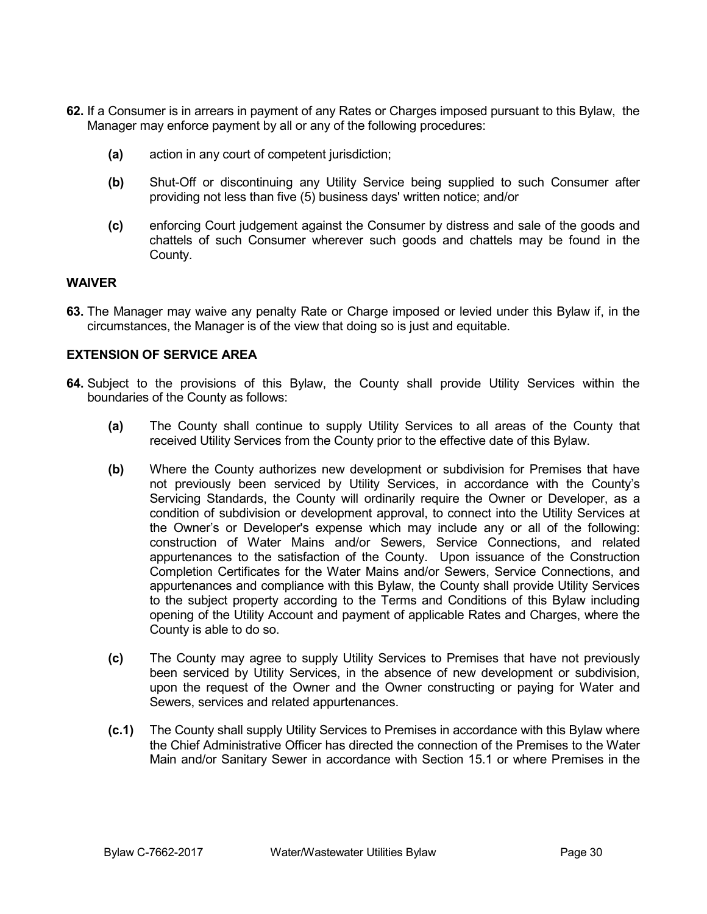**62.** If a Consumer is in arrears in payment of any Rates or Charges imposed pursuant to this Bylaw, the Manager may enforce payment by all or any of the following procedures:

- **(a)** action in any court of competent jurisdiction;
- **(b)** Shut-Off or discontinuing any Utility Service being supplied to such Consumer after providing not less than five (5) business days' written notice; and/or
- **(c)** enforcing Court judgement against the Consumer by distress and sale of the goods and chattels of such Consumer wherever such goods and chattels may be found in the County.

## WAIVER

**63.** The Manager may waive any penalty Rate or Charge imposed or levied under this Bylaw if, in the circumstances, the Manager is of the view that doing so is just and equitable.

## EXTENSION OF SERVICE AREA

**64.** Subject to the provisions of this Bylaw, the County shall provide Utility Services within the boundaries of the County as follows:

- **(a)** The County shall continue to supply Utility Services to all areas of the County that received Utility Services from the County prior to the effective date of this Bylaw.
- **(b)** Where the County authorizes new development or subdivision for Premises that have not previously been serviced by Utility Services, in accordance with the County's Servicing Standards, the County will ordinarily require the Owner or Developer, as a condition of subdivision or development approval, to connect into the Utility Services at the Owner's or Developer's expense which may include any or all of the following: construction of Water Mains and/or Sewers, Service Connections, and related appurtenances to the satisfaction of the County. Upon issuance of the Construction Completion Certificates for the Water Mains and/or Sewers, Service Connections, and appurtenances and compliance with this Bylaw, the County shall provide Utility Services to the subject property according to the Terms and Conditions of this Bylaw including opening of the Utility Account and payment of applicable Rates and Charges, where the County is able to do so.
- **(c)** The County may agree to supply Utility Services to Premises that have not previously been serviced by Utility Services, in the absence of new development or subdivision, upon the request of the Owner and the Owner constructing or paying for Water and Sewers, services and related appurtenances.
- **(c.1)** The County shall supply Utility Services to Premises in accordance with this Bylaw where the Chief Administrative Officer has directed the connection of the Premises to the Water Main and/or Sanitary Sewer in accordance with Section 15.1 or where Premises in the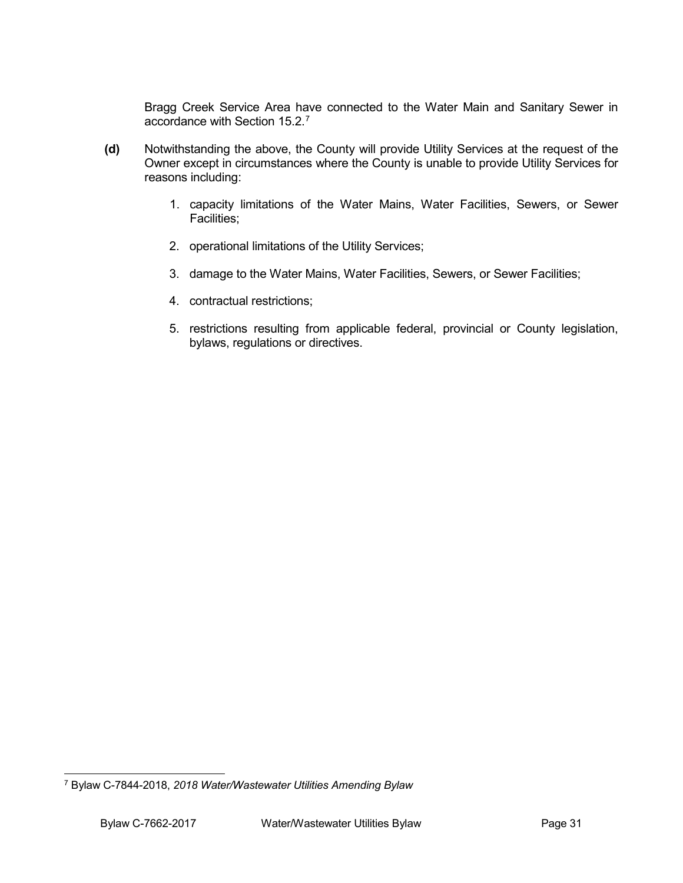Bragg Creek Service Area have connected to the Water Main and Sanitary Sewer in accordance with Section 15.2.[7]

**(d)** Notwithstanding the above, the County will provide Utility Services at the request of the Owner except in circumstances where the County is unable to provide Utility Services for reasons including:

1. capacity limitations of the Water Mains, Water Facilities, Sewers, or Sewer Facilities;
2. operational limitations of the Utility Services;
3. damage to the Water Mains, Water Facilities, Sewers, or Sewer Facilities;
4. contractual restrictions;
5. restrictions resulting from applicable federal, provincial or County legislation, bylaws, regulations or directives.

---

[7] Bylaw C-7844-2018, *2018 Water/Wastewater Utilities Amending Bylaw*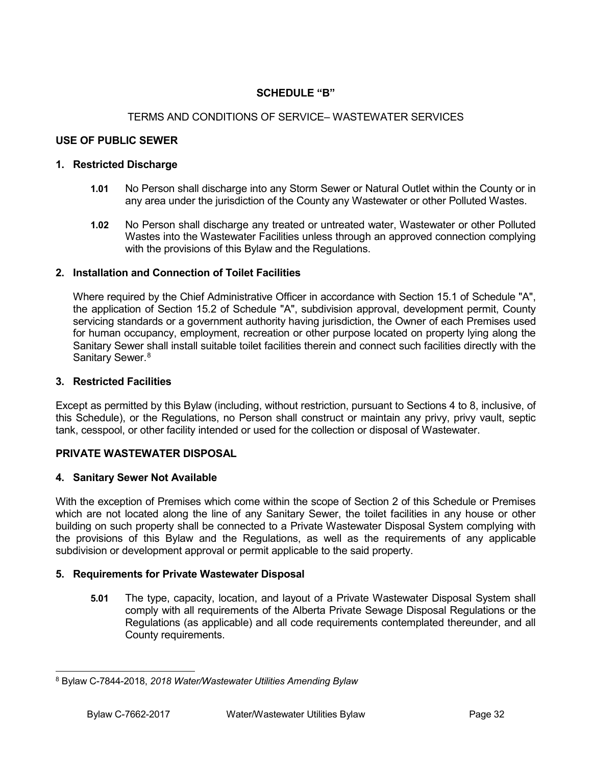## SCHEDULE "B"

TERMS AND CONDITIONS OF SERVICE– WASTEWATER SERVICES

### USE OF PUBLIC SEWER

#### 1. Restricted Discharge

**1.01** No Person shall discharge into any Storm Sewer or Natural Outlet within the County or in any area under the jurisdiction of the County any Wastewater or other Polluted Wastes.

**1.02** No Person shall discharge any treated or untreated water, Wastewater or other Polluted Wastes into the Wastewater Facilities unless through an approved connection complying with the provisions of this Bylaw and the Regulations.

#### 2. Installation and Connection of Toilet Facilities

Where required by the Chief Administrative Officer in accordance with Section 15.1 of Schedule "A", the application of Section 15.2 of Schedule "A", subdivision approval, development permit, County servicing standards or a government authority having jurisdiction, the Owner of each Premises used for human occupancy, employment, recreation or other purpose located on property lying along the Sanitary Sewer shall install suitable toilet facilities therein and connect such facilities directly with the Sanitary Sewer.[8]

#### 3. Restricted Facilities

Except as permitted by this Bylaw (including, without restriction, pursuant to Sections 4 to 8, inclusive, of this Schedule), or the Regulations, no Person shall construct or maintain any privy, privy vault, septic tank, cesspool, or other facility intended or used for the collection or disposal of Wastewater.

### PRIVATE WASTEWATER DISPOSAL

#### 4. Sanitary Sewer Not Available

With the exception of Premises which come within the scope of Section 2 of this Schedule or Premises which are not located along the line of any Sanitary Sewer, the toilet facilities in any house or other building on such property shall be connected to a Private Wastewater Disposal System complying with the provisions of this Bylaw and the Regulations, as well as the requirements of any applicable subdivision or development approval or permit applicable to the said property.

#### 5. Requirements for Private Wastewater Disposal

**5.01** The type, capacity, location, and layout of a Private Wastewater Disposal System shall comply with all requirements of the Alberta Private Sewage Disposal Regulations or the Regulations (as applicable) and all code requirements contemplated thereunder, and all County requirements.

---

[8] Bylaw C-7844-2018, *2018 Water/Wastewater Utilities Amending Bylaw*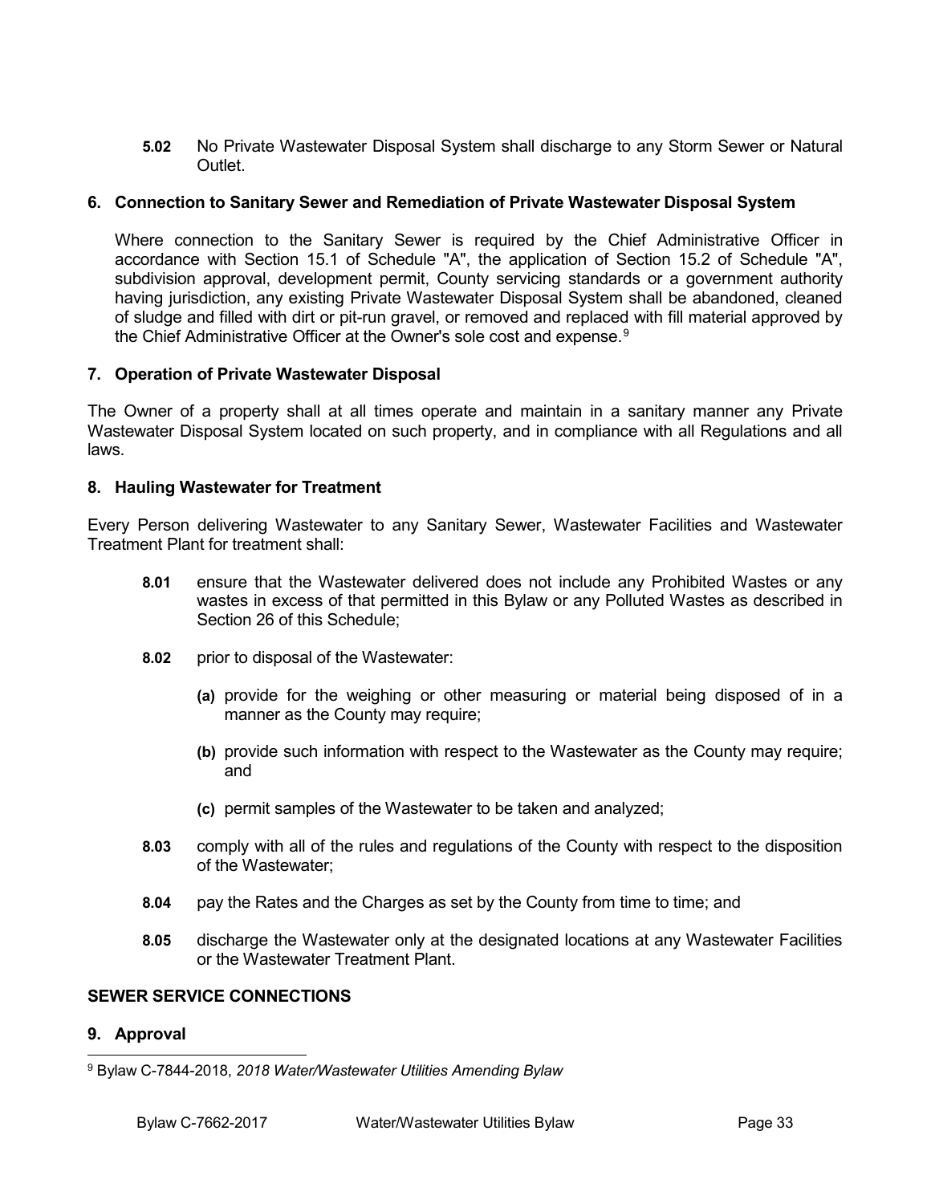**5.02** No Private Wastewater Disposal System shall discharge to any Storm Sewer or Natural Outlet.

### 6. Connection to Sanitary Sewer and Remediation of Private Wastewater Disposal System

Where connection to the Sanitary Sewer is required by the Chief Administrative Officer in accordance with Section 15.1 of Schedule "A", the application of Section 15.2 of Schedule "A", subdivision approval, development permit, County servicing standards or a government authority having jurisdiction, any existing Private Wastewater Disposal System shall be abandoned, cleaned of sludge and filled with dirt or pit-run gravel, or removed and replaced with fill material approved by the Chief Administrative Officer at the Owner's sole cost and expense.[9]

### 7. Operation of Private Wastewater Disposal

The Owner of a property shall at all times operate and maintain in a sanitary manner any Private Wastewater Disposal System located on such property, and in compliance with all Regulations and all laws.

### 8. Hauling Wastewater for Treatment

Every Person delivering Wastewater to any Sanitary Sewer, Wastewater Facilities and Wastewater Treatment Plant for treatment shall:

**8.01** ensure that the Wastewater delivered does not include any Prohibited Wastes or any wastes in excess of that permitted in this Bylaw or any Polluted Wastes as described in Section 26 of this Schedule;

**8.02** prior to disposal of the Wastewater:

- **(a)** provide for the weighing or other measuring or material being disposed of in a manner as the County may require;
- **(b)** provide such information with respect to the Wastewater as the County may require; and
- **(c)** permit samples of the Wastewater to be taken and analyzed;

**8.03** comply with all of the rules and regulations of the County with respect to the disposition of the Wastewater;

**8.04** pay the Rates and the Charges as set by the County from time to time; and

**8.05** discharge the Wastewater only at the designated locations at any Wastewater Facilities or the Wastewater Treatment Plant.

## SEWER SERVICE CONNECTIONS

### 9. Approval

---

[9] Bylaw C-7844-2018, *2018 Water/Wastewater Utilities Amending Bylaw*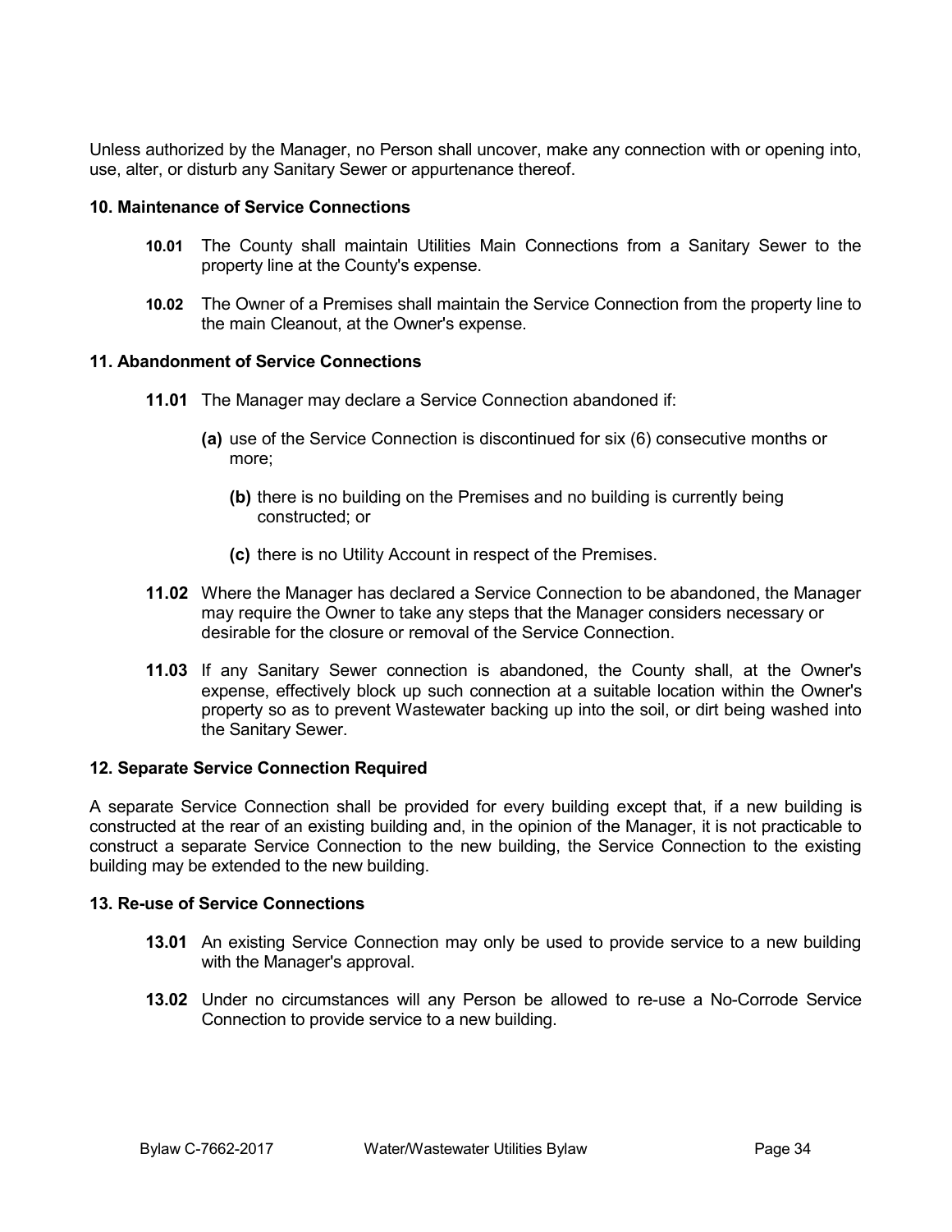Unless authorized by the Manager, no Person shall uncover, make any connection with or opening into, use, alter, or disturb any Sanitary Sewer or appurtenance thereof.

### 10. Maintenance of Service Connections

**10.01** The County shall maintain Utilities Main Connections from a Sanitary Sewer to the property line at the County's expense.

**10.02** The Owner of a Premises shall maintain the Service Connection from the property line to the main Cleanout, at the Owner's expense.

### 11. Abandonment of Service Connections

**11.01** The Manager may declare a Service Connection abandoned if:

- **(a)** use of the Service Connection is discontinued for six (6) consecutive months or more;
- **(b)** there is no building on the Premises and no building is currently being constructed; or
- **(c)** there is no Utility Account in respect of the Premises.

**11.02** Where the Manager has declared a Service Connection to be abandoned, the Manager may require the Owner to take any steps that the Manager considers necessary or desirable for the closure or removal of the Service Connection.

**11.03** If any Sanitary Sewer connection is abandoned, the County shall, at the Owner's expense, effectively block up such connection at a suitable location within the Owner's property so as to prevent Wastewater backing up into the soil, or dirt being washed into the Sanitary Sewer.

### 12. Separate Service Connection Required

A separate Service Connection shall be provided for every building except that, if a new building is constructed at the rear of an existing building and, in the opinion of the Manager, it is not practicable to construct a separate Service Connection to the new building, the Service Connection to the existing building may be extended to the new building.

### 13. Re-use of Service Connections

**13.01** An existing Service Connection may only be used to provide service to a new building with the Manager's approval.

**13.02** Under no circumstances will any Person be allowed to re-use a No-Corrode Service Connection to provide service to a new building.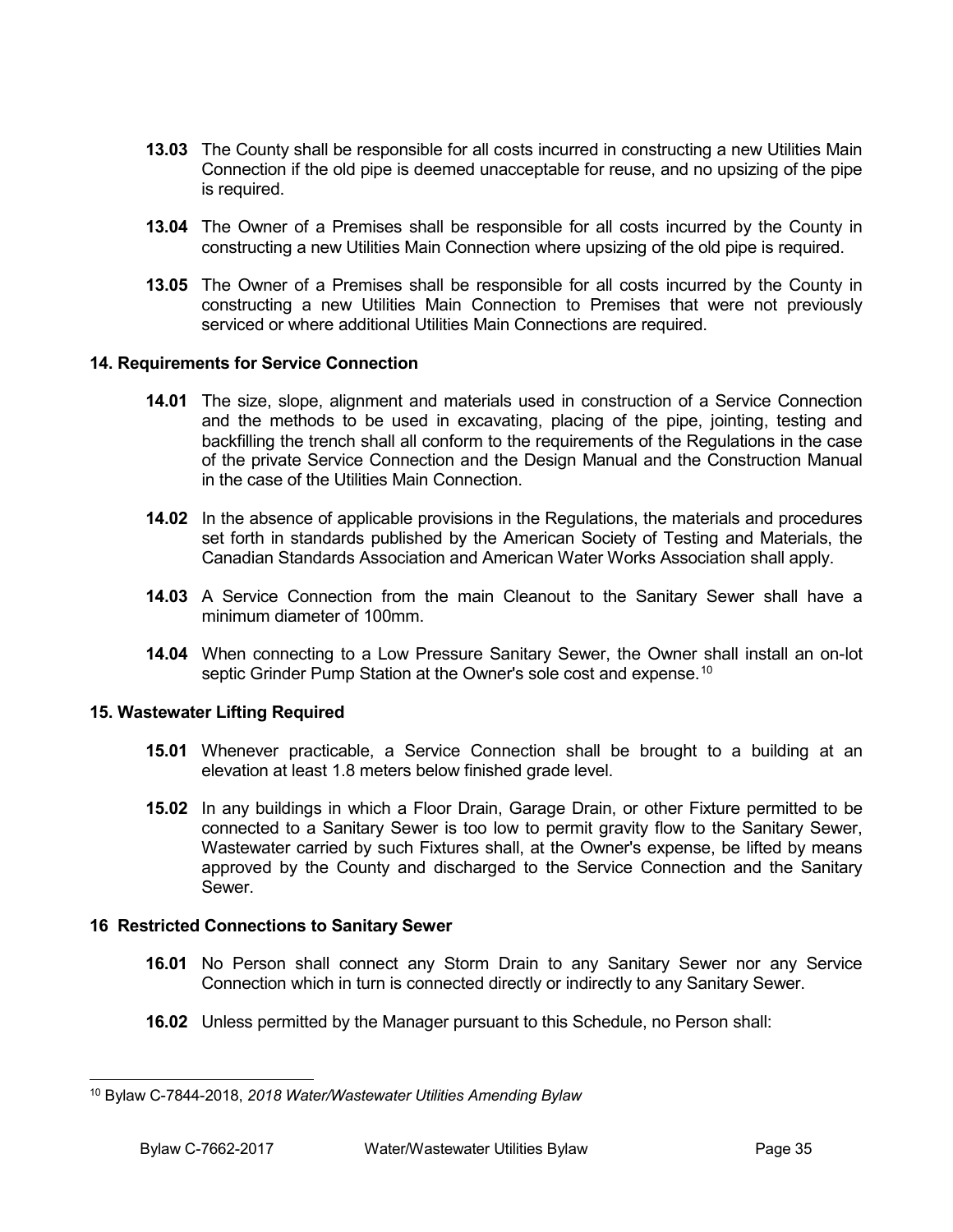**13.03** The County shall be responsible for all costs incurred in constructing a new Utilities Main Connection if the old pipe is deemed unacceptable for reuse, and no upsizing of the pipe is required.

**13.04** The Owner of a Premises shall be responsible for all costs incurred by the County in constructing a new Utilities Main Connection where upsizing of the old pipe is required.

**13.05** The Owner of a Premises shall be responsible for all costs incurred by the County in constructing a new Utilities Main Connection to Premises that were not previously serviced or where additional Utilities Main Connections are required.

### 14. Requirements for Service Connection

**14.01** The size, slope, alignment and materials used in construction of a Service Connection and the methods to be used in excavating, placing of the pipe, jointing, testing and backfilling the trench shall all conform to the requirements of the Regulations in the case of the private Service Connection and the Design Manual and the Construction Manual in the case of the Utilities Main Connection.

**14.02** In the absence of applicable provisions in the Regulations, the materials and procedures set forth in standards published by the American Society of Testing and Materials, the Canadian Standards Association and American Water Works Association shall apply.

**14.03** A Service Connection from the main Cleanout to the Sanitary Sewer shall have a minimum diameter of 100mm.

**14.04** When connecting to a Low Pressure Sanitary Sewer, the Owner shall install an on-lot septic Grinder Pump Station at the Owner's sole cost and expense.[10]

### 15. Wastewater Lifting Required

**15.01** Whenever practicable, a Service Connection shall be brought to a building at an elevation at least 1.8 meters below finished grade level.

**15.02** In any buildings in which a Floor Drain, Garage Drain, or other Fixture permitted to be connected to a Sanitary Sewer is too low to permit gravity flow to the Sanitary Sewer, Wastewater carried by such Fixtures shall, at the Owner's expense, be lifted by means approved by the County and discharged to the Service Connection and the Sanitary Sewer.

### 16 Restricted Connections to Sanitary Sewer

**16.01** No Person shall connect any Storm Drain to any Sanitary Sewer nor any Service Connection which in turn is connected directly or indirectly to any Sanitary Sewer.

**16.02** Unless permitted by the Manager pursuant to this Schedule, no Person shall:

---

[10] Bylaw C-7844-2018, *2018 Water/Wastewater Utilities Amending Bylaw*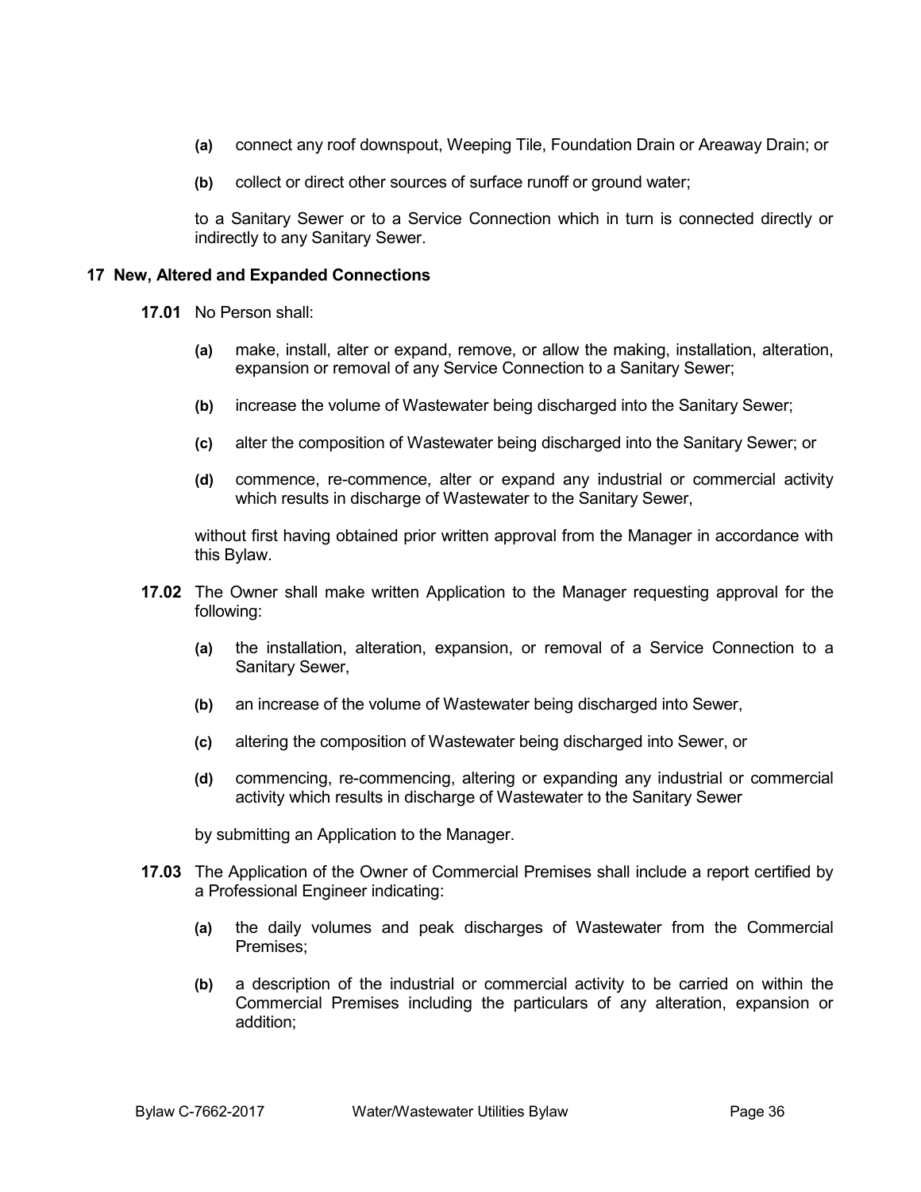- **(a)** connect any roof downspout, Weeping Tile, Foundation Drain or Areaway Drain; or

- **(b)** collect or direct other sources of surface runoff or ground water;

to a Sanitary Sewer or to a Service Connection which in turn is connected directly or indirectly to any Sanitary Sewer.

## 17 New, Altered and Expanded Connections

**17.01** No Person shall:

- **(a)** make, install, alter or expand, remove, or allow the making, installation, alteration, expansion or removal of any Service Connection to a Sanitary Sewer;

- **(b)** increase the volume of Wastewater being discharged into the Sanitary Sewer;

- **(c)** alter the composition of Wastewater being discharged into the Sanitary Sewer; or

- **(d)** commence, re-commence, alter or expand any industrial or commercial activity which results in discharge of Wastewater to the Sanitary Sewer,

without first having obtained prior written approval from the Manager in accordance with this Bylaw.

**17.02** The Owner shall make written Application to the Manager requesting approval for the following:

- **(a)** the installation, alteration, expansion, or removal of a Service Connection to a Sanitary Sewer,

- **(b)** an increase of the volume of Wastewater being discharged into Sewer,

- **(c)** altering the composition of Wastewater being discharged into Sewer, or

- **(d)** commencing, re-commencing, altering or expanding any industrial or commercial activity which results in discharge of Wastewater to the Sanitary Sewer

by submitting an Application to the Manager.

**17.03** The Application of the Owner of Commercial Premises shall include a report certified by a Professional Engineer indicating:

- **(a)** the daily volumes and peak discharges of Wastewater from the Commercial Premises;

- **(b)** a description of the industrial or commercial activity to be carried on within the Commercial Premises including the particulars of any alteration, expansion or addition;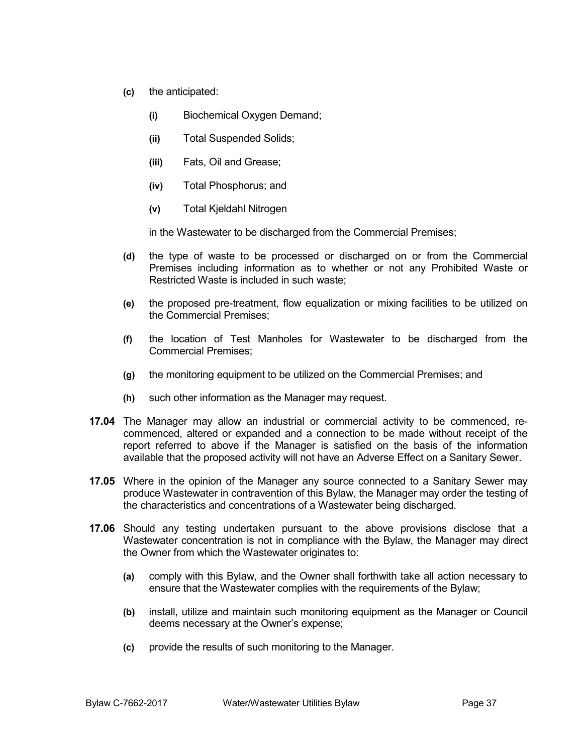**(c)** the anticipated:

**(i)** Biochemical Oxygen Demand;

**(ii)** Total Suspended Solids;

**(iii)** Fats, Oil and Grease;

**(iv)** Total Phosphorus; and

**(v)** Total Kjeldahl Nitrogen

in the Wastewater to be discharged from the Commercial Premises;

**(d)** the type of waste to be processed or discharged on or from the Commercial Premises including information as to whether or not any Prohibited Waste or Restricted Waste is included in such waste;

**(e)** the proposed pre-treatment, flow equalization or mixing facilities to be utilized on the Commercial Premises;

**(f)** the location of Test Manholes for Wastewater to be discharged from the Commercial Premises;

**(g)** the monitoring equipment to be utilized on the Commercial Premises; and

**(h)** such other information as the Manager may request.

**17.04** The Manager may allow an industrial or commercial activity to be commenced, re-commenced, altered or expanded and a connection to be made without receipt of the report referred to above if the Manager is satisfied on the basis of the information available that the proposed activity will not have an Adverse Effect on a Sanitary Sewer.

**17.05** Where in the opinion of the Manager any source connected to a Sanitary Sewer may produce Wastewater in contravention of this Bylaw, the Manager may order the testing of the characteristics and concentrations of a Wastewater being discharged.

**17.06** Should any testing undertaken pursuant to the above provisions disclose that a Wastewater concentration is not in compliance with the Bylaw, the Manager may direct the Owner from which the Wastewater originates to:

**(a)** comply with this Bylaw, and the Owner shall forthwith take all action necessary to ensure that the Wastewater complies with the requirements of the Bylaw;

**(b)** install, utilize and maintain such monitoring equipment as the Manager or Council deems necessary at the Owner's expense;

**(c)** provide the results of such monitoring to the Manager.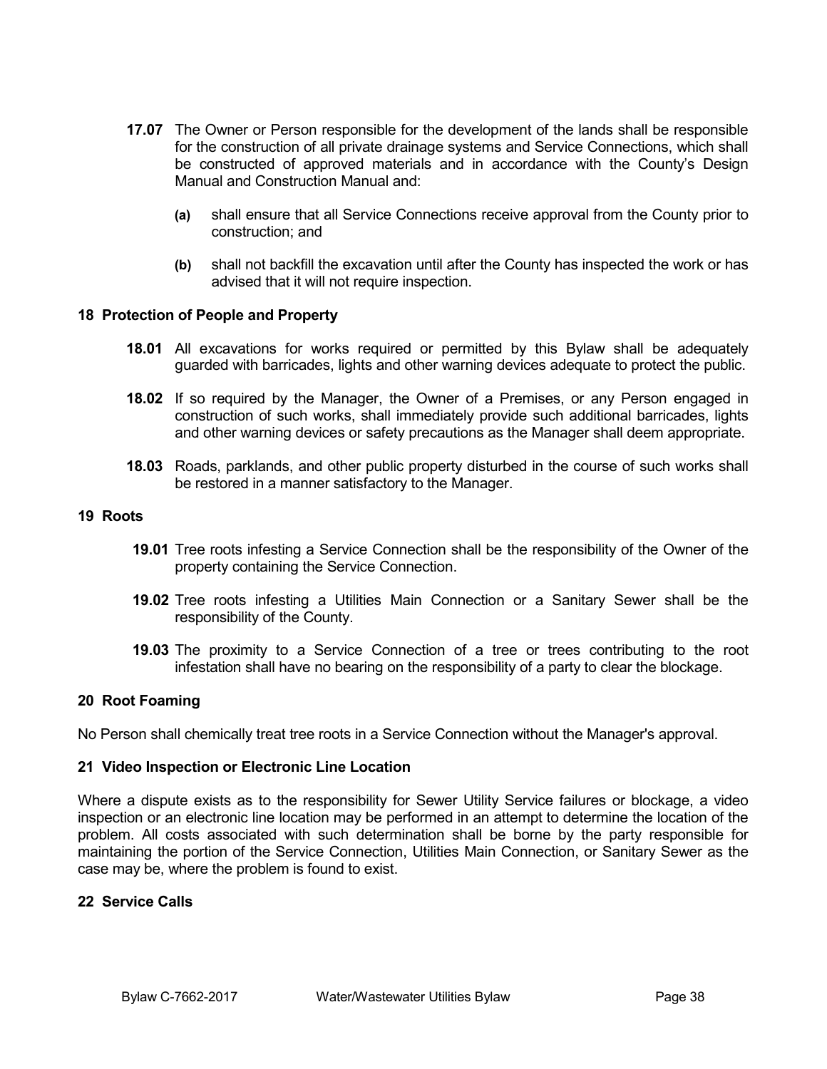**17.07** The Owner or Person responsible for the development of the lands shall be responsible for the construction of all private drainage systems and Service Connections, which shall be constructed of approved materials and in accordance with the County's Design Manual and Construction Manual and:

- **(a)** shall ensure that all Service Connections receive approval from the County prior to construction; and
- **(b)** shall not backfill the excavation until after the County has inspected the work or has advised that it will not require inspection.

## 18 Protection of People and Property

**18.01** All excavations for works required or permitted by this Bylaw shall be adequately guarded with barricades, lights and other warning devices adequate to protect the public.

**18.02** If so required by the Manager, the Owner of a Premises, or any Person engaged in construction of such works, shall immediately provide such additional barricades, lights and other warning devices or safety precautions as the Manager shall deem appropriate.

**18.03** Roads, parklands, and other public property disturbed in the course of such works shall be restored in a manner satisfactory to the Manager.

## 19 Roots

**19.01** Tree roots infesting a Service Connection shall be the responsibility of the Owner of the property containing the Service Connection.

**19.02** Tree roots infesting a Utilities Main Connection or a Sanitary Sewer shall be the responsibility of the County.

**19.03** The proximity to a Service Connection of a tree or trees contributing to the root infestation shall have no bearing on the responsibility of a party to clear the blockage.

## 20 Root Foaming

No Person shall chemically treat tree roots in a Service Connection without the Manager's approval.

## 21 Video Inspection or Electronic Line Location

Where a dispute exists as to the responsibility for Sewer Utility Service failures or blockage, a video inspection or an electronic line location may be performed in an attempt to determine the location of the problem. All costs associated with such determination shall be borne by the party responsible for maintaining the portion of the Service Connection, Utilities Main Connection, or Sanitary Sewer as the case may be, where the problem is found to exist.

## 22 Service Calls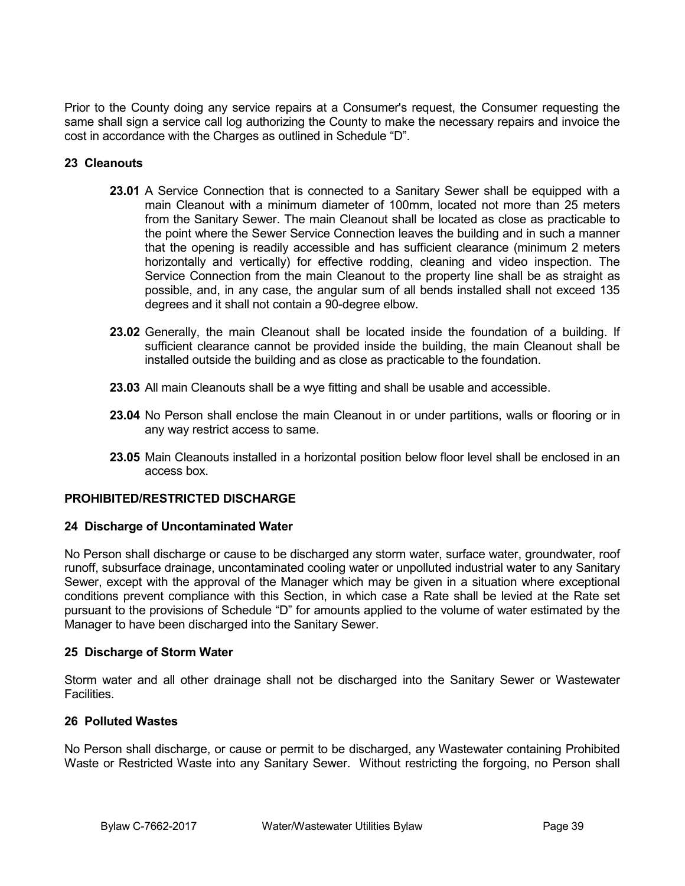Prior to the County doing any service repairs at a Consumer's request, the Consumer requesting the same shall sign a service call log authorizing the County to make the necessary repairs and invoice the cost in accordance with the Charges as outlined in Schedule "D".

### 23 Cleanouts

**23.01** A Service Connection that is connected to a Sanitary Sewer shall be equipped with a main Cleanout with a minimum diameter of 100mm, located not more than 25 meters from the Sanitary Sewer. The main Cleanout shall be located as close as practicable to the point where the Sewer Service Connection leaves the building and in such a manner that the opening is readily accessible and has sufficient clearance (minimum 2 meters horizontally and vertically) for effective rodding, cleaning and video inspection. The Service Connection from the main Cleanout to the property line shall be as straight as possible, and, in any case, the angular sum of all bends installed shall not exceed 135 degrees and it shall not contain a 90-degree elbow.

**23.02** Generally, the main Cleanout shall be located inside the foundation of a building. If sufficient clearance cannot be provided inside the building, the main Cleanout shall be installed outside the building and as close as practicable to the foundation.

**23.03** All main Cleanouts shall be a wye fitting and shall be usable and accessible.

**23.04** No Person shall enclose the main Cleanout in or under partitions, walls or flooring or in any way restrict access to same.

**23.05** Main Cleanouts installed in a horizontal position below floor level shall be enclosed in an access box.

## PROHIBITED/RESTRICTED DISCHARGE

### 24 Discharge of Uncontaminated Water

No Person shall discharge or cause to be discharged any storm water, surface water, groundwater, roof runoff, subsurface drainage, uncontaminated cooling water or unpolluted industrial water to any Sanitary Sewer, except with the approval of the Manager which may be given in a situation where exceptional conditions prevent compliance with this Section, in which case a Rate shall be levied at the Rate set pursuant to the provisions of Schedule "D" for amounts applied to the volume of water estimated by the Manager to have been discharged into the Sanitary Sewer.

### 25 Discharge of Storm Water

Storm water and all other drainage shall not be discharged into the Sanitary Sewer or Wastewater Facilities.

### 26 Polluted Wastes

No Person shall discharge, or cause or permit to be discharged, any Wastewater containing Prohibited Waste or Restricted Waste into any Sanitary Sewer. Without restricting the forgoing, no Person shall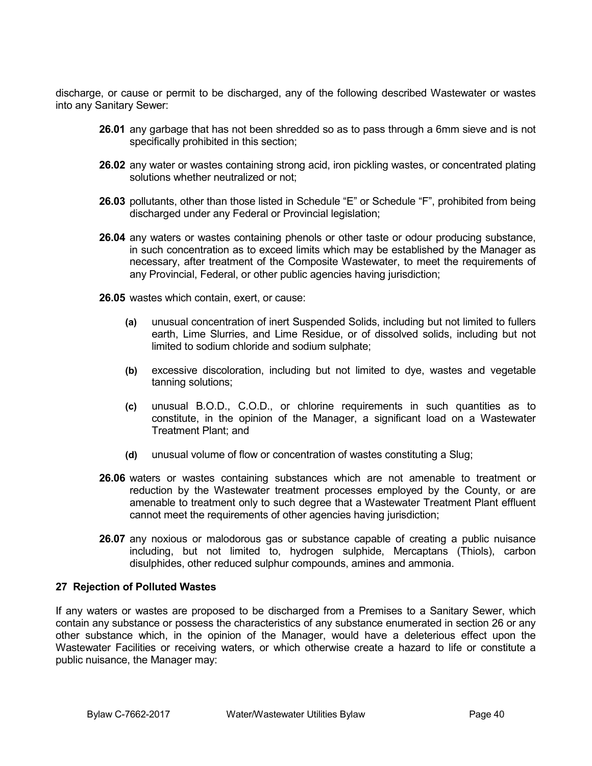discharge, or cause or permit to be discharged, any of the following described Wastewater or wastes into any Sanitary Sewer:

**26.01** any garbage that has not been shredded so as to pass through a 6mm sieve and is not specifically prohibited in this section;

**26.02** any water or wastes containing strong acid, iron pickling wastes, or concentrated plating solutions whether neutralized or not;

**26.03** pollutants, other than those listed in Schedule "E" or Schedule "F", prohibited from being discharged under any Federal or Provincial legislation;

**26.04** any waters or wastes containing phenols or other taste or odour producing substance, in such concentration as to exceed limits which may be established by the Manager as necessary, after treatment of the Composite Wastewater, to meet the requirements of any Provincial, Federal, or other public agencies having jurisdiction;

**26.05** wastes which contain, exert, or cause:

- **(a)** unusual concentration of inert Suspended Solids, including but not limited to fullers earth, Lime Slurries, and Lime Residue, or of dissolved solids, including but not limited to sodium chloride and sodium sulphate;
- **(b)** excessive discoloration, including but not limited to dye, wastes and vegetable tanning solutions;
- **(c)** unusual B.O.D., C.O.D., or chlorine requirements in such quantities as to constitute, in the opinion of the Manager, a significant load on a Wastewater Treatment Plant; and
- **(d)** unusual volume of flow or concentration of wastes constituting a Slug;

**26.06** waters or wastes containing substances which are not amenable to treatment or reduction by the Wastewater treatment processes employed by the County, or are amenable to treatment only to such degree that a Wastewater Treatment Plant effluent cannot meet the requirements of other agencies having jurisdiction;

**26.07** any noxious or malodorous gas or substance capable of creating a public nuisance including, but not limited to, hydrogen sulphide, Mercaptans (Thiols), carbon disulphides, other reduced sulphur compounds, amines and ammonia.

### 27 Rejection of Polluted Wastes

If any waters or wastes are proposed to be discharged from a Premises to a Sanitary Sewer, which contain any substance or possess the characteristics of any substance enumerated in section 26 or any other substance which, in the opinion of the Manager, would have a deleterious effect upon the Wastewater Facilities or receiving waters, or which otherwise create a hazard to life or constitute a public nuisance, the Manager may: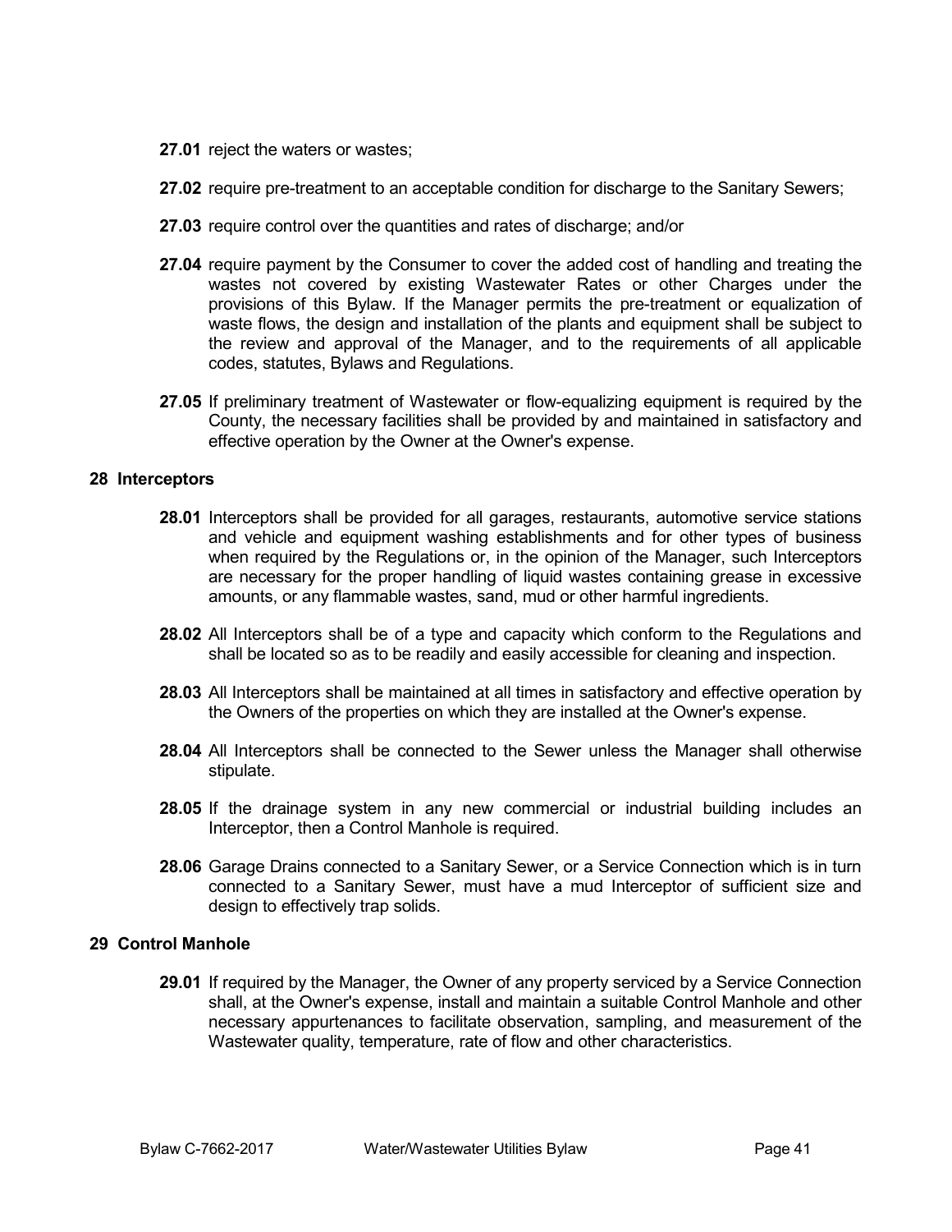**27.01** reject the waters or wastes;

**27.02** require pre-treatment to an acceptable condition for discharge to the Sanitary Sewers;

**27.03** require control over the quantities and rates of discharge; and/or

**27.04** require payment by the Consumer to cover the added cost of handling and treating the wastes not covered by existing Wastewater Rates or other Charges under the provisions of this Bylaw. If the Manager permits the pre-treatment or equalization of waste flows, the design and installation of the plants and equipment shall be subject to the review and approval of the Manager, and to the requirements of all applicable codes, statutes, Bylaws and Regulations.

**27.05** If preliminary treatment of Wastewater or flow-equalizing equipment is required by the County, the necessary facilities shall be provided by and maintained in satisfactory and effective operation by the Owner at the Owner's expense.

## 28 Interceptors

**28.01** Interceptors shall be provided for all garages, restaurants, automotive service stations and vehicle and equipment washing establishments and for other types of business when required by the Regulations or, in the opinion of the Manager, such Interceptors are necessary for the proper handling of liquid wastes containing grease in excessive amounts, or any flammable wastes, sand, mud or other harmful ingredients.

**28.02** All Interceptors shall be of a type and capacity which conform to the Regulations and shall be located so as to be readily and easily accessible for cleaning and inspection.

**28.03** All Interceptors shall be maintained at all times in satisfactory and effective operation by the Owners of the properties on which they are installed at the Owner's expense.

**28.04** All Interceptors shall be connected to the Sewer unless the Manager shall otherwise stipulate.

**28.05** If the drainage system in any new commercial or industrial building includes an Interceptor, then a Control Manhole is required.

**28.06** Garage Drains connected to a Sanitary Sewer, or a Service Connection which is in turn connected to a Sanitary Sewer, must have a mud Interceptor of sufficient size and design to effectively trap solids.

## 29 Control Manhole

**29.01** If required by the Manager, the Owner of any property serviced by a Service Connection shall, at the Owner's expense, install and maintain a suitable Control Manhole and other necessary appurtenances to facilitate observation, sampling, and measurement of the Wastewater quality, temperature, rate of flow and other characteristics.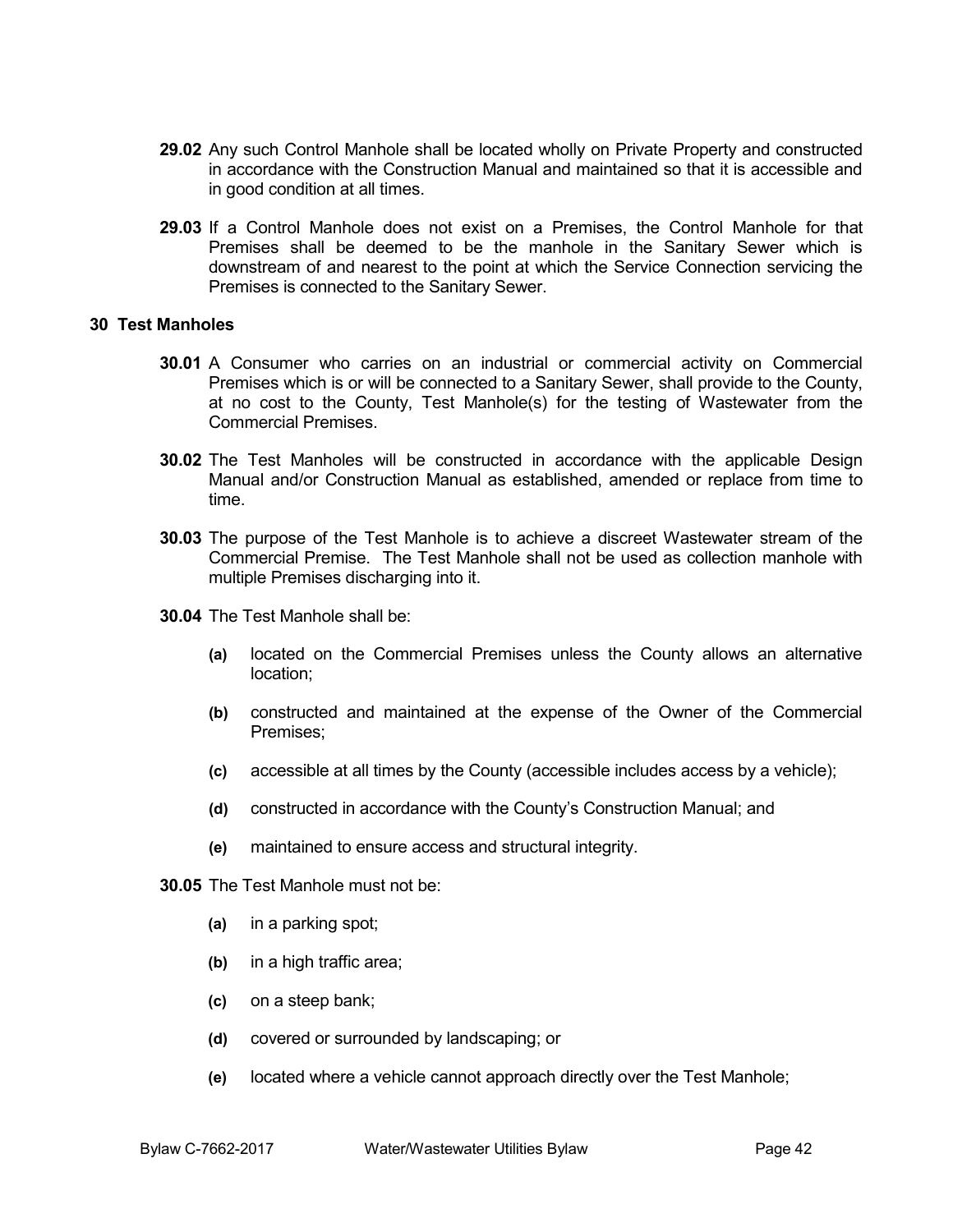**29.02** Any such Control Manhole shall be located wholly on Private Property and constructed in accordance with the Construction Manual and maintained so that it is accessible and in good condition at all times.

**29.03** If a Control Manhole does not exist on a Premises, the Control Manhole for that Premises shall be deemed to be the manhole in the Sanitary Sewer which is downstream of and nearest to the point at which the Service Connection servicing the Premises is connected to the Sanitary Sewer.

## 30 Test Manholes

**30.01** A Consumer who carries on an industrial or commercial activity on Commercial Premises which is or will be connected to a Sanitary Sewer, shall provide to the County, at no cost to the County, Test Manhole(s) for the testing of Wastewater from the Commercial Premises.

**30.02** The Test Manholes will be constructed in accordance with the applicable Design Manual and/or Construction Manual as established, amended or replace from time to time.

**30.03** The purpose of the Test Manhole is to achieve a discreet Wastewater stream of the Commercial Premise. The Test Manhole shall not be used as collection manhole with multiple Premises discharging into it.

**30.04** The Test Manhole shall be:

- **(a)** located on the Commercial Premises unless the County allows an alternative location;
- **(b)** constructed and maintained at the expense of the Owner of the Commercial Premises;
- **(c)** accessible at all times by the County (accessible includes access by a vehicle);
- **(d)** constructed in accordance with the County's Construction Manual; and
- **(e)** maintained to ensure access and structural integrity.

**30.05** The Test Manhole must not be:

- **(a)** in a parking spot;
- **(b)** in a high traffic area;
- **(c)** on a steep bank;
- **(d)** covered or surrounded by landscaping; or
- **(e)** located where a vehicle cannot approach directly over the Test Manhole;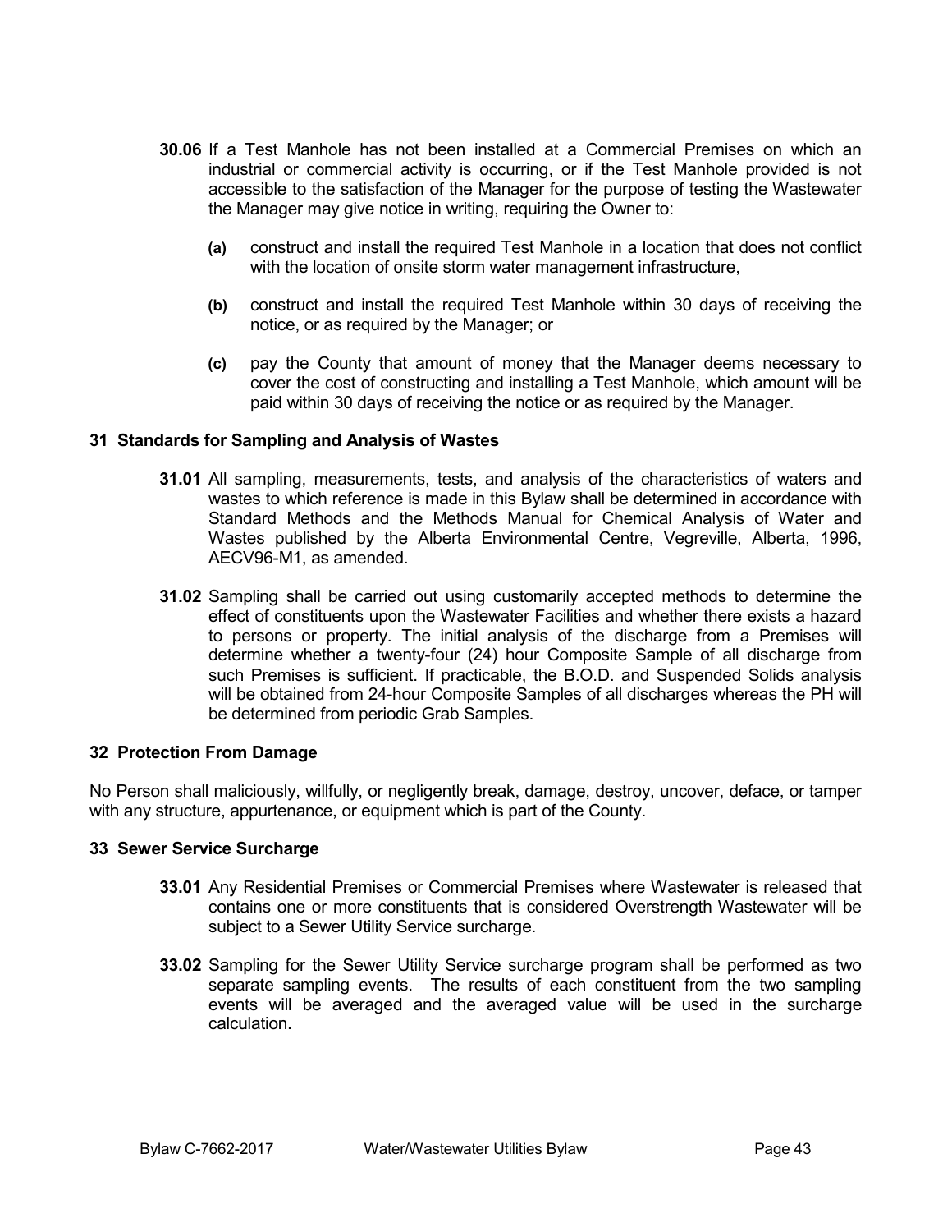**30.06** If a Test Manhole has not been installed at a Commercial Premises on which an industrial or commercial activity is occurring, or if the Test Manhole provided is not accessible to the satisfaction of the Manager for the purpose of testing the Wastewater the Manager may give notice in writing, requiring the Owner to:

- **(a)** construct and install the required Test Manhole in a location that does not conflict with the location of onsite storm water management infrastructure,
- **(b)** construct and install the required Test Manhole within 30 days of receiving the notice, or as required by the Manager; or
- **(c)** pay the County that amount of money that the Manager deems necessary to cover the cost of constructing and installing a Test Manhole, which amount will be paid within 30 days of receiving the notice or as required by the Manager.

## 31 Standards for Sampling and Analysis of Wastes

**31.01** All sampling, measurements, tests, and analysis of the characteristics of waters and wastes to which reference is made in this Bylaw shall be determined in accordance with Standard Methods and the Methods Manual for Chemical Analysis of Water and Wastes published by the Alberta Environmental Centre, Vegreville, Alberta, 1996, AECV96-M1, as amended.

**31.02** Sampling shall be carried out using customarily accepted methods to determine the effect of constituents upon the Wastewater Facilities and whether there exists a hazard to persons or property. The initial analysis of the discharge from a Premises will determine whether a twenty-four (24) hour Composite Sample of all discharge from such Premises is sufficient. If practicable, the B.O.D. and Suspended Solids analysis will be obtained from 24-hour Composite Samples of all discharges whereas the PH will be determined from periodic Grab Samples.

## 32 Protection From Damage

No Person shall maliciously, willfully, or negligently break, damage, destroy, uncover, deface, or tamper with any structure, appurtenance, or equipment which is part of the County.

## 33 Sewer Service Surcharge

**33.01** Any Residential Premises or Commercial Premises where Wastewater is released that contains one or more constituents that is considered Overstrength Wastewater will be subject to a Sewer Utility Service surcharge.

**33.02** Sampling for the Sewer Utility Service surcharge program shall be performed as two separate sampling events. The results of each constituent from the two sampling events will be averaged and the averaged value will be used in the surcharge calculation.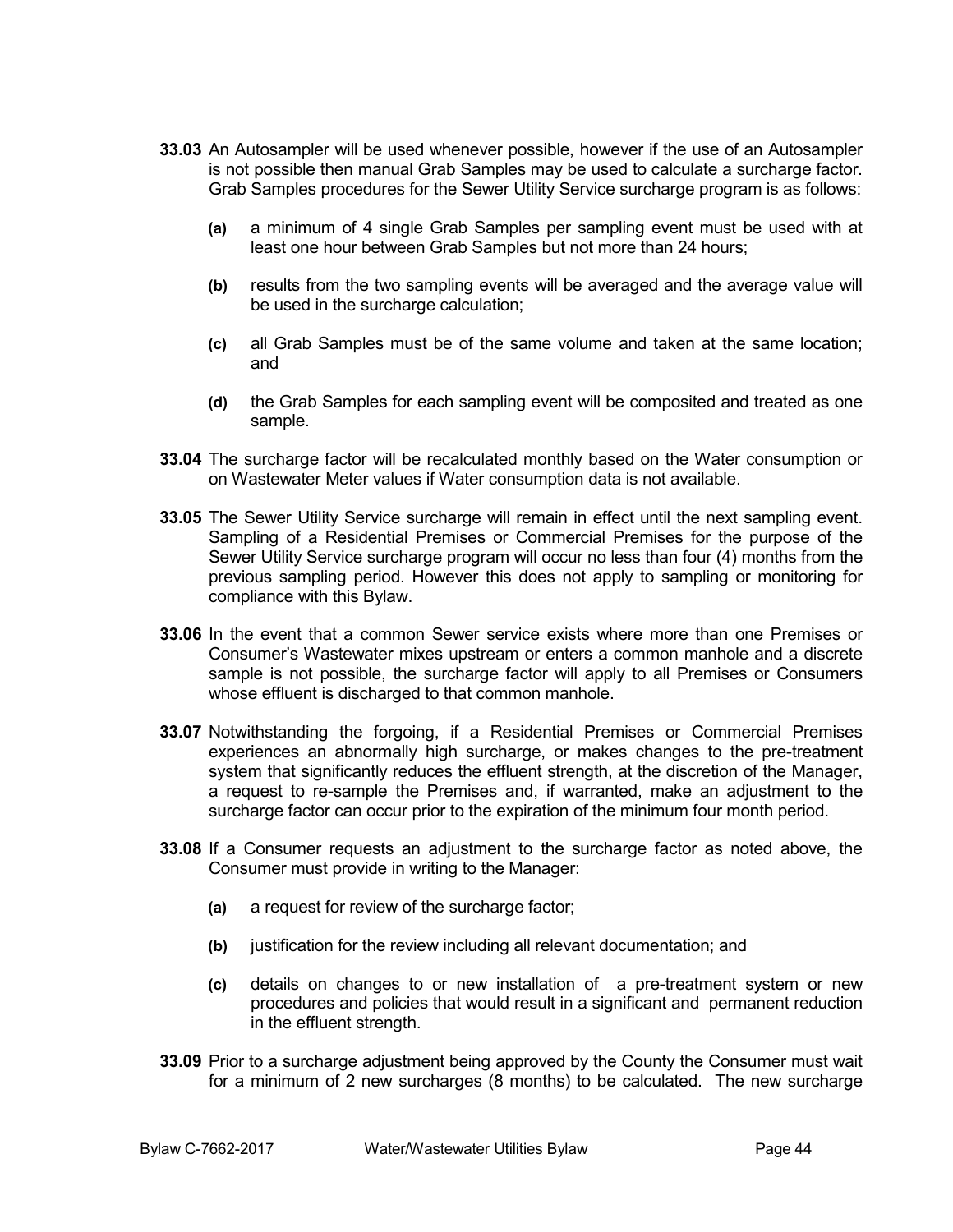**33.03** An Autosampler will be used whenever possible, however if the use of an Autosampler is not possible then manual Grab Samples may be used to calculate a surcharge factor. Grab Samples procedures for the Sewer Utility Service surcharge program is as follows:

- **(a)** a minimum of 4 single Grab Samples per sampling event must be used with at least one hour between Grab Samples but not more than 24 hours;
- **(b)** results from the two sampling events will be averaged and the average value will be used in the surcharge calculation;
- **(c)** all Grab Samples must be of the same volume and taken at the same location; and
- **(d)** the Grab Samples for each sampling event will be composited and treated as one sample.

**33.04** The surcharge factor will be recalculated monthly based on the Water consumption or on Wastewater Meter values if Water consumption data is not available.

**33.05** The Sewer Utility Service surcharge will remain in effect until the next sampling event. Sampling of a Residential Premises or Commercial Premises for the purpose of the Sewer Utility Service surcharge program will occur no less than four (4) months from the previous sampling period. However this does not apply to sampling or monitoring for compliance with this Bylaw.

**33.06** In the event that a common Sewer service exists where more than one Premises or Consumer's Wastewater mixes upstream or enters a common manhole and a discrete sample is not possible, the surcharge factor will apply to all Premises or Consumers whose effluent is discharged to that common manhole.

**33.07** Notwithstanding the forgoing, if a Residential Premises or Commercial Premises experiences an abnormally high surcharge, or makes changes to the pre-treatment system that significantly reduces the effluent strength, at the discretion of the Manager, a request to re-sample the Premises and, if warranted, make an adjustment to the surcharge factor can occur prior to the expiration of the minimum four month period.

**33.08** If a Consumer requests an adjustment to the surcharge factor as noted above, the Consumer must provide in writing to the Manager:

- **(a)** a request for review of the surcharge factor;
- **(b)** justification for the review including all relevant documentation; and
- **(c)** details on changes to or new installation of a pre-treatment system or new procedures and policies that would result in a significant and permanent reduction in the effluent strength.

**33.09** Prior to a surcharge adjustment being approved by the County the Consumer must wait for a minimum of 2 new surcharges (8 months) to be calculated. The new surcharge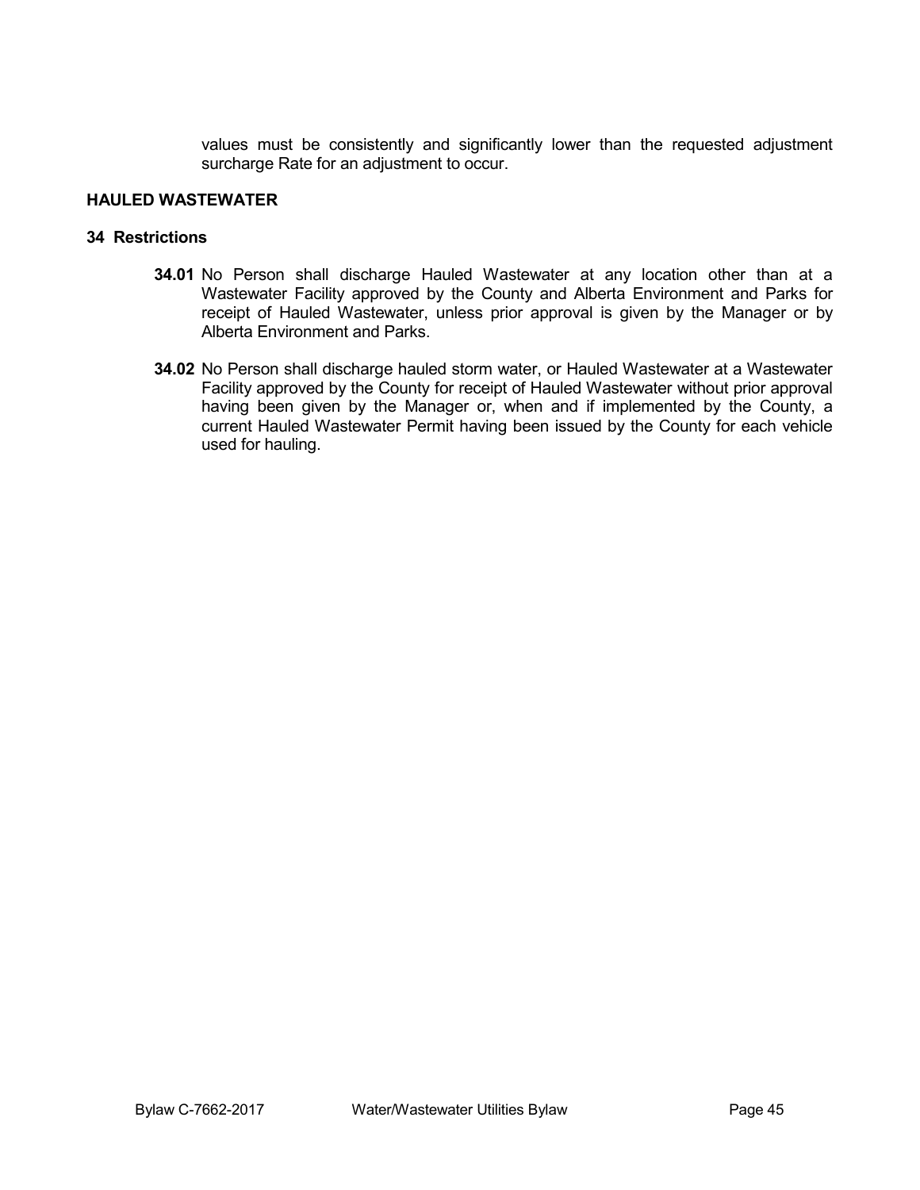values must be consistently and significantly lower than the requested adjustment surcharge Rate for an adjustment to occur.

## HAULED WASTEWATER

### 34 Restrictions

**34.01** No Person shall discharge Hauled Wastewater at any location other than at a Wastewater Facility approved by the County and Alberta Environment and Parks for receipt of Hauled Wastewater, unless prior approval is given by the Manager or by Alberta Environment and Parks.

**34.02** No Person shall discharge hauled storm water, or Hauled Wastewater at a Wastewater Facility approved by the County for receipt of Hauled Wastewater without prior approval having been given by the Manager or, when and if implemented by the County, a current Hauled Wastewater Permit having been issued by the County for each vehicle used for hauling.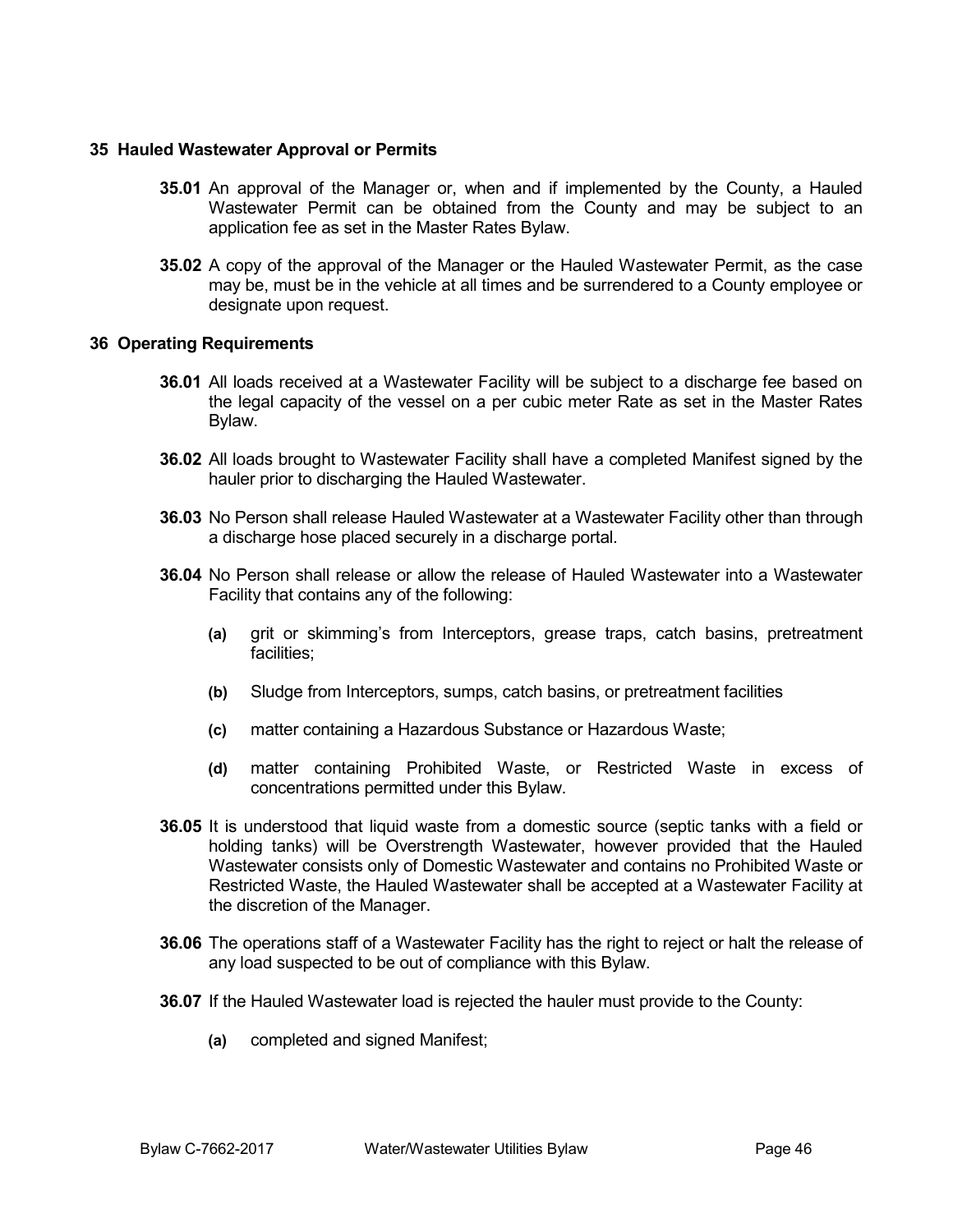## 35 Hauled Wastewater Approval or Permits

**35.01** An approval of the Manager or, when and if implemented by the County, a Hauled Wastewater Permit can be obtained from the County and may be subject to an application fee as set in the Master Rates Bylaw.

**35.02** A copy of the approval of the Manager or the Hauled Wastewater Permit, as the case may be, must be in the vehicle at all times and be surrendered to a County employee or designate upon request.

## 36 Operating Requirements

**36.01** All loads received at a Wastewater Facility will be subject to a discharge fee based on the legal capacity of the vessel on a per cubic meter Rate as set in the Master Rates Bylaw.

**36.02** All loads brought to Wastewater Facility shall have a completed Manifest signed by the hauler prior to discharging the Hauled Wastewater.

**36.03** No Person shall release Hauled Wastewater at a Wastewater Facility other than through a discharge hose placed securely in a discharge portal.

**36.04** No Person shall release or allow the release of Hauled Wastewater into a Wastewater Facility that contains any of the following:

- **(a)** grit or skimming's from Interceptors, grease traps, catch basins, pretreatment facilities;
- **(b)** Sludge from Interceptors, sumps, catch basins, or pretreatment facilities
- **(c)** matter containing a Hazardous Substance or Hazardous Waste;
- **(d)** matter containing Prohibited Waste, or Restricted Waste in excess of concentrations permitted under this Bylaw.

**36.05** It is understood that liquid waste from a domestic source (septic tanks with a field or holding tanks) will be Overstrength Wastewater, however provided that the Hauled Wastewater consists only of Domestic Wastewater and contains no Prohibited Waste or Restricted Waste, the Hauled Wastewater shall be accepted at a Wastewater Facility at the discretion of the Manager.

**36.06** The operations staff of a Wastewater Facility has the right to reject or halt the release of any load suspected to be out of compliance with this Bylaw.

**36.07** If the Hauled Wastewater load is rejected the hauler must provide to the County:

- **(a)** completed and signed Manifest;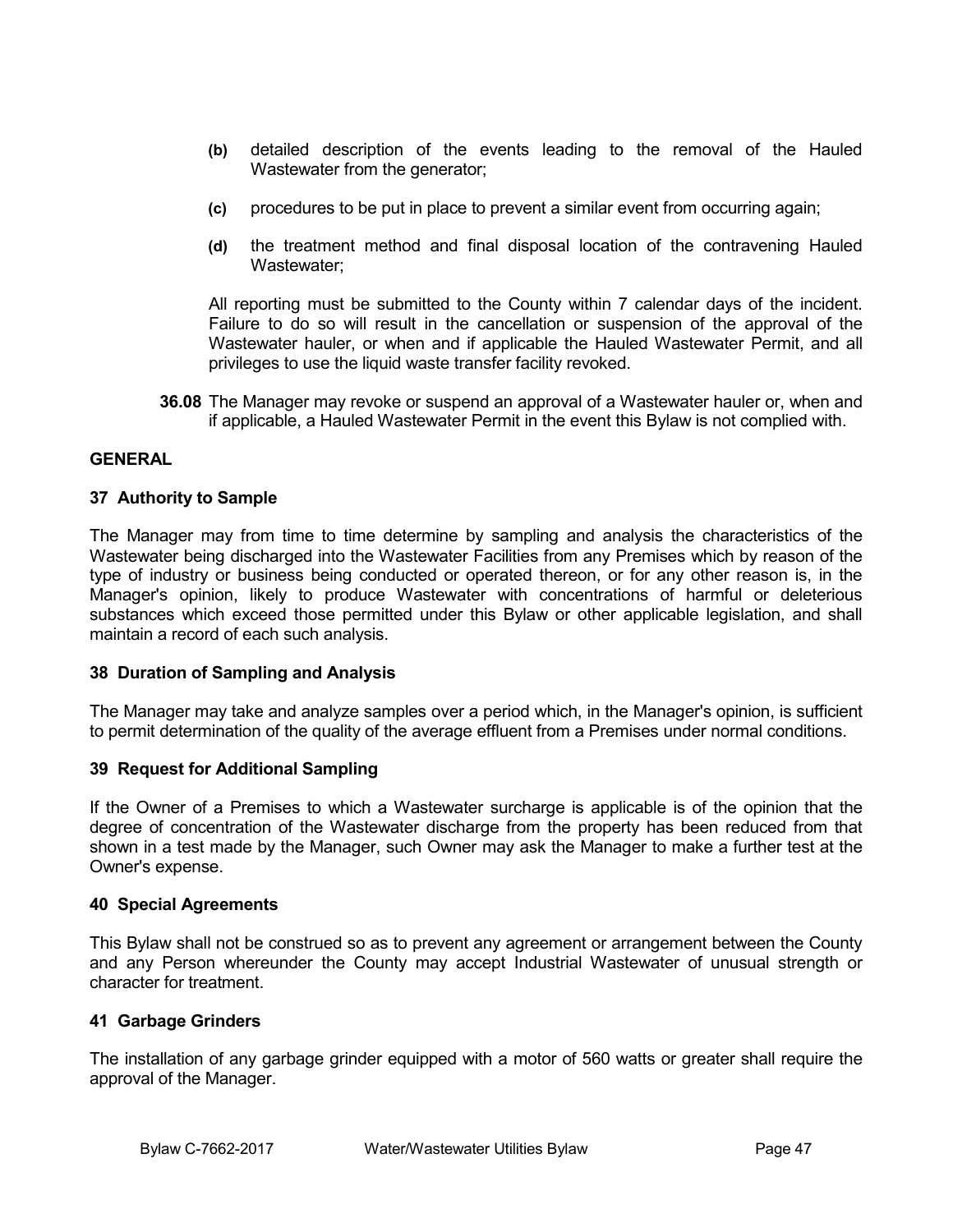- **(b)** detailed description of the events leading to the removal of the Hauled Wastewater from the generator;
- **(c)** procedures to be put in place to prevent a similar event from occurring again;
- **(d)** the treatment method and final disposal location of the contravening Hauled Wastewater;

All reporting must be submitted to the County within 7 calendar days of the incident. Failure to do so will result in the cancellation or suspension of the approval of the Wastewater hauler, or when and if applicable the Hauled Wastewater Permit, and all privileges to use the liquid waste transfer facility revoked.

**36.08** The Manager may revoke or suspend an approval of a Wastewater hauler or, when and if applicable, a Hauled Wastewater Permit in the event this Bylaw is not complied with.

## GENERAL

### 37 Authority to Sample

The Manager may from time to time determine by sampling and analysis the characteristics of the Wastewater being discharged into the Wastewater Facilities from any Premises which by reason of the type of industry or business being conducted or operated thereon, or for any other reason is, in the Manager's opinion, likely to produce Wastewater with concentrations of harmful or deleterious substances which exceed those permitted under this Bylaw or other applicable legislation, and shall maintain a record of each such analysis.

### 38 Duration of Sampling and Analysis

The Manager may take and analyze samples over a period which, in the Manager's opinion, is sufficient to permit determination of the quality of the average effluent from a Premises under normal conditions.

### 39 Request for Additional Sampling

If the Owner of a Premises to which a Wastewater surcharge is applicable is of the opinion that the degree of concentration of the Wastewater discharge from the property has been reduced from that shown in a test made by the Manager, such Owner may ask the Manager to make a further test at the Owner's expense.

### 40 Special Agreements

This Bylaw shall not be construed so as to prevent any agreement or arrangement between the County and any Person whereunder the County may accept Industrial Wastewater of unusual strength or character for treatment.

### 41 Garbage Grinders

The installation of any garbage grinder equipped with a motor of 560 watts or greater shall require the approval of the Manager.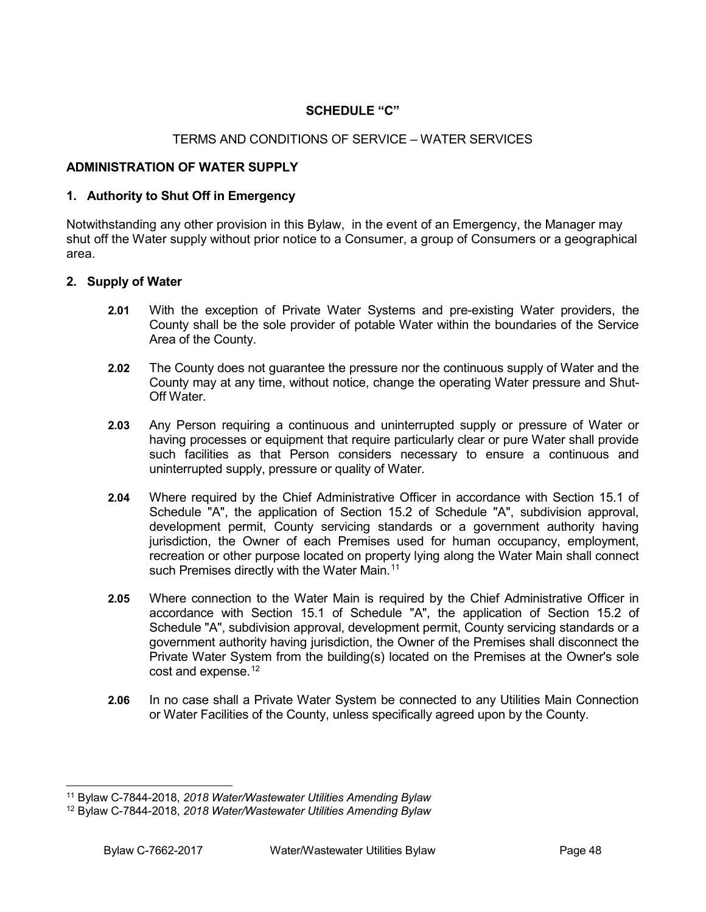## SCHEDULE "C"

TERMS AND CONDITIONS OF SERVICE – WATER SERVICES

### ADMINISTRATION OF WATER SUPPLY

### 1. Authority to Shut Off in Emergency

Notwithstanding any other provision in this Bylaw, in the event of an Emergency, the Manager may shut off the Water supply without prior notice to a Consumer, a group of Consumers or a geographical area.

### 2. Supply of Water

**2.01** With the exception of Private Water Systems and pre-existing Water providers, the County shall be the sole provider of potable Water within the boundaries of the Service Area of the County.

**2.02** The County does not guarantee the pressure nor the continuous supply of Water and the County may at any time, without notice, change the operating Water pressure and Shut-Off Water.

**2.03** Any Person requiring a continuous and uninterrupted supply or pressure of Water or having processes or equipment that require particularly clear or pure Water shall provide such facilities as that Person considers necessary to ensure a continuous and uninterrupted supply, pressure or quality of Water.

**2.04** Where required by the Chief Administrative Officer in accordance with Section 15.1 of Schedule "A", the application of Section 15.2 of Schedule "A", subdivision approval, development permit, County servicing standards or a government authority having jurisdiction, the Owner of each Premises used for human occupancy, employment, recreation or other purpose located on property lying along the Water Main shall connect such Premises directly with the Water Main.[11]

**2.05** Where connection to the Water Main is required by the Chief Administrative Officer in accordance with Section 15.1 of Schedule "A", the application of Section 15.2 of Schedule "A", subdivision approval, development permit, County servicing standards or a government authority having jurisdiction, the Owner of the Premises shall disconnect the Private Water System from the building(s) located on the Premises at the Owner's sole cost and expense.[12]

**2.06** In no case shall a Private Water System be connected to any Utilities Main Connection or Water Facilities of the County, unless specifically agreed upon by the County.

---

[11] Bylaw C-7844-2018, *2018 Water/Wastewater Utilities Amending Bylaw*

[12] Bylaw C-7844-2018, *2018 Water/Wastewater Utilities Amending Bylaw*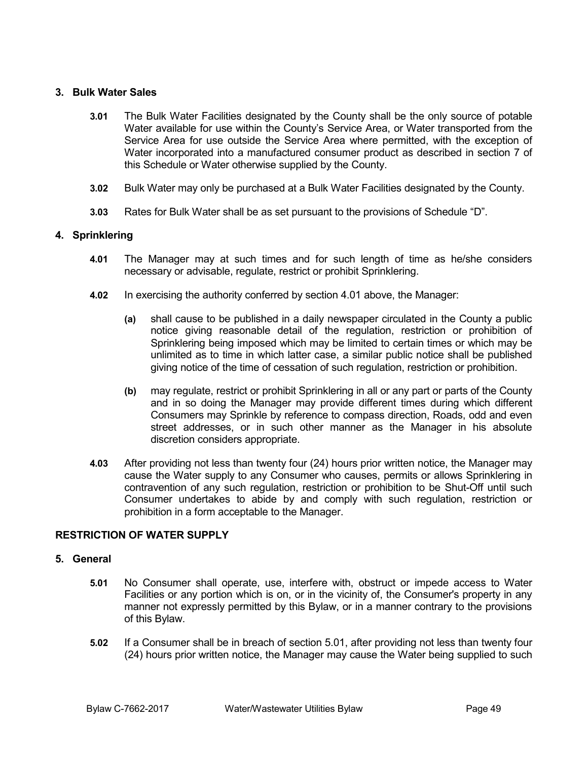## 3. Bulk Water Sales

**3.01** The Bulk Water Facilities designated by the County shall be the only source of potable Water available for use within the County's Service Area, or Water transported from the Service Area for use outside the Service Area where permitted, with the exception of Water incorporated into a manufactured consumer product as described in section 7 of this Schedule or Water otherwise supplied by the County.

**3.02** Bulk Water may only be purchased at a Bulk Water Facilities designated by the County.

**3.03** Rates for Bulk Water shall be as set pursuant to the provisions of Schedule "D".

## 4. Sprinklering

**4.01** The Manager may at such times and for such length of time as he/she considers necessary or advisable, regulate, restrict or prohibit Sprinklering.

**4.02** In exercising the authority conferred by section 4.01 above, the Manager:

**(a)** shall cause to be published in a daily newspaper circulated in the County a public notice giving reasonable detail of the regulation, restriction or prohibition of Sprinklering being imposed which may be limited to certain times or which may be unlimited as to time in which latter case, a similar public notice shall be published giving notice of the time of cessation of such regulation, restriction or prohibition.

**(b)** may regulate, restrict or prohibit Sprinklering in all or any part or parts of the County and in so doing the Manager may provide different times during which different Consumers may Sprinkle by reference to compass direction, Roads, odd and even street addresses, or in such other manner as the Manager in his absolute discretion considers appropriate.

**4.03** After providing not less than twenty four (24) hours prior written notice, the Manager may cause the Water supply to any Consumer who causes, permits or allows Sprinklering in contravention of any such regulation, restriction or prohibition to be Shut-Off until such Consumer undertakes to abide by and comply with such regulation, restriction or prohibition in a form acceptable to the Manager.

## RESTRICTION OF WATER SUPPLY

## 5. General

**5.01** No Consumer shall operate, use, interfere with, obstruct or impede access to Water Facilities or any portion which is on, or in the vicinity of, the Consumer's property in any manner not expressly permitted by this Bylaw, or in a manner contrary to the provisions of this Bylaw.

**5.02** If a Consumer shall be in breach of section 5.01, after providing not less than twenty four (24) hours prior written notice, the Manager may cause the Water being supplied to such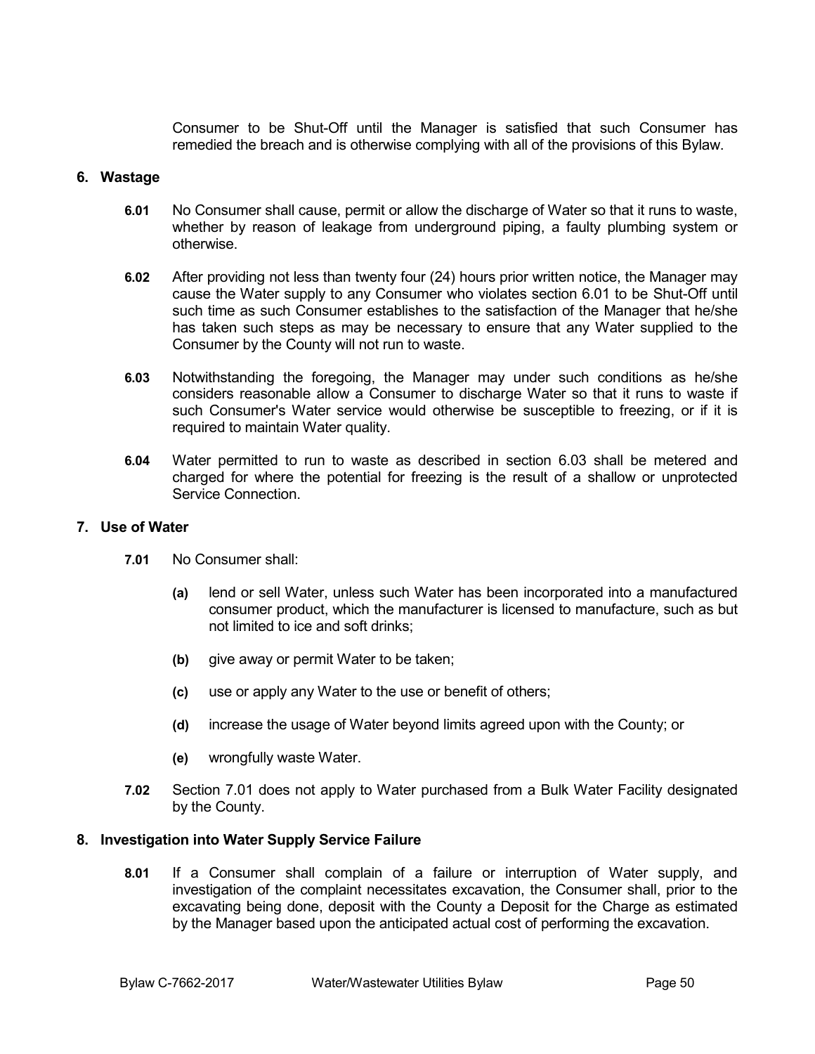Consumer to be Shut-Off until the Manager is satisfied that such Consumer has remedied the breach and is otherwise complying with all of the provisions of this Bylaw.

## 6. Wastage

**6.01** No Consumer shall cause, permit or allow the discharge of Water so that it runs to waste, whether by reason of leakage from underground piping, a faulty plumbing system or otherwise.

**6.02** After providing not less than twenty four (24) hours prior written notice, the Manager may cause the Water supply to any Consumer who violates section 6.01 to be Shut-Off until such time as such Consumer establishes to the satisfaction of the Manager that he/she has taken such steps as may be necessary to ensure that any Water supplied to the Consumer by the County will not run to waste.

**6.03** Notwithstanding the foregoing, the Manager may under such conditions as he/she considers reasonable allow a Consumer to discharge Water so that it runs to waste if such Consumer's Water service would otherwise be susceptible to freezing, or if it is required to maintain Water quality.

**6.04** Water permitted to run to waste as described in section 6.03 shall be metered and charged for where the potential for freezing is the result of a shallow or unprotected Service Connection.

## 7. Use of Water

**7.01** No Consumer shall:

- **(a)** lend or sell Water, unless such Water has been incorporated into a manufactured consumer product, which the manufacturer is licensed to manufacture, such as but not limited to ice and soft drinks;
- **(b)** give away or permit Water to be taken;
- **(c)** use or apply any Water to the use or benefit of others;
- **(d)** increase the usage of Water beyond limits agreed upon with the County; or
- **(e)** wrongfully waste Water.

**7.02** Section 7.01 does not apply to Water purchased from a Bulk Water Facility designated by the County.

## 8. Investigation into Water Supply Service Failure

**8.01** If a Consumer shall complain of a failure or interruption of Water supply, and investigation of the complaint necessitates excavation, the Consumer shall, prior to the excavating being done, deposit with the County a Deposit for the Charge as estimated by the Manager based upon the anticipated actual cost of performing the excavation.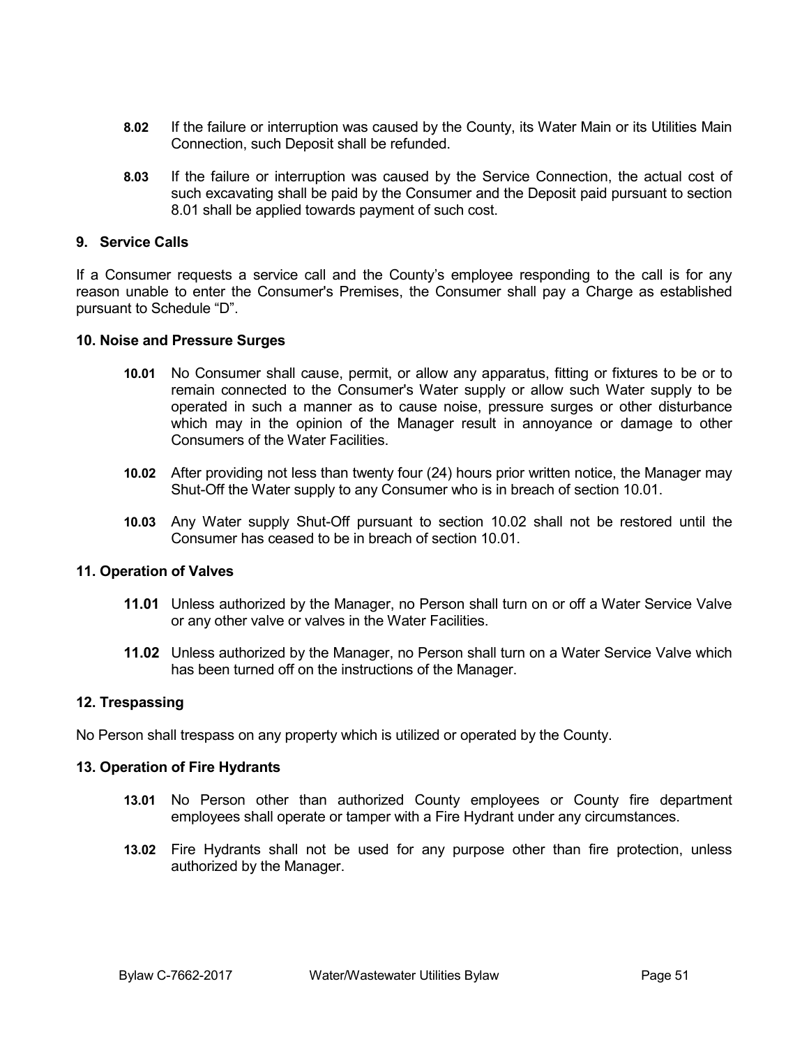**8.02** If the failure or interruption was caused by the County, its Water Main or its Utilities Main Connection, such Deposit shall be refunded.

**8.03** If the failure or interruption was caused by the Service Connection, the actual cost of such excavating shall be paid by the Consumer and the Deposit paid pursuant to section 8.01 shall be applied towards payment of such cost.

### 9. Service Calls

If a Consumer requests a service call and the County's employee responding to the call is for any reason unable to enter the Consumer's Premises, the Consumer shall pay a Charge as established pursuant to Schedule "D".

### 10. Noise and Pressure Surges

**10.01** No Consumer shall cause, permit, or allow any apparatus, fitting or fixtures to be or to remain connected to the Consumer's Water supply or allow such Water supply to be operated in such a manner as to cause noise, pressure surges or other disturbance which may in the opinion of the Manager result in annoyance or damage to other Consumers of the Water Facilities.

**10.02** After providing not less than twenty four (24) hours prior written notice, the Manager may Shut-Off the Water supply to any Consumer who is in breach of section 10.01.

**10.03** Any Water supply Shut-Off pursuant to section 10.02 shall not be restored until the Consumer has ceased to be in breach of section 10.01.

### 11. Operation of Valves

**11.01** Unless authorized by the Manager, no Person shall turn on or off a Water Service Valve or any other valve or valves in the Water Facilities.

**11.02** Unless authorized by the Manager, no Person shall turn on a Water Service Valve which has been turned off on the instructions of the Manager.

### 12. Trespassing

No Person shall trespass on any property which is utilized or operated by the County.

### 13. Operation of Fire Hydrants

**13.01** No Person other than authorized County employees or County fire department employees shall operate or tamper with a Fire Hydrant under any circumstances.

**13.02** Fire Hydrants shall not be used for any purpose other than fire protection, unless authorized by the Manager.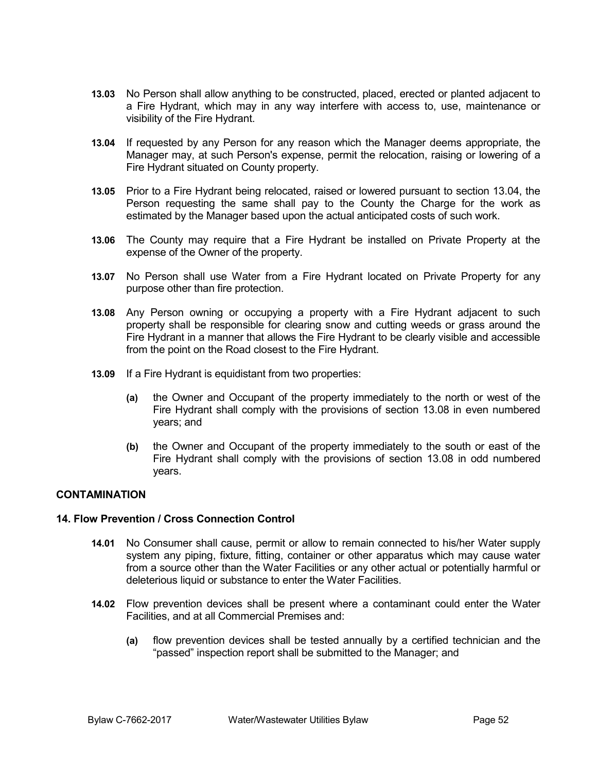**13.03** No Person shall allow anything to be constructed, placed, erected or planted adjacent to a Fire Hydrant, which may in any way interfere with access to, use, maintenance or visibility of the Fire Hydrant.

**13.04** If requested by any Person for any reason which the Manager deems appropriate, the Manager may, at such Person's expense, permit the relocation, raising or lowering of a Fire Hydrant situated on County property.

**13.05** Prior to a Fire Hydrant being relocated, raised or lowered pursuant to section 13.04, the Person requesting the same shall pay to the County the Charge for the work as estimated by the Manager based upon the actual anticipated costs of such work.

**13.06** The County may require that a Fire Hydrant be installed on Private Property at the expense of the Owner of the property.

**13.07** No Person shall use Water from a Fire Hydrant located on Private Property for any purpose other than fire protection.

**13.08** Any Person owning or occupying a property with a Fire Hydrant adjacent to such property shall be responsible for clearing snow and cutting weeds or grass around the Fire Hydrant in a manner that allows the Fire Hydrant to be clearly visible and accessible from the point on the Road closest to the Fire Hydrant.

**13.09** If a Fire Hydrant is equidistant from two properties:

- **(a)** the Owner and Occupant of the property immediately to the north or west of the Fire Hydrant shall comply with the provisions of section 13.08 in even numbered years; and
- **(b)** the Owner and Occupant of the property immediately to the south or east of the Fire Hydrant shall comply with the provisions of section 13.08 in odd numbered years.

## CONTAMINATION

### 14. Flow Prevention / Cross Connection Control

**14.01** No Consumer shall cause, permit or allow to remain connected to his/her Water supply system any piping, fixture, fitting, container or other apparatus which may cause water from a source other than the Water Facilities or any other actual or potentially harmful or deleterious liquid or substance to enter the Water Facilities.

**14.02** Flow prevention devices shall be present where a contaminant could enter the Water Facilities, and at all Commercial Premises and:

- **(a)** flow prevention devices shall be tested annually by a certified technician and the "passed" inspection report shall be submitted to the Manager; and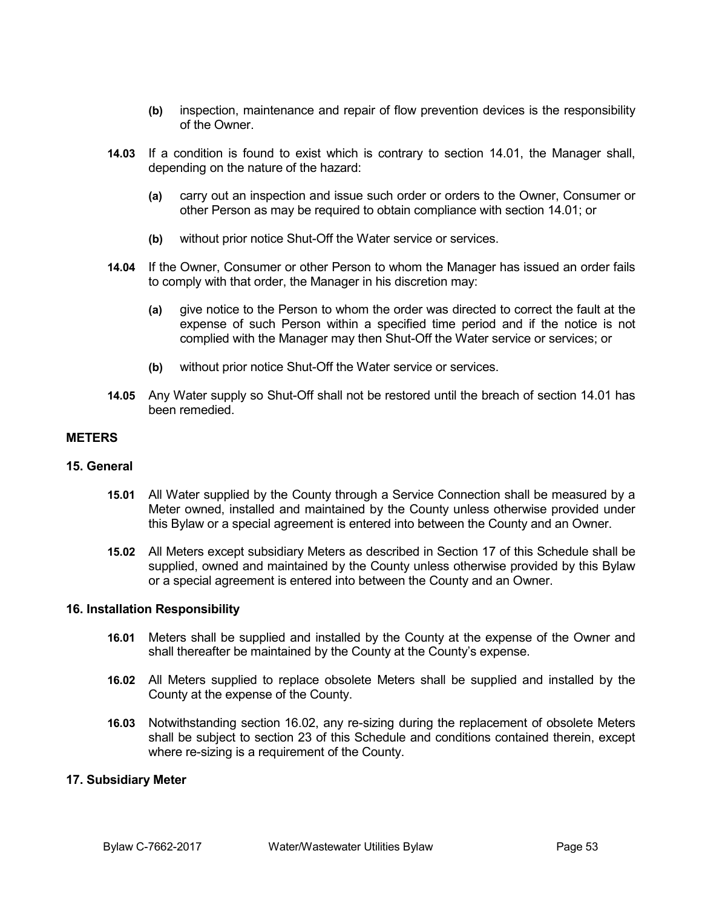**(b)** inspection, maintenance and repair of flow prevention devices is the responsibility of the Owner.

**14.03** If a condition is found to exist which is contrary to section 14.01, the Manager shall, depending on the nature of the hazard:

**(a)** carry out an inspection and issue such order or orders to the Owner, Consumer or other Person as may be required to obtain compliance with section 14.01; or

**(b)** without prior notice Shut-Off the Water service or services.

**14.04** If the Owner, Consumer or other Person to whom the Manager has issued an order fails to comply with that order, the Manager in his discretion may:

**(a)** give notice to the Person to whom the order was directed to correct the fault at the expense of such Person within a specified time period and if the notice is not complied with the Manager may then Shut-Off the Water service or services; or

**(b)** without prior notice Shut-Off the Water service or services.

**14.05** Any Water supply so Shut-Off shall not be restored until the breach of section 14.01 has been remedied.

## METERS

### 15. General

**15.01** All Water supplied by the County through a Service Connection shall be measured by a Meter owned, installed and maintained by the County unless otherwise provided under this Bylaw or a special agreement is entered into between the County and an Owner.

**15.02** All Meters except subsidiary Meters as described in Section 17 of this Schedule shall be supplied, owned and maintained by the County unless otherwise provided by this Bylaw or a special agreement is entered into between the County and an Owner.

### 16. Installation Responsibility

**16.01** Meters shall be supplied and installed by the County at the expense of the Owner and shall thereafter be maintained by the County at the County's expense.

**16.02** All Meters supplied to replace obsolete Meters shall be supplied and installed by the County at the expense of the County.

**16.03** Notwithstanding section 16.02, any re-sizing during the replacement of obsolete Meters shall be subject to section 23 of this Schedule and conditions contained therein, except where re-sizing is a requirement of the County.

### 17. Subsidiary Meter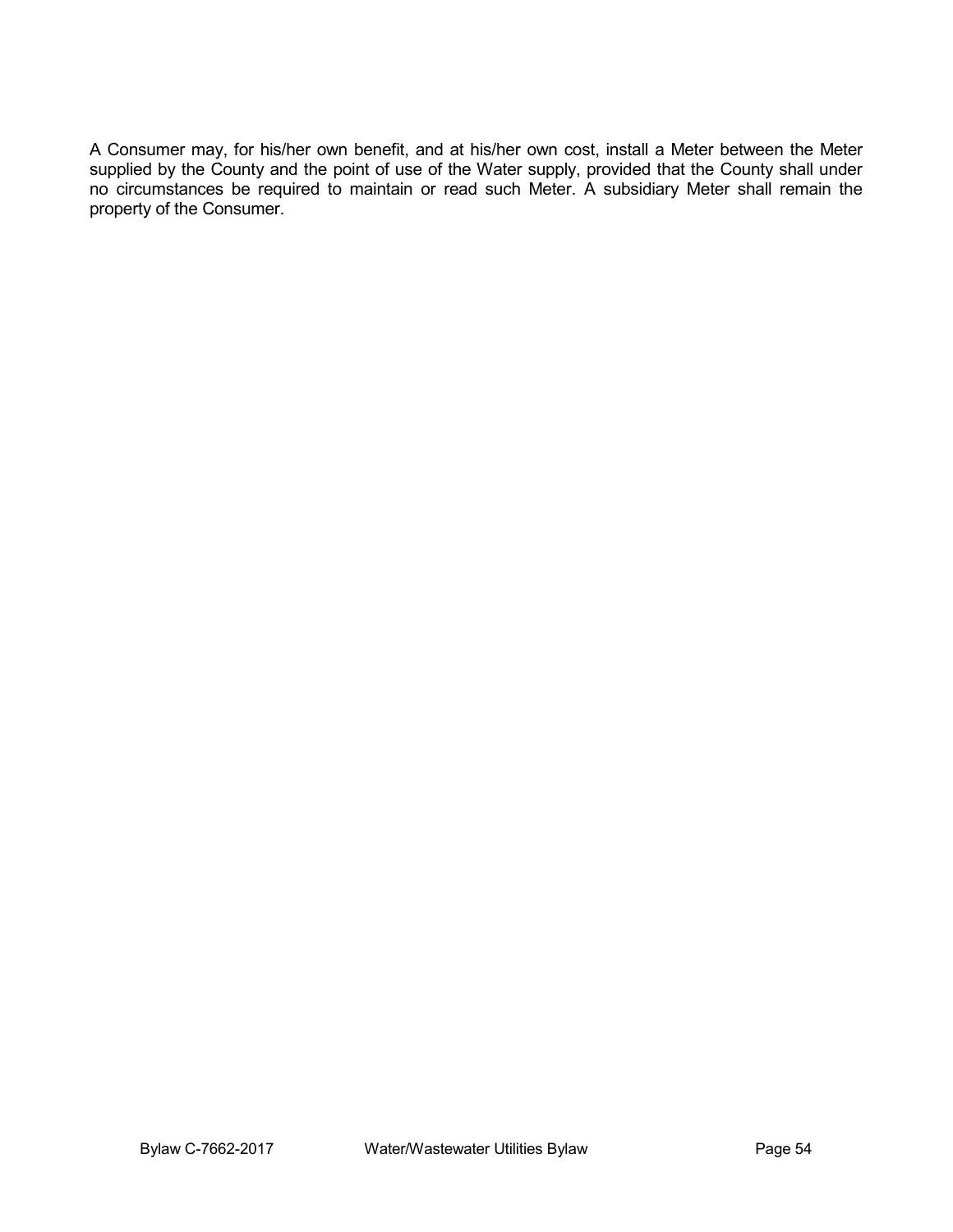A Consumer may, for his/her own benefit, and at his/her own cost, install a Meter between the Meter supplied by the County and the point of use of the Water supply, provided that the County shall under no circumstances be required to maintain or read such Meter. A subsidiary Meter shall remain the property of the Consumer.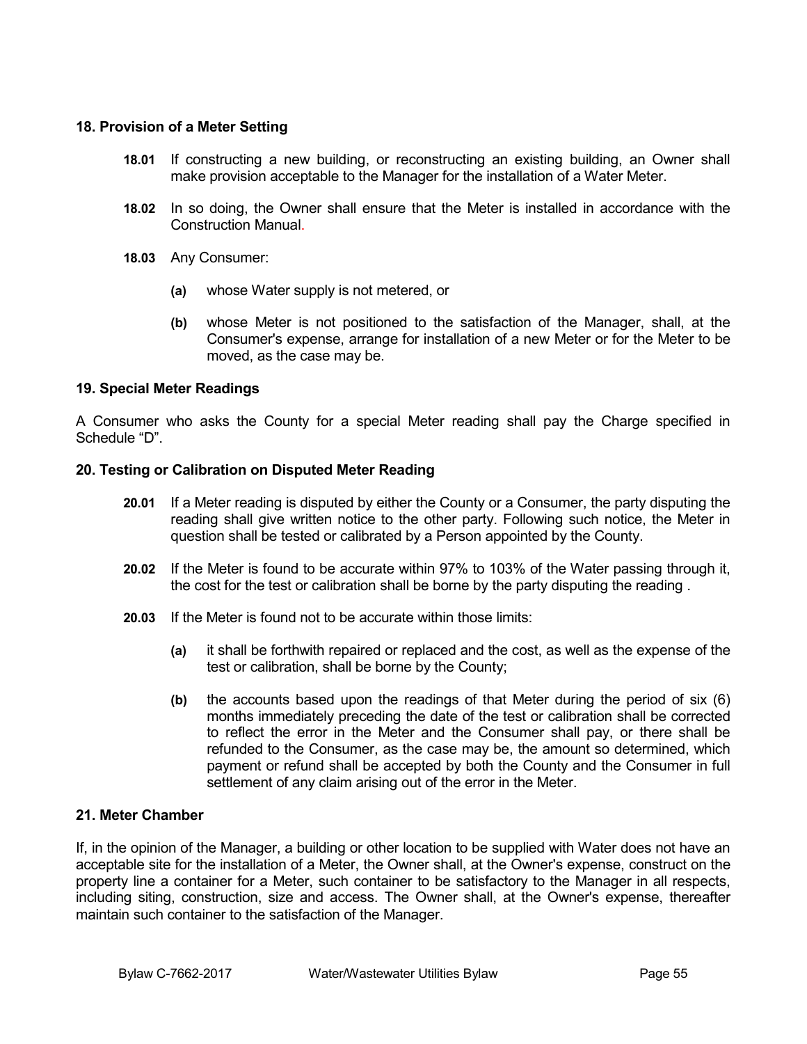### 18. Provision of a Meter Setting

**18.01** If constructing a new building, or reconstructing an existing building, an Owner shall make provision acceptable to the Manager for the installation of a Water Meter.

**18.02** In so doing, the Owner shall ensure that the Meter is installed in accordance with the Construction Manual.

**18.03** Any Consumer:

**(a)** whose Water supply is not metered, or

**(b)** whose Meter is not positioned to the satisfaction of the Manager, shall, at the Consumer's expense, arrange for installation of a new Meter or for the Meter to be moved, as the case may be.

### 19. Special Meter Readings

A Consumer who asks the County for a special Meter reading shall pay the Charge specified in Schedule "D".

### 20. Testing or Calibration on Disputed Meter Reading

**20.01** If a Meter reading is disputed by either the County or a Consumer, the party disputing the reading shall give written notice to the other party. Following such notice, the Meter in question shall be tested or calibrated by a Person appointed by the County.

**20.02** If the Meter is found to be accurate within 97% to 103% of the Water passing through it, the cost for the test or calibration shall be borne by the party disputing the reading .

**20.03** If the Meter is found not to be accurate within those limits:

**(a)** it shall be forthwith repaired or replaced and the cost, as well as the expense of the test or calibration, shall be borne by the County;

**(b)** the accounts based upon the readings of that Meter during the period of six (6) months immediately preceding the date of the test or calibration shall be corrected to reflect the error in the Meter and the Consumer shall pay, or there shall be refunded to the Consumer, as the case may be, the amount so determined, which payment or refund shall be accepted by both the County and the Consumer in full settlement of any claim arising out of the error in the Meter.

### 21. Meter Chamber

If, in the opinion of the Manager, a building or other location to be supplied with Water does not have an acceptable site for the installation of a Meter, the Owner shall, at the Owner's expense, construct on the property line a container for a Meter, such container to be satisfactory to the Manager in all respects, including siting, construction, size and access. The Owner shall, at the Owner's expense, thereafter maintain such container to the satisfaction of the Manager.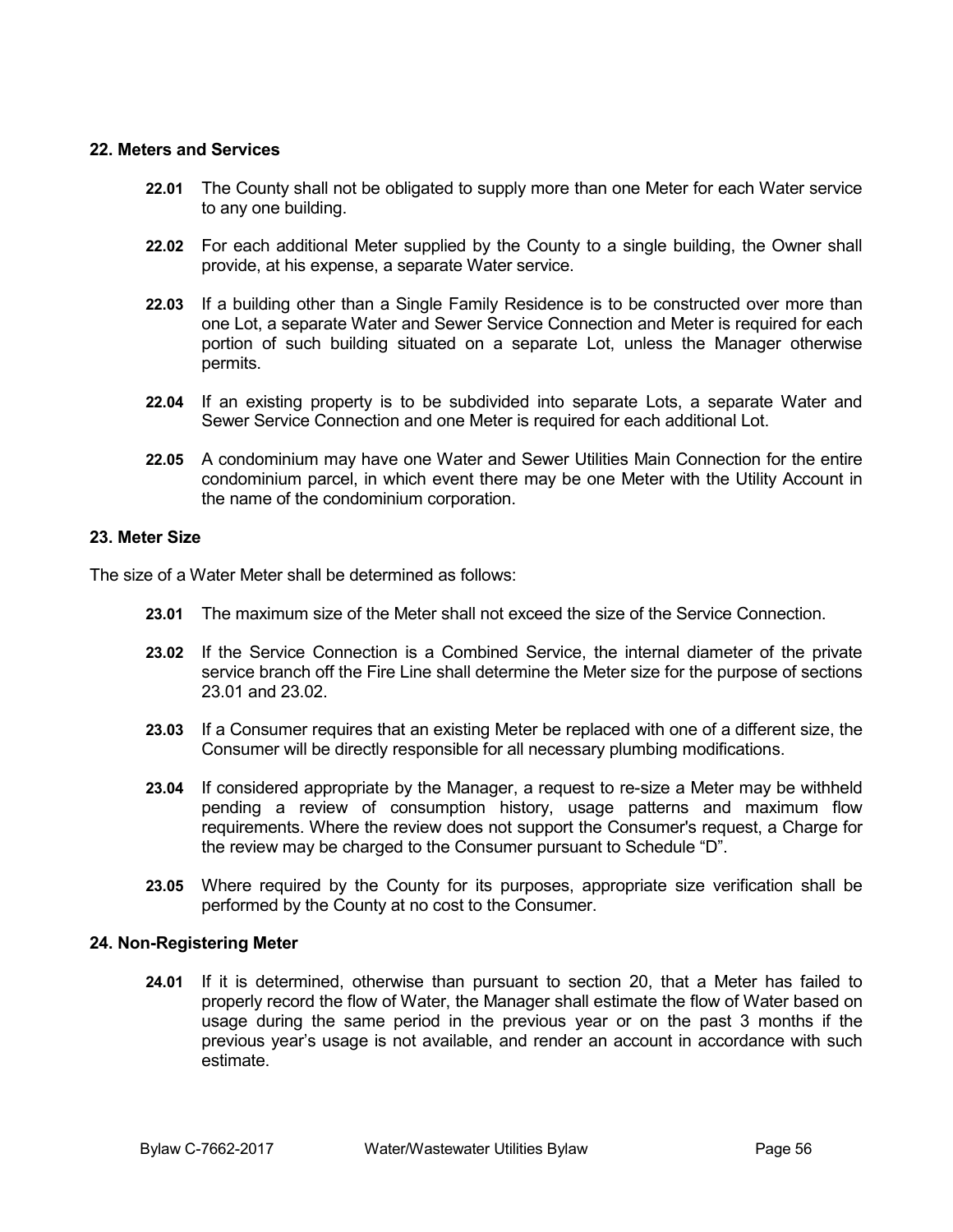## 22. Meters and Services

**22.01** The County shall not be obligated to supply more than one Meter for each Water service to any one building.

**22.02** For each additional Meter supplied by the County to a single building, the Owner shall provide, at his expense, a separate Water service.

**22.03** If a building other than a Single Family Residence is to be constructed over more than one Lot, a separate Water and Sewer Service Connection and Meter is required for each portion of such building situated on a separate Lot, unless the Manager otherwise permits.

**22.04** If an existing property is to be subdivided into separate Lots, a separate Water and Sewer Service Connection and one Meter is required for each additional Lot.

**22.05** A condominium may have one Water and Sewer Utilities Main Connection for the entire condominium parcel, in which event there may be one Meter with the Utility Account in the name of the condominium corporation.

## 23. Meter Size

The size of a Water Meter shall be determined as follows:

**23.01** The maximum size of the Meter shall not exceed the size of the Service Connection.

**23.02** If the Service Connection is a Combined Service, the internal diameter of the private service branch off the Fire Line shall determine the Meter size for the purpose of sections 23.01 and 23.02.

**23.03** If a Consumer requires that an existing Meter be replaced with one of a different size, the Consumer will be directly responsible for all necessary plumbing modifications.

**23.04** If considered appropriate by the Manager, a request to re-size a Meter may be withheld pending a review of consumption history, usage patterns and maximum flow requirements. Where the review does not support the Consumer's request, a Charge for the review may be charged to the Consumer pursuant to Schedule "D".

**23.05** Where required by the County for its purposes, appropriate size verification shall be performed by the County at no cost to the Consumer.

## 24. Non-Registering Meter

**24.01** If it is determined, otherwise than pursuant to section 20, that a Meter has failed to properly record the flow of Water, the Manager shall estimate the flow of Water based on usage during the same period in the previous year or on the past 3 months if the previous year's usage is not available, and render an account in accordance with such estimate.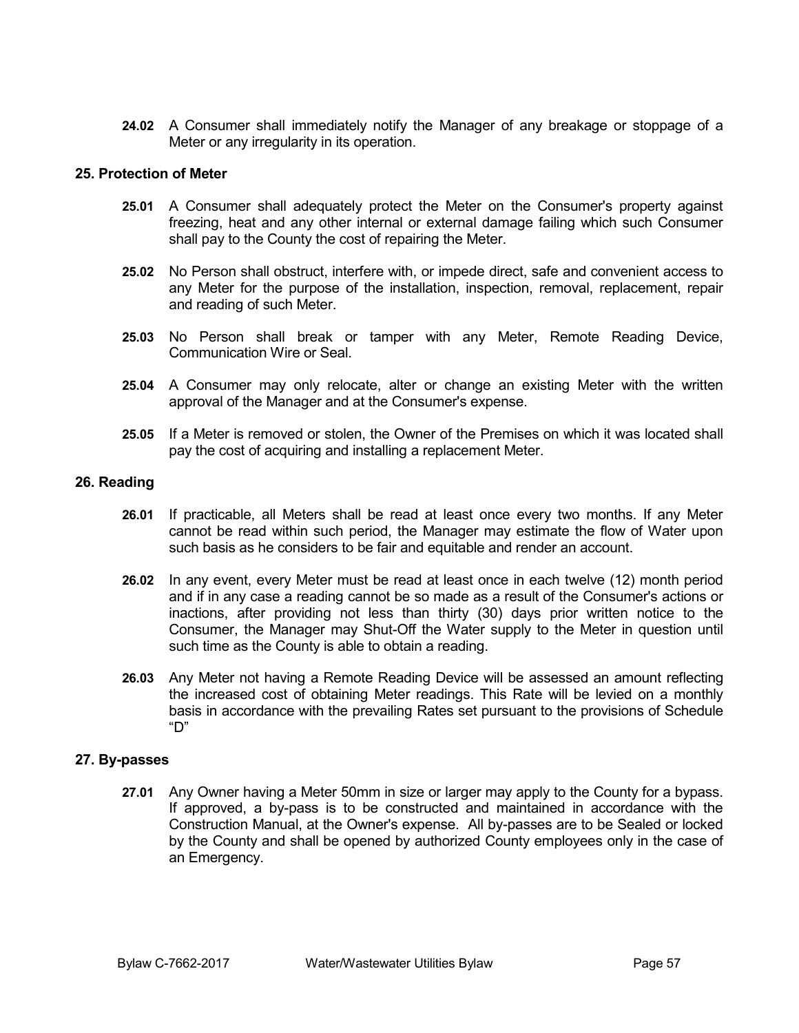**24.02** A Consumer shall immediately notify the Manager of any breakage or stoppage of a Meter or any irregularity in its operation.

## 25. Protection of Meter

**25.01** A Consumer shall adequately protect the Meter on the Consumer's property against freezing, heat and any other internal or external damage failing which such Consumer shall pay to the County the cost of repairing the Meter.

**25.02** No Person shall obstruct, interfere with, or impede direct, safe and convenient access to any Meter for the purpose of the installation, inspection, removal, replacement, repair and reading of such Meter.

**25.03** No Person shall break or tamper with any Meter, Remote Reading Device, Communication Wire or Seal.

**25.04** A Consumer may only relocate, alter or change an existing Meter with the written approval of the Manager and at the Consumer's expense.

**25.05** If a Meter is removed or stolen, the Owner of the Premises on which it was located shall pay the cost of acquiring and installing a replacement Meter.

## 26. Reading

**26.01** If practicable, all Meters shall be read at least once every two months. If any Meter cannot be read within such period, the Manager may estimate the flow of Water upon such basis as he considers to be fair and equitable and render an account.

**26.02** In any event, every Meter must be read at least once in each twelve (12) month period and if in any case a reading cannot be so made as a result of the Consumer's actions or inactions, after providing not less than thirty (30) days prior written notice to the Consumer, the Manager may Shut-Off the Water supply to the Meter in question until such time as the County is able to obtain a reading.

**26.03** Any Meter not having a Remote Reading Device will be assessed an amount reflecting the increased cost of obtaining Meter readings. This Rate will be levied on a monthly basis in accordance with the prevailing Rates set pursuant to the provisions of Schedule "D"

## 27. By-passes

**27.01** Any Owner having a Meter 50mm in size or larger may apply to the County for a bypass. If approved, a by-pass is to be constructed and maintained in accordance with the Construction Manual, at the Owner's expense. All by-passes are to be Sealed or locked by the County and shall be opened by authorized County employees only in the case of an Emergency.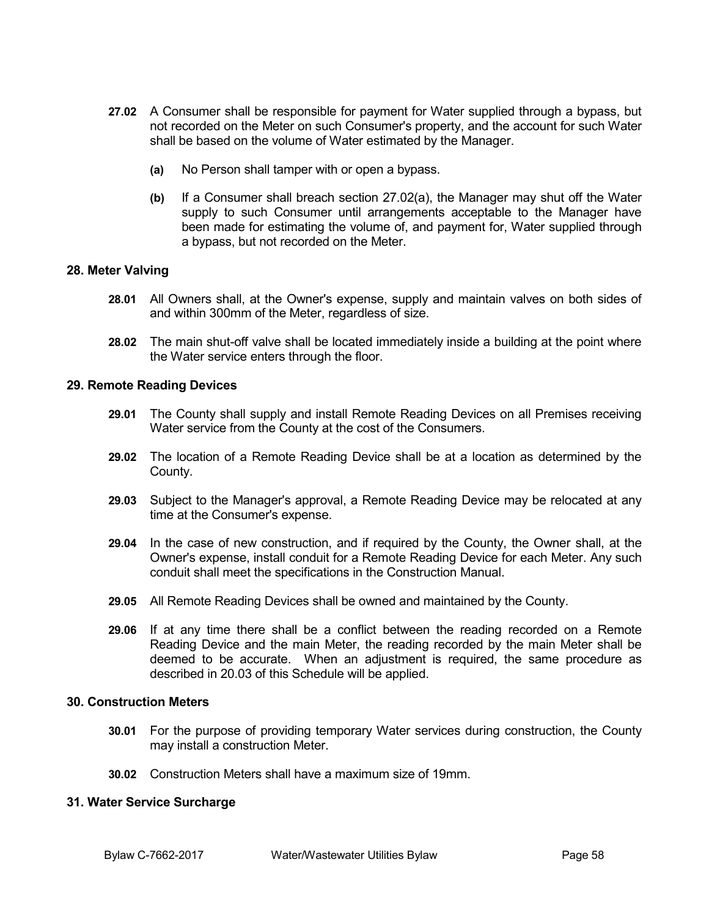**27.02** A Consumer shall be responsible for payment for Water supplied through a bypass, but not recorded on the Meter on such Consumer's property, and the account for such Water shall be based on the volume of Water estimated by the Manager.

> **(a)** No Person shall tamper with or open a bypass.
>
> **(b)** If a Consumer shall breach section 27.02(a), the Manager may shut off the Water supply to such Consumer until arrangements acceptable to the Manager have been made for estimating the volume of, and payment for, Water supplied through a bypass, but not recorded on the Meter.

## 28. Meter Valving

**28.01** All Owners shall, at the Owner's expense, supply and maintain valves on both sides of and within 300mm of the Meter, regardless of size.

**28.02** The main shut-off valve shall be located immediately inside a building at the point where the Water service enters through the floor.

## 29. Remote Reading Devices

**29.01** The County shall supply and install Remote Reading Devices on all Premises receiving Water service from the County at the cost of the Consumers.

**29.02** The location of a Remote Reading Device shall be at a location as determined by the County.

**29.03** Subject to the Manager's approval, a Remote Reading Device may be relocated at any time at the Consumer's expense.

**29.04** In the case of new construction, and if required by the County, the Owner shall, at the Owner's expense, install conduit for a Remote Reading Device for each Meter. Any such conduit shall meet the specifications in the Construction Manual.

**29.05** All Remote Reading Devices shall be owned and maintained by the County.

**29.06** If at any time there shall be a conflict between the reading recorded on a Remote Reading Device and the main Meter, the reading recorded by the main Meter shall be deemed to be accurate. When an adjustment is required, the same procedure as described in 20.03 of this Schedule will be applied.

## 30. Construction Meters

**30.01** For the purpose of providing temporary Water services during construction, the County may install a construction Meter.

**30.02** Construction Meters shall have a maximum size of 19mm.

## 31. Water Service Surcharge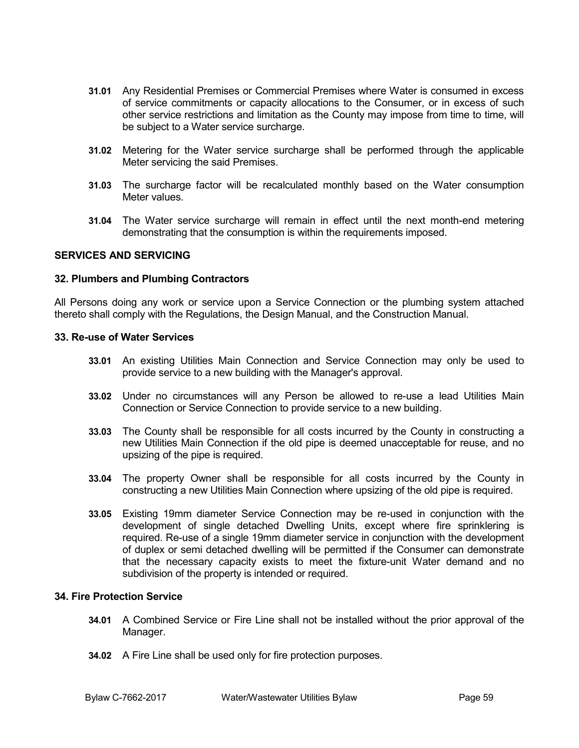**31.01** Any Residential Premises or Commercial Premises where Water is consumed in excess of service commitments or capacity allocations to the Consumer, or in excess of such other service restrictions and limitation as the County may impose from time to time, will be subject to a Water service surcharge.

**31.02** Metering for the Water service surcharge shall be performed through the applicable Meter servicing the said Premises.

**31.03** The surcharge factor will be recalculated monthly based on the Water consumption Meter values.

**31.04** The Water service surcharge will remain in effect until the next month-end metering demonstrating that the consumption is within the requirements imposed.

## SERVICES AND SERVICING

### 32. Plumbers and Plumbing Contractors

All Persons doing any work or service upon a Service Connection or the plumbing system attached thereto shall comply with the Regulations, the Design Manual, and the Construction Manual.

### 33. Re-use of Water Services

**33.01** An existing Utilities Main Connection and Service Connection may only be used to provide service to a new building with the Manager's approval.

**33.02** Under no circumstances will any Person be allowed to re-use a lead Utilities Main Connection or Service Connection to provide service to a new building.

**33.03** The County shall be responsible for all costs incurred by the County in constructing a new Utilities Main Connection if the old pipe is deemed unacceptable for reuse, and no upsizing of the pipe is required.

**33.04** The property Owner shall be responsible for all costs incurred by the County in constructing a new Utilities Main Connection where upsizing of the old pipe is required.

**33.05** Existing 19mm diameter Service Connection may be re-used in conjunction with the development of single detached Dwelling Units, except where fire sprinklering is required. Re-use of a single 19mm diameter service in conjunction with the development of duplex or semi detached dwelling will be permitted if the Consumer can demonstrate that the necessary capacity exists to meet the fixture-unit Water demand and no subdivision of the property is intended or required.

### 34. Fire Protection Service

**34.01** A Combined Service or Fire Line shall not be installed without the prior approval of the Manager.

**34.02** A Fire Line shall be used only for fire protection purposes.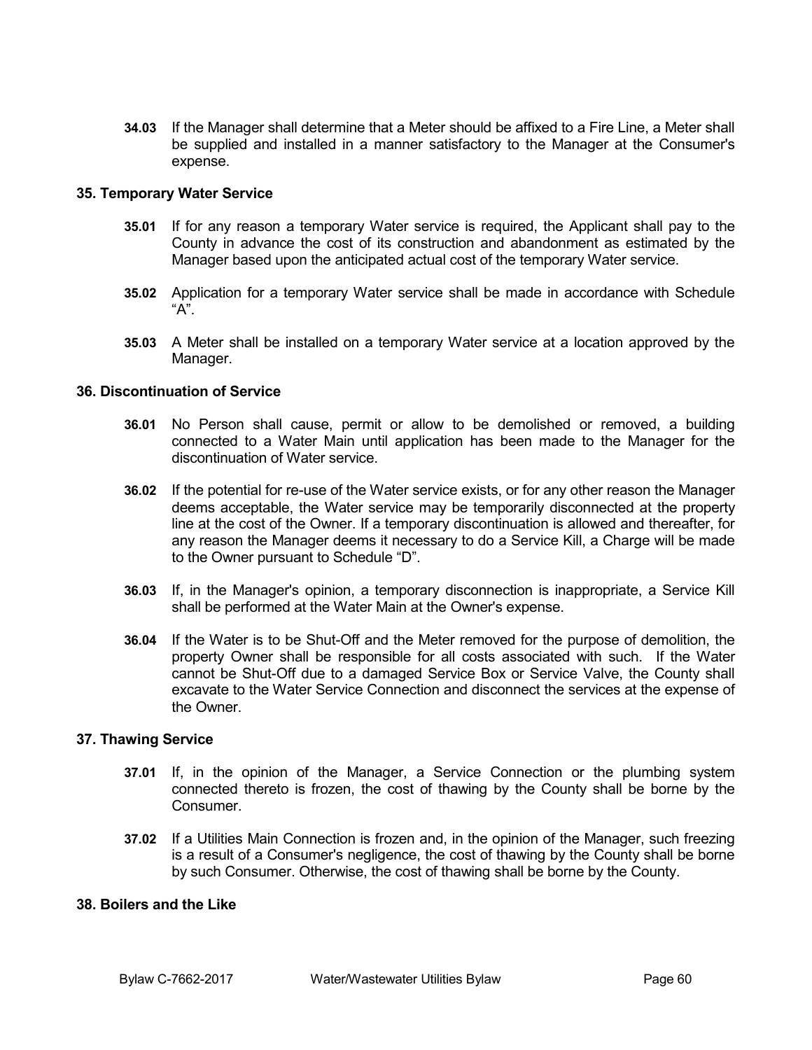**34.03** If the Manager shall determine that a Meter should be affixed to a Fire Line, a Meter shall be supplied and installed in a manner satisfactory to the Manager at the Consumer's expense.

## 35. Temporary Water Service

**35.01** If for any reason a temporary Water service is required, the Applicant shall pay to the County in advance the cost of its construction and abandonment as estimated by the Manager based upon the anticipated actual cost of the temporary Water service.

**35.02** Application for a temporary Water service shall be made in accordance with Schedule "A".

**35.03** A Meter shall be installed on a temporary Water service at a location approved by the Manager.

## 36. Discontinuation of Service

**36.01** No Person shall cause, permit or allow to be demolished or removed, a building connected to a Water Main until application has been made to the Manager for the discontinuation of Water service.

**36.02** If the potential for re-use of the Water service exists, or for any other reason the Manager deems acceptable, the Water service may be temporarily disconnected at the property line at the cost of the Owner. If a temporary discontinuation is allowed and thereafter, for any reason the Manager deems it necessary to do a Service Kill, a Charge will be made to the Owner pursuant to Schedule "D".

**36.03** If, in the Manager's opinion, a temporary disconnection is inappropriate, a Service Kill shall be performed at the Water Main at the Owner's expense.

**36.04** If the Water is to be Shut-Off and the Meter removed for the purpose of demolition, the property Owner shall be responsible for all costs associated with such. If the Water cannot be Shut-Off due to a damaged Service Box or Service Valve, the County shall excavate to the Water Service Connection and disconnect the services at the expense of the Owner.

## 37. Thawing Service

**37.01** If, in the opinion of the Manager, a Service Connection or the plumbing system connected thereto is frozen, the cost of thawing by the County shall be borne by the Consumer.

**37.02** If a Utilities Main Connection is frozen and, in the opinion of the Manager, such freezing is a result of a Consumer's negligence, the cost of thawing by the County shall be borne by such Consumer. Otherwise, the cost of thawing shall be borne by the County.

## 38. Boilers and the Like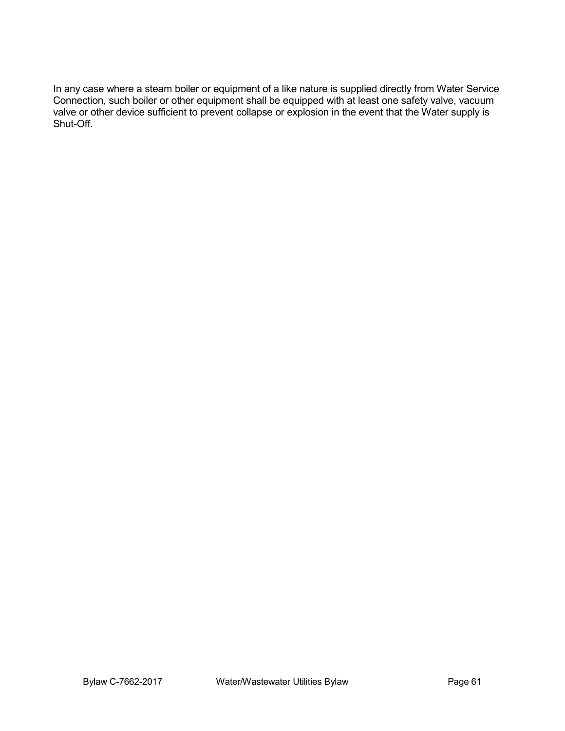In any case where a steam boiler or equipment of a like nature is supplied directly from Water Service Connection, such boiler or other equipment shall be equipped with at least one safety valve, vacuum valve or other device sufficient to prevent collapse or explosion in the event that the Water supply is Shut-Off.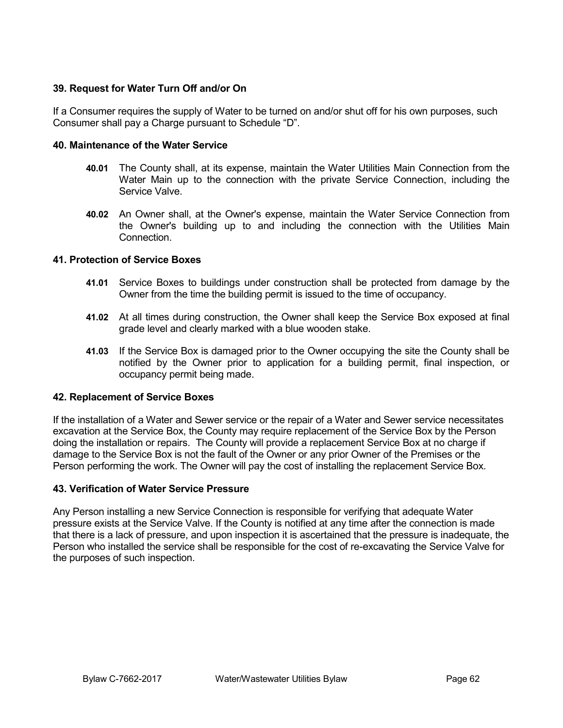### 39. Request for Water Turn Off and/or On

If a Consumer requires the supply of Water to be turned on and/or shut off for his own purposes, such Consumer shall pay a Charge pursuant to Schedule "D".

### 40. Maintenance of the Water Service

**40.01** The County shall, at its expense, maintain the Water Utilities Main Connection from the Water Main up to the connection with the private Service Connection, including the Service Valve.

**40.02** An Owner shall, at the Owner's expense, maintain the Water Service Connection from the Owner's building up to and including the connection with the Utilities Main Connection.

### 41. Protection of Service Boxes

**41.01** Service Boxes to buildings under construction shall be protected from damage by the Owner from the time the building permit is issued to the time of occupancy.

**41.02** At all times during construction, the Owner shall keep the Service Box exposed at final grade level and clearly marked with a blue wooden stake.

**41.03** If the Service Box is damaged prior to the Owner occupying the site the County shall be notified by the Owner prior to application for a building permit, final inspection, or occupancy permit being made.

### 42. Replacement of Service Boxes

If the installation of a Water and Sewer service or the repair of a Water and Sewer service necessitates excavation at the Service Box, the County may require replacement of the Service Box by the Person doing the installation or repairs. The County will provide a replacement Service Box at no charge if damage to the Service Box is not the fault of the Owner or any prior Owner of the Premises or the Person performing the work. The Owner will pay the cost of installing the replacement Service Box.

### 43. Verification of Water Service Pressure

Any Person installing a new Service Connection is responsible for verifying that adequate Water pressure exists at the Service Valve. If the County is notified at any time after the connection is made that there is a lack of pressure, and upon inspection it is ascertained that the pressure is inadequate, the Person who installed the service shall be responsible for the cost of re-excavating the Service Valve for the purposes of such inspection.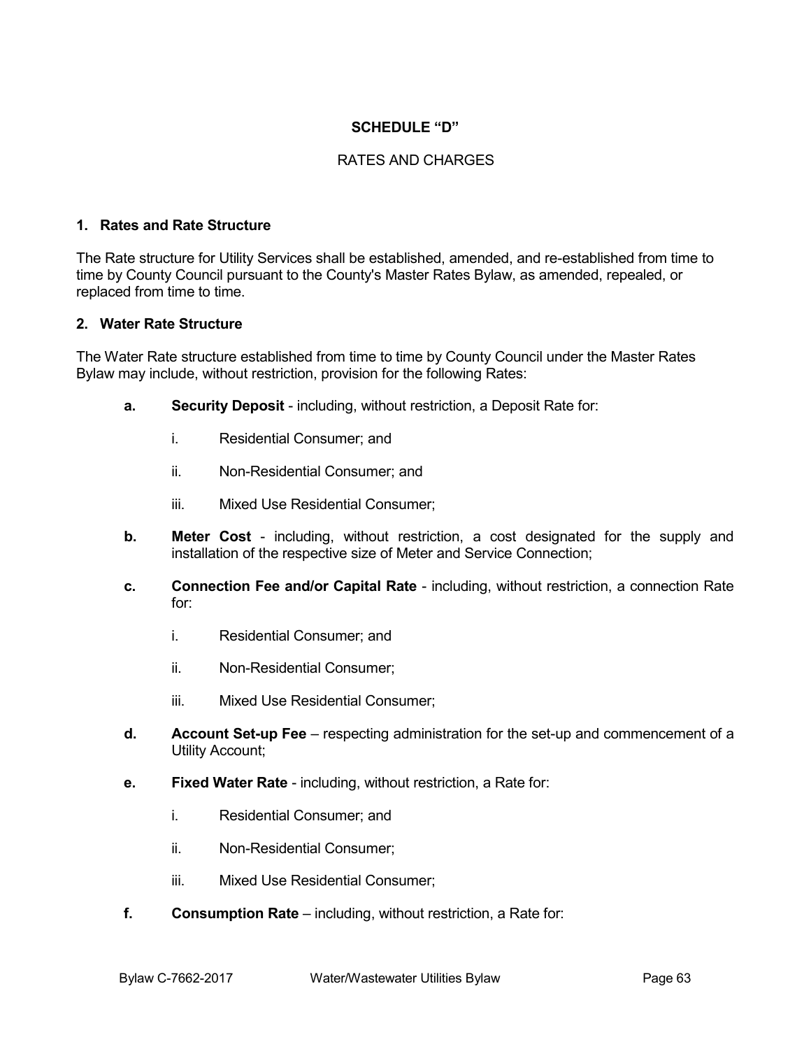# SCHEDULE "D"

## RATES AND CHARGES

### 1. Rates and Rate Structure

The Rate structure for Utility Services shall be established, amended, and re-established from time to time by County Council pursuant to the County's Master Rates Bylaw, as amended, repealed, or replaced from time to time.

### 2. Water Rate Structure

The Water Rate structure established from time to time by County Council under the Master Rates Bylaw may include, without restriction, provision for the following Rates:

**a.** **Security Deposit** - including, without restriction, a Deposit Rate for:

   i. Residential Consumer; and

   ii. Non-Residential Consumer; and

   iii. Mixed Use Residential Consumer;

**b.** **Meter Cost** - including, without restriction, a cost designated for the supply and installation of the respective size of Meter and Service Connection;

**c.** **Connection Fee and/or Capital Rate** - including, without restriction, a connection Rate for:

   i. Residential Consumer; and

   ii. Non-Residential Consumer;

   iii. Mixed Use Residential Consumer;

**d.** **Account Set-up Fee** – respecting administration for the set-up and commencement of a Utility Account;

**e.** **Fixed Water Rate** - including, without restriction, a Rate for:

   i. Residential Consumer; and

   ii. Non-Residential Consumer;

   iii. Mixed Use Residential Consumer;

**f.** **Consumption Rate** – including, without restriction, a Rate for: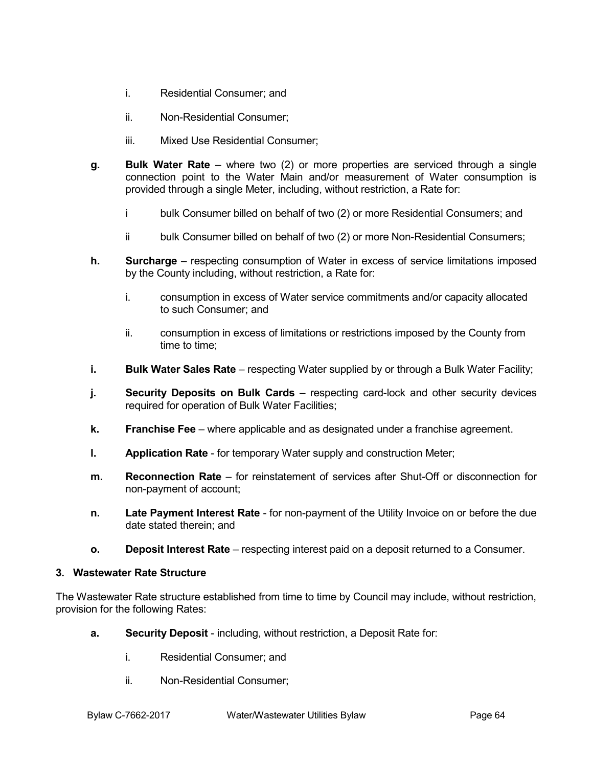i. Residential Consumer; and

ii. Non-Residential Consumer;

iii. Mixed Use Residential Consumer;

**g.** **Bulk Water Rate** – where two (2) or more properties are serviced through a single connection point to the Water Main and/or measurement of Water consumption is provided through a single Meter, including, without restriction, a Rate for:

i bulk Consumer billed on behalf of two (2) or more Residential Consumers; and

ii bulk Consumer billed on behalf of two (2) or more Non-Residential Consumers;

**h.** **Surcharge** – respecting consumption of Water in excess of service limitations imposed by the County including, without restriction, a Rate for:

i. consumption in excess of Water service commitments and/or capacity allocated to such Consumer; and

ii. consumption in excess of limitations or restrictions imposed by the County from time to time;

**i.** **Bulk Water Sales Rate** – respecting Water supplied by or through a Bulk Water Facility;

**j.** **Security Deposits on Bulk Cards** – respecting card-lock and other security devices required for operation of Bulk Water Facilities;

**k.** **Franchise Fee** – where applicable and as designated under a franchise agreement.

**l.** **Application Rate** - for temporary Water supply and construction Meter;

**m.** **Reconnection Rate** – for reinstatement of services after Shut-Off or disconnection for non-payment of account;

**n.** **Late Payment Interest Rate** - for non-payment of the Utility Invoice on or before the due date stated therein; and

**o.** **Deposit Interest Rate** – respecting interest paid on a deposit returned to a Consumer.

### 3. Wastewater Rate Structure

The Wastewater Rate structure established from time to time by Council may include, without restriction, provision for the following Rates:

**a.** **Security Deposit** - including, without restriction, a Deposit Rate for:

i. Residential Consumer; and

ii. Non-Residential Consumer;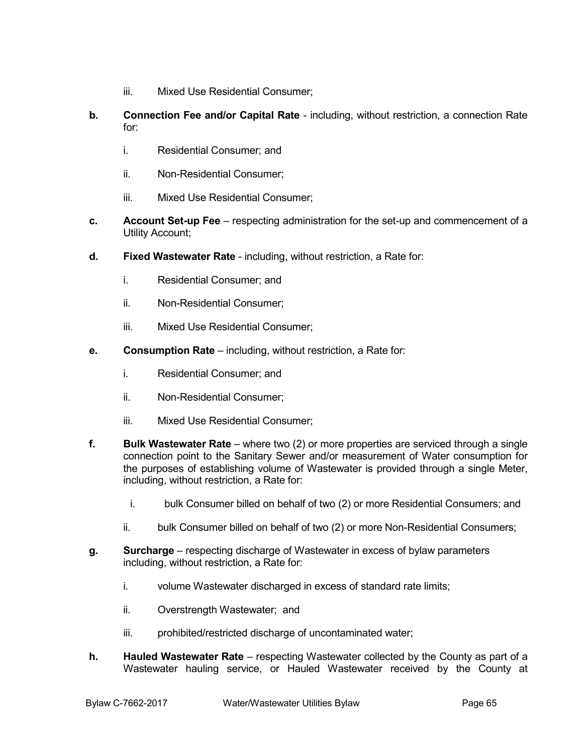iii. Mixed Use Residential Consumer;

**b. Connection Fee and/or Capital Rate** - including, without restriction, a connection Rate for:

i. Residential Consumer; and

ii. Non-Residential Consumer;

iii. Mixed Use Residential Consumer;

**c. Account Set-up Fee** – respecting administration for the set-up and commencement of a Utility Account;

**d. Fixed Wastewater Rate** - including, without restriction, a Rate for:

i. Residential Consumer; and

ii. Non-Residential Consumer;

iii. Mixed Use Residential Consumer;

**e. Consumption Rate** – including, without restriction, a Rate for:

i. Residential Consumer; and

ii. Non-Residential Consumer;

iii. Mixed Use Residential Consumer;

**f. Bulk Wastewater Rate** – where two (2) or more properties are serviced through a single connection point to the Sanitary Sewer and/or measurement of Water consumption for the purposes of establishing volume of Wastewater is provided through a single Meter, including, without restriction, a Rate for:

i. bulk Consumer billed on behalf of two (2) or more Residential Consumers; and

ii. bulk Consumer billed on behalf of two (2) or more Non-Residential Consumers;

**g. Surcharge** – respecting discharge of Wastewater in excess of bylaw parameters including, without restriction, a Rate for:

i. volume Wastewater discharged in excess of standard rate limits;

ii. Overstrength Wastewater; and

iii. prohibited/restricted discharge of uncontaminated water;

**h. Hauled Wastewater Rate** – respecting Wastewater collected by the County as part of a Wastewater hauling service, or Hauled Wastewater received by the County at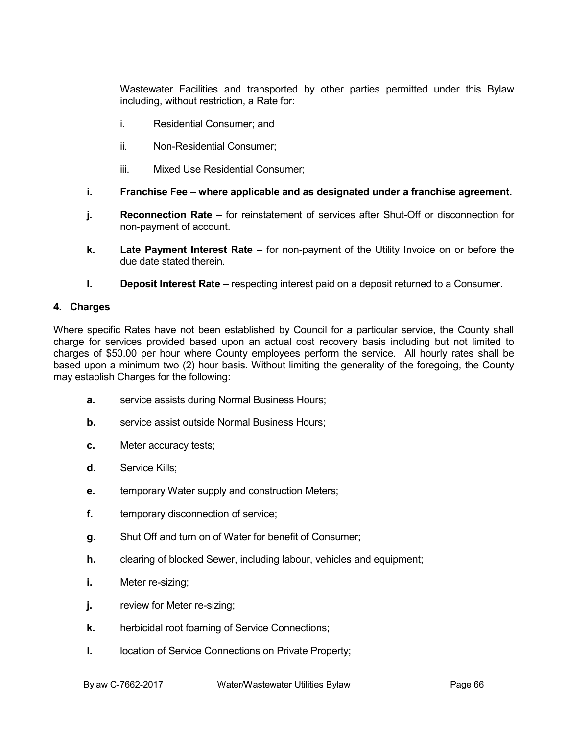Wastewater Facilities and transported by other parties permitted under this Bylaw including, without restriction, a Rate for:

i. Residential Consumer; and

ii. Non-Residential Consumer;

iii. Mixed Use Residential Consumer;

**i. Franchise Fee – where applicable and as designated under a franchise agreement.**

**j. Reconnection Rate** – for reinstatement of services after Shut-Off or disconnection for non-payment of account.

**k. Late Payment Interest Rate** – for non-payment of the Utility Invoice on or before the due date stated therein.

**l. Deposit Interest Rate** – respecting interest paid on a deposit returned to a Consumer.

**4. Charges**

Where specific Rates have not been established by Council for a particular service, the County shall charge for services provided based upon an actual cost recovery basis including but not limited to charges of $50.00 per hour where County employees perform the service. All hourly rates shall be based upon a minimum two (2) hour basis. Without limiting the generality of the foregoing, the County may establish Charges for the following:

**a.** service assists during Normal Business Hours;

**b.** service assist outside Normal Business Hours;

**c.** Meter accuracy tests;

**d.** Service Kills;

**e.** temporary Water supply and construction Meters;

**f.** temporary disconnection of service;

**g.** Shut Off and turn on of Water for benefit of Consumer;

**h.** clearing of blocked Sewer, including labour, vehicles and equipment;

**i.** Meter re-sizing;

**j.** review for Meter re-sizing;

**k.** herbicidal root foaming of Service Connections;

**l.** location of Service Connections on Private Property;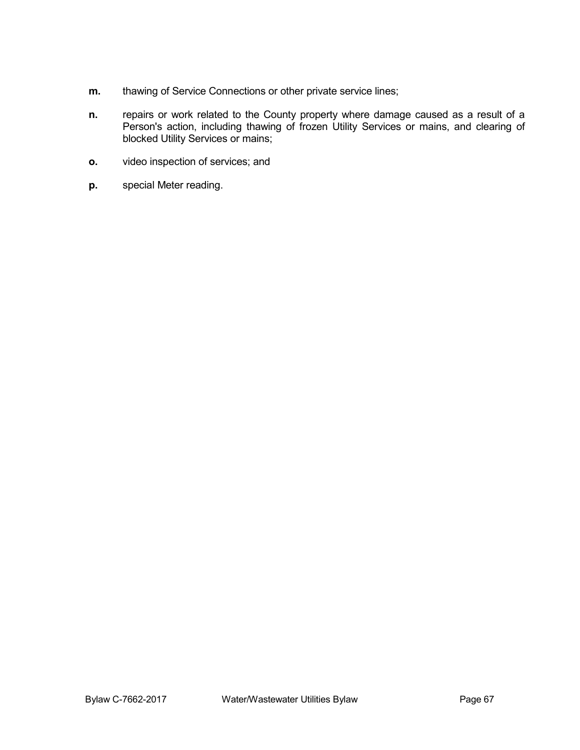**m.** thawing of Service Connections or other private service lines;

**n.** repairs or work related to the County property where damage caused as a result of a Person's action, including thawing of frozen Utility Services or mains, and clearing of blocked Utility Services or mains;

**o.** video inspection of services; and

**p.** special Meter reading.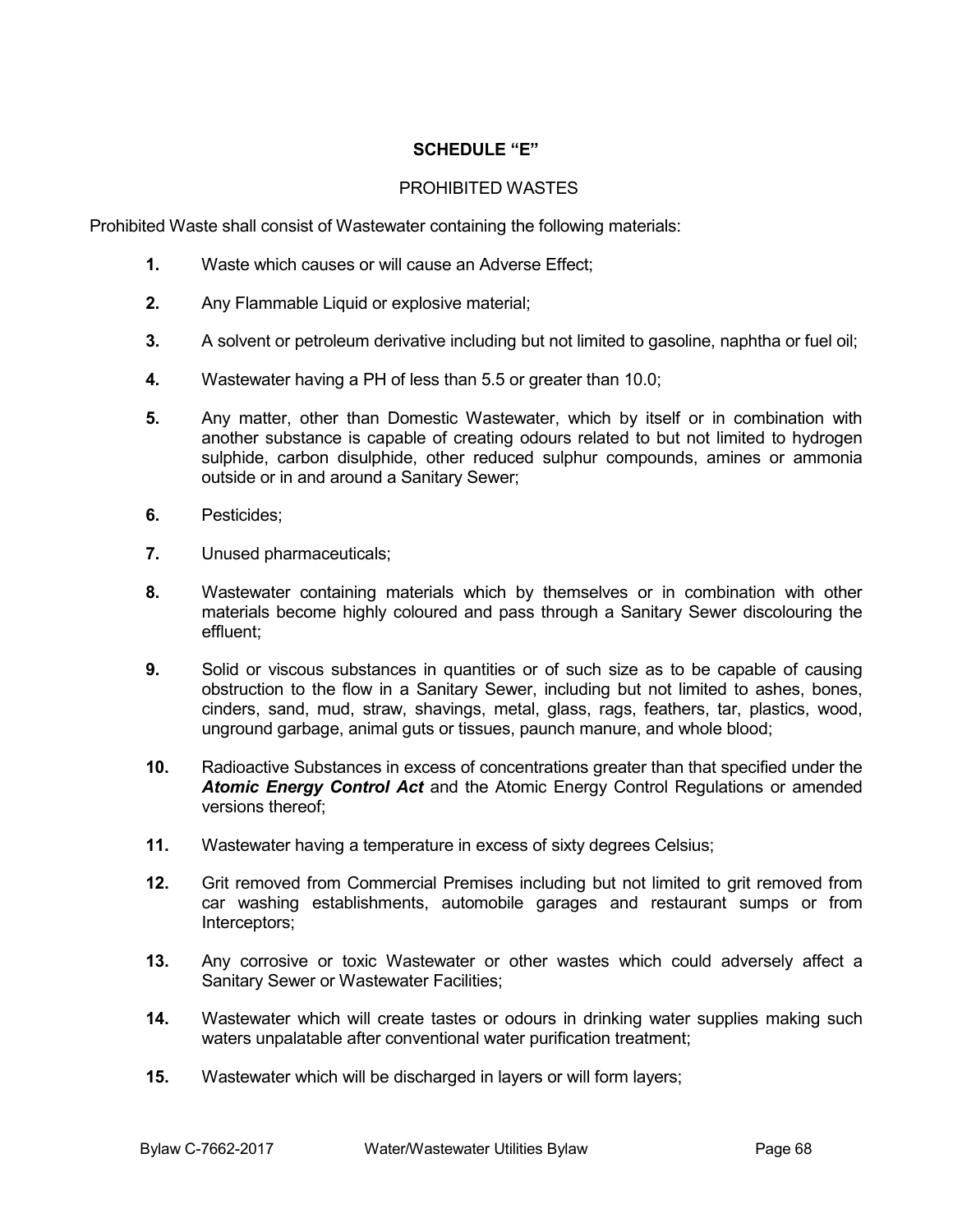**SCHEDULE "E"**

PROHIBITED WASTES

Prohibited Waste shall consist of Wastewater containing the following materials:

**1.** Waste which causes or will cause an Adverse Effect;

**2.** Any Flammable Liquid or explosive material;

**3.** A solvent or petroleum derivative including but not limited to gasoline, naphtha or fuel oil;

**4.** Wastewater having a PH of less than 5.5 or greater than 10.0;

**5.** Any matter, other than Domestic Wastewater, which by itself or in combination with another substance is capable of creating odours related to but not limited to hydrogen sulphide, carbon disulphide, other reduced sulphur compounds, amines or ammonia outside or in and around a Sanitary Sewer;

**6.** Pesticides;

**7.** Unused pharmaceuticals;

**8.** Wastewater containing materials which by themselves or in combination with other materials become highly coloured and pass through a Sanitary Sewer discolouring the effluent;

**9.** Solid or viscous substances in quantities or of such size as to be capable of causing obstruction to the flow in a Sanitary Sewer, including but not limited to ashes, bones, cinders, sand, mud, straw, shavings, metal, glass, rags, feathers, tar, plastics, wood, unground garbage, animal guts or tissues, paunch manure, and whole blood;

**10.** Radioactive Substances in excess of concentrations greater than that specified under the ***Atomic Energy Control Act*** and the Atomic Energy Control Regulations or amended versions thereof;

**11.** Wastewater having a temperature in excess of sixty degrees Celsius;

**12.** Grit removed from Commercial Premises including but not limited to grit removed from car washing establishments, automobile garages and restaurant sumps or from Interceptors;

**13.** Any corrosive or toxic Wastewater or other wastes which could adversely affect a Sanitary Sewer or Wastewater Facilities;

**14.** Wastewater which will create tastes or odours in drinking water supplies making such waters unpalatable after conventional water purification treatment;

**15.** Wastewater which will be discharged in layers or will form layers;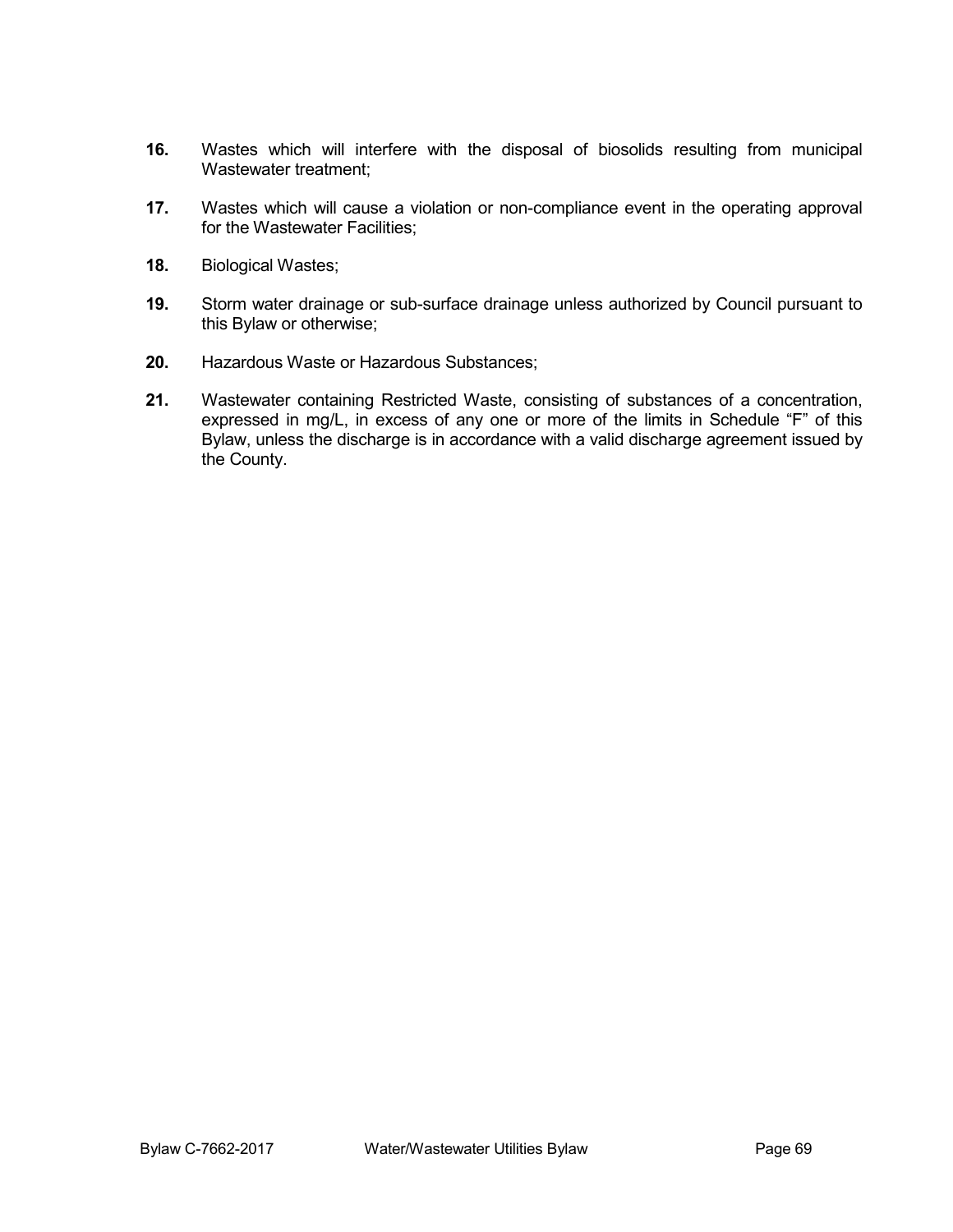**16.** Wastes which will interfere with the disposal of biosolids resulting from municipal Wastewater treatment;

**17.** Wastes which will cause a violation or non-compliance event in the operating approval for the Wastewater Facilities;

**18.** Biological Wastes;

**19.** Storm water drainage or sub-surface drainage unless authorized by Council pursuant to this Bylaw or otherwise;

**20.** Hazardous Waste or Hazardous Substances;

**21.** Wastewater containing Restricted Waste, consisting of substances of a concentration, expressed in mg/L, in excess of any one or more of the limits in Schedule "F" of this Bylaw, unless the discharge is in accordance with a valid discharge agreement issued by the County.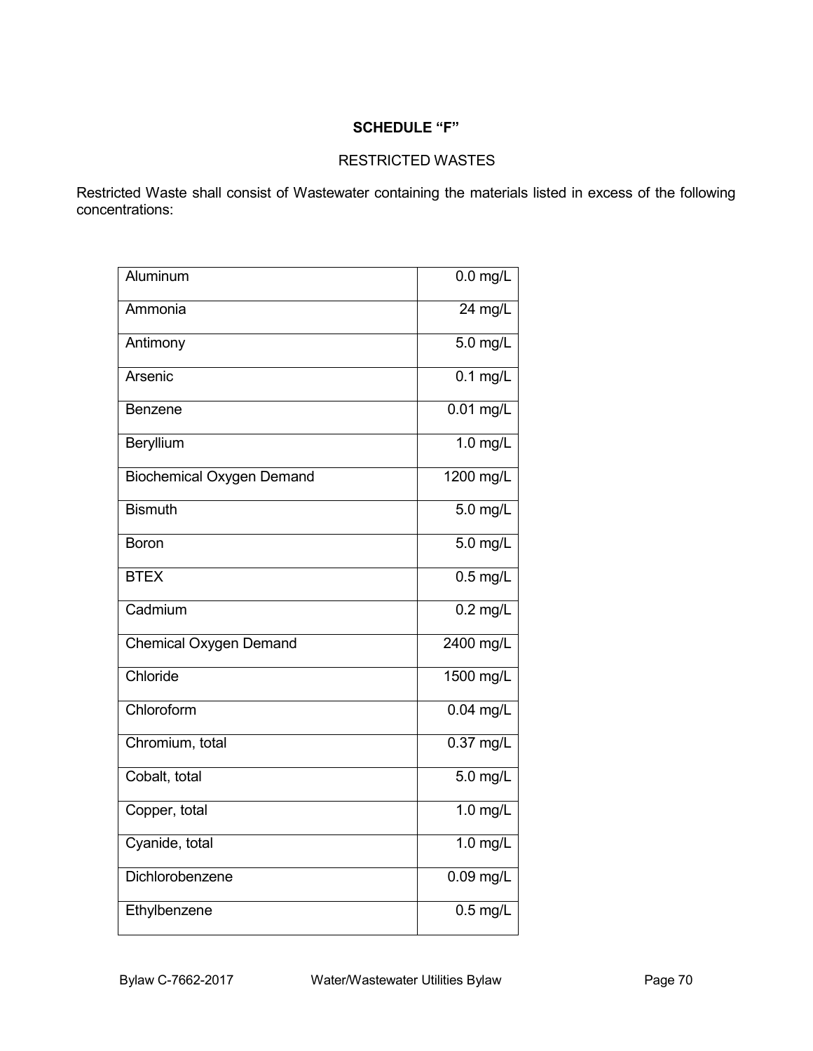## SCHEDULE "F"

RESTRICTED WASTES

Restricted Waste shall consist of Wastewater containing the materials listed in excess of the following concentrations:

| | |
|---|---|
| Aluminum | 0.0 mg/L |
| Ammonia | 24 mg/L |
| Antimony | 5.0 mg/L |
| Arsenic | 0.1 mg/L |
| Benzene | 0.01 mg/L |
| Beryllium | 1.0 mg/L |
| Biochemical Oxygen Demand | 1200 mg/L |
| Bismuth | 5.0 mg/L |
| Boron | 5.0 mg/L |
| BTEX | 0.5 mg/L |
| Cadmium | 0.2 mg/L |
| Chemical Oxygen Demand | 2400 mg/L |
| Chloride | 1500 mg/L |
| Chloroform | 0.04 mg/L |
| Chromium, total | 0.37 mg/L |
| Cobalt, total | 5.0 mg/L |
| Copper, total | 1.0 mg/L |
| Cyanide, total | 1.0 mg/L |
| Dichlorobenzene | 0.09 mg/L |
| Ethylbenzene | 0.5 mg/L |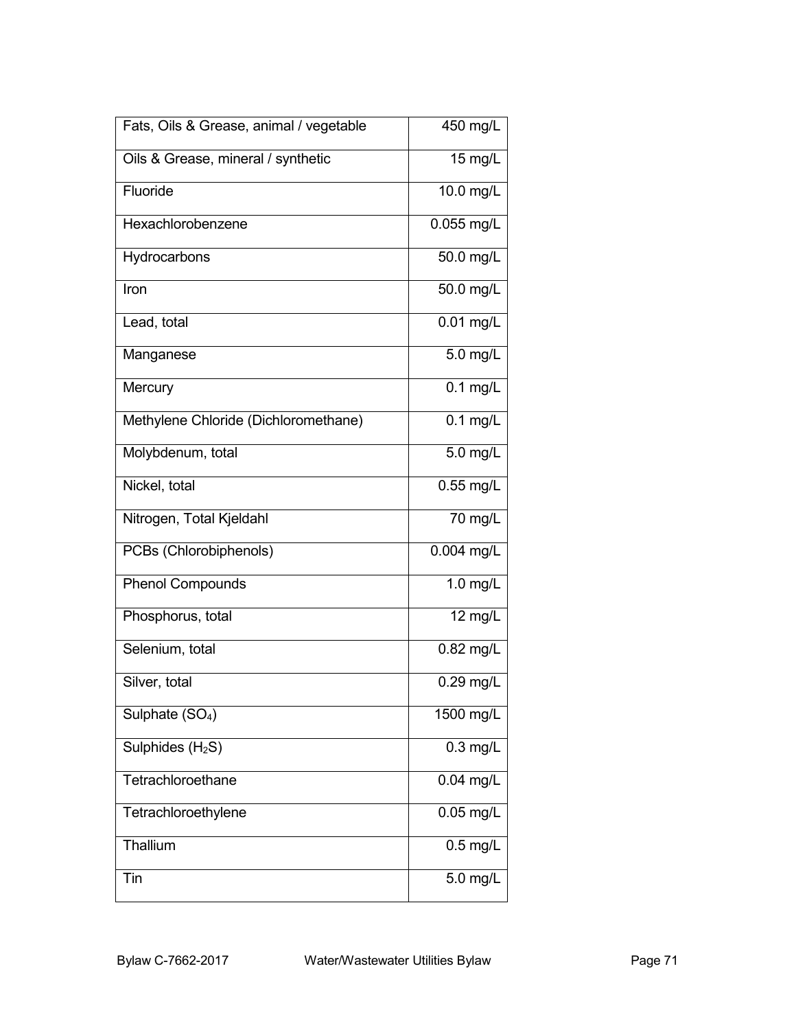| | |
|---|---|
| Fats, Oils & Grease, animal / vegetable | 450 mg/L |
| Oils & Grease, mineral / synthetic | 15 mg/L |
| Fluoride | 10.0 mg/L |
| Hexachlorobenzene | 0.055 mg/L |
| Hydrocarbons | 50.0 mg/L |
| Iron | 50.0 mg/L |
| Lead, total | 0.01 mg/L |
| Manganese | 5.0 mg/L |
| Mercury | 0.1 mg/L |
| Methylene Chloride (Dichloromethane) | 0.1 mg/L |
| Molybdenum, total | 5.0 mg/L |
| Nickel, total | 0.55 mg/L |
| Nitrogen, Total Kjeldahl | 70 mg/L |
| PCBs (Chlorobiphenols) | 0.004 mg/L |
| Phenol Compounds | 1.0 mg/L |
| Phosphorus, total | 12 mg/L |
| Selenium, total | 0.82 mg/L |
| Silver, total | 0.29 mg/L |
| Sulphate ($SO_4$) | 1500 mg/L |
| Sulphides ($H_2S$) | 0.3 mg/L |
| Tetrachloroethane | 0.04 mg/L |
| Tetrachloroethylene | 0.05 mg/L |
| Thallium | 0.5 mg/L |
| Tin | 5.0 mg/L |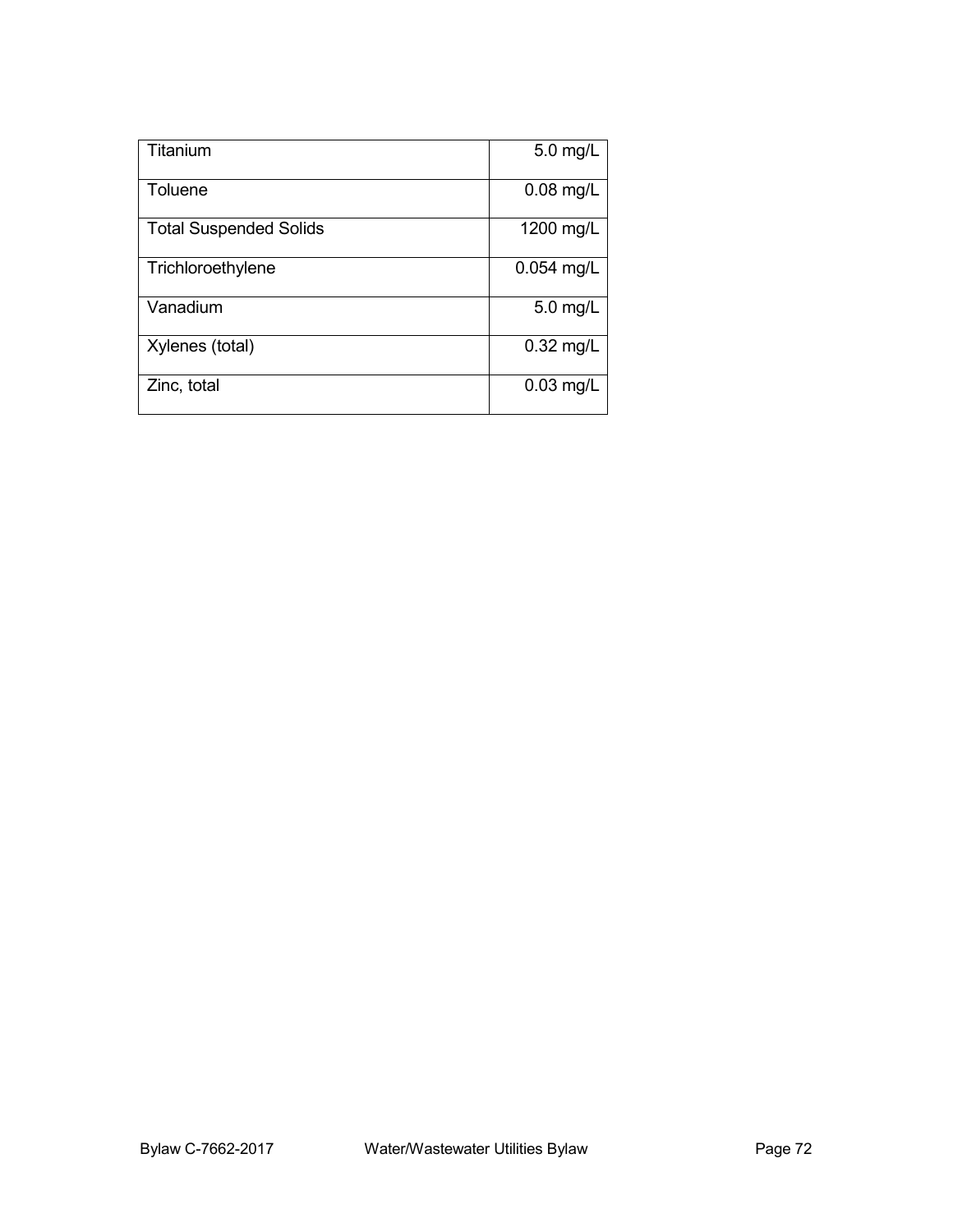| | |
|---|---|
| Titanium | 5.0 mg/L |
| Toluene | 0.08 mg/L |
| Total Suspended Solids | 1200 mg/L |
| Trichloroethylene | 0.054 mg/L |
| Vanadium | 5.0 mg/L |
| Xylenes (total) | 0.32 mg/L |
| Zinc, total | 0.03 mg/L |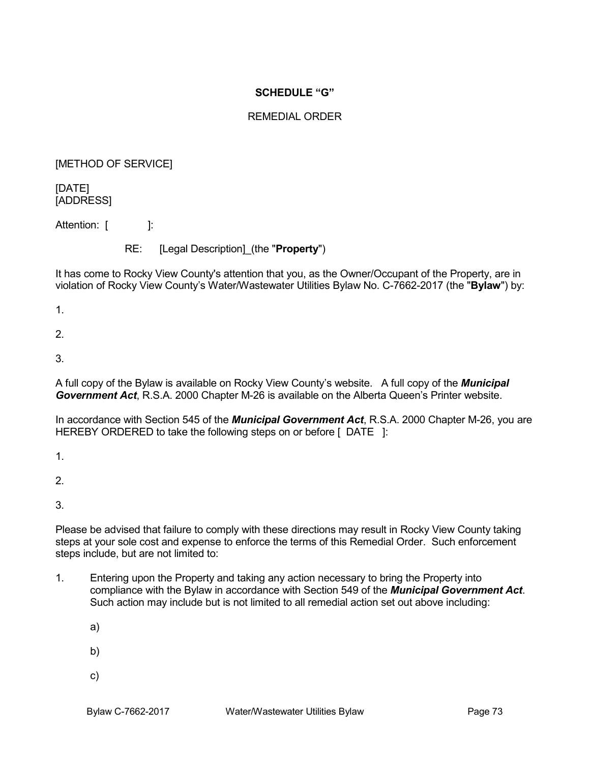**SCHEDULE "G"**

REMEDIAL ORDER

[METHOD OF SERVICE]

[DATE]
[ADDRESS]

Attention: [ ]:

RE: [Legal Description]_(the "**Property**")

It has come to Rocky View County's attention that you, as the Owner/Occupant of the Property, are in violation of Rocky View County's Water/Wastewater Utilities Bylaw No. C-7662-2017 (the "**Bylaw**") by:

1.

2.

3.

A full copy of the Bylaw is available on Rocky View County's website. A full copy of the ***Municipal Government Act***, R.S.A. 2000 Chapter M-26 is available on the Alberta Queen's Printer website.

In accordance with Section 545 of the ***Municipal Government Act***, R.S.A. 2000 Chapter M-26, you are HEREBY ORDERED to take the following steps on or before [ DATE ]:

1.

2.

3.

Please be advised that failure to comply with these directions may result in Rocky View County taking steps at your sole cost and expense to enforce the terms of this Remedial Order. Such enforcement steps include, but are not limited to:

1. Entering upon the Property and taking any action necessary to bring the Property into compliance with the Bylaw in accordance with Section 549 of the ***Municipal Government Act***. Such action may include but is not limited to all remedial action set out above including:

   a)

   b)

   c)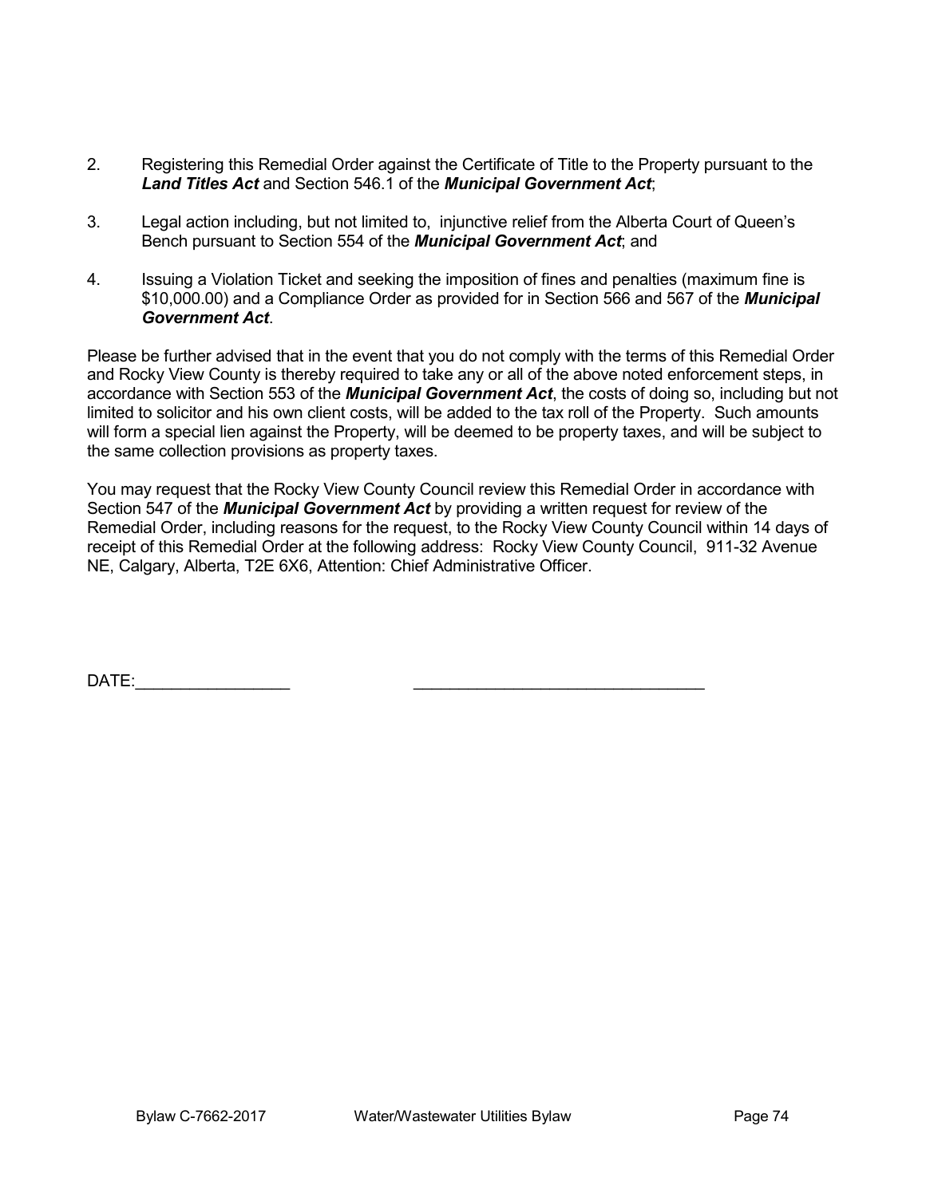2. Registering this Remedial Order against the Certificate of Title to the Property pursuant to the ***Land Titles Act*** and Section 546.1 of the ***Municipal Government Act***;

3. Legal action including, but not limited to, injunctive relief from the Alberta Court of Queen's Bench pursuant to Section 554 of the ***Municipal Government Act***; and

4. Issuing a Violation Ticket and seeking the imposition of fines and penalties (maximum fine is $10,000.00) and a Compliance Order as provided for in Section 566 and 567 of the ***Municipal Government Act***.

Please be further advised that in the event that you do not comply with the terms of this Remedial Order and Rocky View County is thereby required to take any or all of the above noted enforcement steps, in accordance with Section 553 of the ***Municipal Government Act***, the costs of doing so, including but not limited to solicitor and his own client costs, will be added to the tax roll of the Property. Such amounts will form a special lien against the Property, will be deemed to be property taxes, and will be subject to the same collection provisions as property taxes.

You may request that the Rocky View County Council review this Remedial Order in accordance with Section 547 of the ***Municipal Government Act*** by providing a written request for review of the Remedial Order, including reasons for the request, to the Rocky View County Council within 14 days of receipt of this Remedial Order at the following address: Rocky View County Council, 911-32 Avenue NE, Calgary, Alberta, T2E 6X6, Attention: Chief Administrative Officer.

DATE:_________________ _______________________________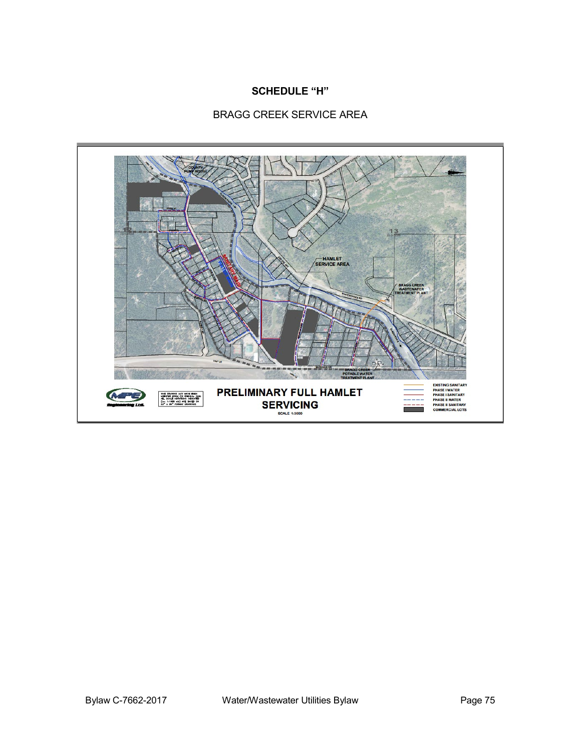**SCHEDULE "H"**

BRAGG CREEK SERVICE AREA

PRELIMINARY FULL HAMLET SERVICING

SCALE 1:5000

| | |
|---|---|
| EXISTING SANITARY | |
| PHASE I WATER | |
| PHASE I SANITARY | |
| PHASE II WATER | |
| PHASE II SANITARY | |
| COMMERCIAL LOTS | |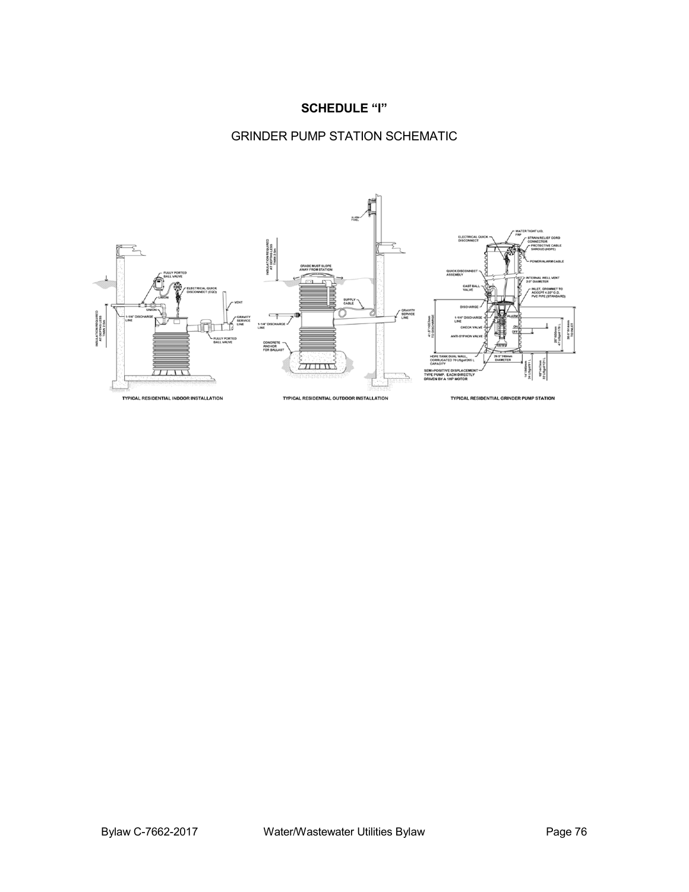# SCHEDULE "I"

## GRINDER PUMP STATION SCHEMATIC

TYPICAL RESIDENTIAL INDOOR INSTALLATION

INSULATION REQUIRED AT DEPTHS LESS THAN 2.5m
FULLY PORTED BALL VALVE
ELECTRICAL QUICK DISCONNECT (EQD)
UNION
UNION
1-1/4" DISCHARGE LINE
VENT
GRAVITY SERVICE LINE
FULLY PORTED BALL VALVE

TYPICAL RESIDENTIAL OUTDOOR INSTALLATION

INSULATION REQUIRED AT DEPTHS LESS THAN 2.5m
ALARM PANEL
GRADE MUST SLOPE AWAY FROM STATION
SUPPLY CABLE
GRAVITY SERVICE LINE
1-1/4" DISCHARGE LINE
CONCRETE ANCHOR FOR BALLAST

TYPICAL RESIDENTIAL GRINDER PUMP STATION

ELECTRICAL QUICK DISCONNECT
WATER TIGHT LID, FRP
STRAIN RELIEF CORD CONNECTOR
PROTECTIVE CABLE SHROUD (HDPE)
POWER/ALARM CABLE
QUICK DISCONNECT ASSEMBLY
INTERNAL WELL VENT 2.0" DIAMETER
CAST BALL VALVE
INLET, GROMMET TO ACCEPT 4.50" O.D. PVC PIPE (STANDARD)
DISCHARGE
1-1/4" DISCHARGE LINE
ALARM
CHECK VALVE
ON
OFF
ANTI-SYPHON VALVE
41.6"/1057mm TO DISCHARGE
26"/650mm 47 USgal/178 L
35.0"/914mm TO INLET
HDPE TANK DUAL WALL, CORRUGATED 70 USgal/265 L CAPACITY
29.5"/749mm DIAMETER
SEMI-POSITIVE DISPLACEMENT TYPE PUMP. EACH DIRECTLY DRIVEN BY A 1HP MOTOR
14"/356mm 24 USgal/91 L
18"/457mm 32 USgal/121 L